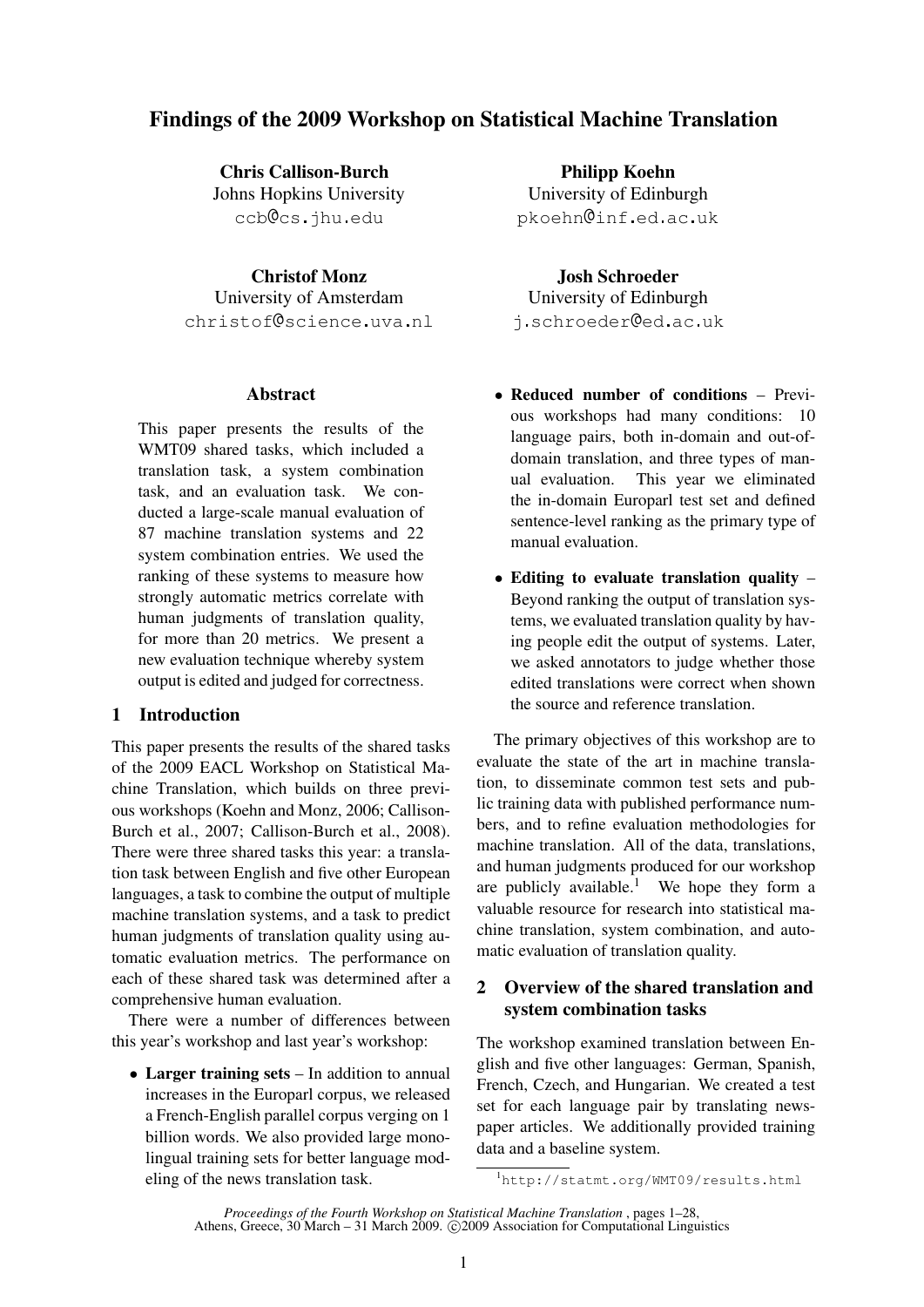# Findings of the 2009 Workshop on Statistical Machine Translation

**Chris Callison-Burch**
Johns Hopkins University
ccb@cs.jhu.edu

**Philipp Koehn**
University of Edinburgh
pkoehn@inf.ed.ac.uk

**Christof Monz**
University of Amsterdam
christof@science.uva.nl

**Josh Schroeder**
University of Edinburgh
j.schroeder@ed.ac.uk

## Abstract

This paper presents the results of the WMT09 shared tasks, which included a translation task, a system combination task, and an evaluation task. We conducted a large-scale manual evaluation of 87 machine translation systems and 22 system combination entries. We used the ranking of these systems to measure how strongly automatic metrics correlate with human judgments of translation quality, for more than 20 metrics. We present a new evaluation technique whereby system output is edited and judged for correctness.

## 1 Introduction

This paper presents the results of the shared tasks of the 2009 EACL Workshop on Statistical Machine Translation, which builds on three previous workshops (Koehn and Monz, 2006; Callison-Burch et al., 2007; Callison-Burch et al., 2008). There were three shared tasks this year: a translation task between English and five other European languages, a task to combine the output of multiple machine translation systems, and a task to predict human judgments of translation quality using automatic evaluation metrics. The performance on each of these shared task was determined after a comprehensive human evaluation.

There were a number of differences between this year's workshop and last year's workshop:

- **Larger training sets** – In addition to annual increases in the Europarl corpus, we released a French-English parallel corpus verging on 1 billion words. We also provided large monolingual training sets for better language modeling of the news translation task.
- **Reduced number of conditions** – Previous workshops had many conditions: 10 language pairs, both in-domain and out-of-domain translation, and three types of manual evaluation. This year we eliminated the in-domain Europarl test set and defined sentence-level ranking as the primary type of manual evaluation.
- **Editing to evaluate translation quality** – Beyond ranking the output of translation systems, we evaluated translation quality by having people edit the output of systems. Later, we asked annotators to judge whether those edited translations were correct when shown the source and reference translation.

The primary objectives of this workshop are to evaluate the state of the art in machine translation, to disseminate common test sets and public training data with published performance numbers, and to refine evaluation methodologies for machine translation. All of the data, translations, and human judgments produced for our workshop are publicly available.[1] We hope they form a valuable resource for research into statistical machine translation, system combination, and automatic evaluation of translation quality.

## 2 Overview of the shared translation and system combination tasks

The workshop examined translation between English and five other languages: German, Spanish, French, Czech, and Hungarian. We created a test set for each language pair by translating newspaper articles. We additionally provided training data and a baseline system.

[1] http://statmt.org/WMT09/results.html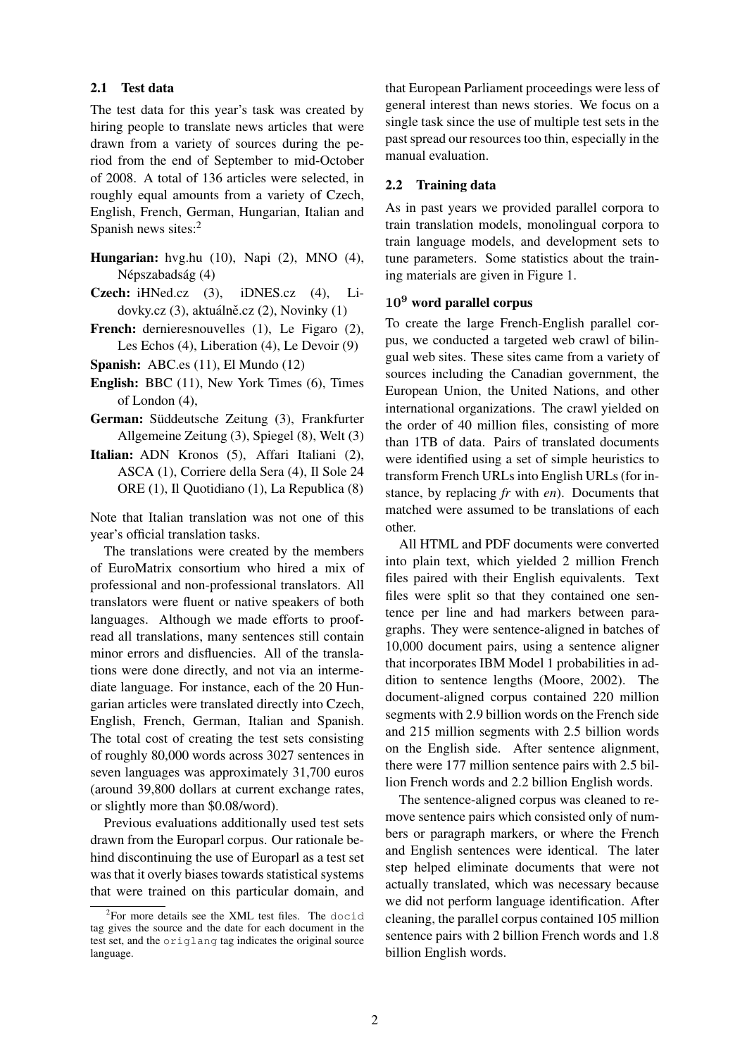### 2.1 Test data

The test data for this year's task was created by hiring people to translate news articles that were drawn from a variety of sources during the period from the end of September to mid-October of 2008. A total of 136 articles were selected, in roughly equal amounts from a variety of Czech, English, French, German, Hungarian, Italian and Spanish news sites:[2]

**Hungarian:** hvg.hu (10), Napi (2), MNO (4), Népszabadság (4)

**Czech:** iHNed.cz (3), iDNES.cz (4), Lidovky.cz (3), aktuálně.cz (2), Novinky (1)

**French:** dernieresnouvelles (1), Le Figaro (2), Les Echos (4), Liberation (4), Le Devoir (9)

**Spanish:** ABC.es (11), El Mundo (12)

**English:** BBC (11), New York Times (6), Times of London (4),

**German:** Süddeutsche Zeitung (3), Frankfurter Allgemeine Zeitung (3), Spiegel (8), Welt (3)

**Italian:** ADN Kronos (5), Affari Italiani (2), ASCA (1), Corriere della Sera (4), Il Sole 24 ORE (1), Il Quotidiano (1), La Republica (8)

Note that Italian translation was not one of this year's official translation tasks.

The translations were created by the members of EuroMatrix consortium who hired a mix of professional and non-professional translators. All translators were fluent or native speakers of both languages. Although we made efforts to proofread all translations, many sentences still contain minor errors and disfluencies. All of the translations were done directly, and not via an intermediate language. For instance, each of the 20 Hungarian articles were translated directly into Czech, English, French, German, Italian and Spanish. The total cost of creating the test sets consisting of roughly 80,000 words across 3027 sentences in seven languages was approximately 31,700 euros (around 39,800 dollars at current exchange rates, or slightly more than $0.08/word).

Previous evaluations additionally used test sets drawn from the Europarl corpus. Our rationale behind discontinuing the use of Europarl as a test set was that it overly biases towards statistical systems that were trained on this particular domain, and that European Parliament proceedings were less of general interest than news stories. We focus on a single task since the use of multiple test sets in the past spread our resources too thin, especially in the manual evaluation.

[2] For more details see the XML test files. The `docid` tag gives the source and the date for each document in the test set, and the `origlang` tag indicates the original source language.

### 2.2 Training data

As in past years we provided parallel corpora to train translation models, monolingual corpora to train language models, and development sets to tune parameters. Some statistics about the training materials are given in Figure 1.

#### $10^9$ word parallel corpus

To create the large French-English parallel corpus, we conducted a targeted web crawl of bilingual web sites. These sites came from a variety of sources including the Canadian government, the European Union, the United Nations, and other international organizations. The crawl yielded on the order of 40 million files, consisting of more than 1TB of data. Pairs of translated documents were identified using a set of simple heuristics to transform French URLs into English URLs (for instance, by replacing *fr* with *en*). Documents that matched were assumed to be translations of each other.

All HTML and PDF documents were converted into plain text, which yielded 2 million French files paired with their English equivalents. Text files were split so that they contained one sentence per line and had markers between paragraphs. They were sentence-aligned in batches of 10,000 document pairs, using a sentence aligner that incorporates IBM Model 1 probabilities in addition to sentence lengths (Moore, 2002). The document-aligned corpus contained 220 million segments with 2.9 billion words on the French side and 215 million segments with 2.5 billion words on the English side. After sentence alignment, there were 177 million sentence pairs with 2.5 billion French words and 2.2 billion English words.

The sentence-aligned corpus was cleaned to remove sentence pairs which consisted only of numbers or paragraph markers, or where the French and English sentences were identical. The later step helped eliminate documents that were not actually translated, which was necessary because we did not perform language identification. After cleaning, the parallel corpus contained 105 million sentence pairs with 2 billion French words and 1.8 billion English words.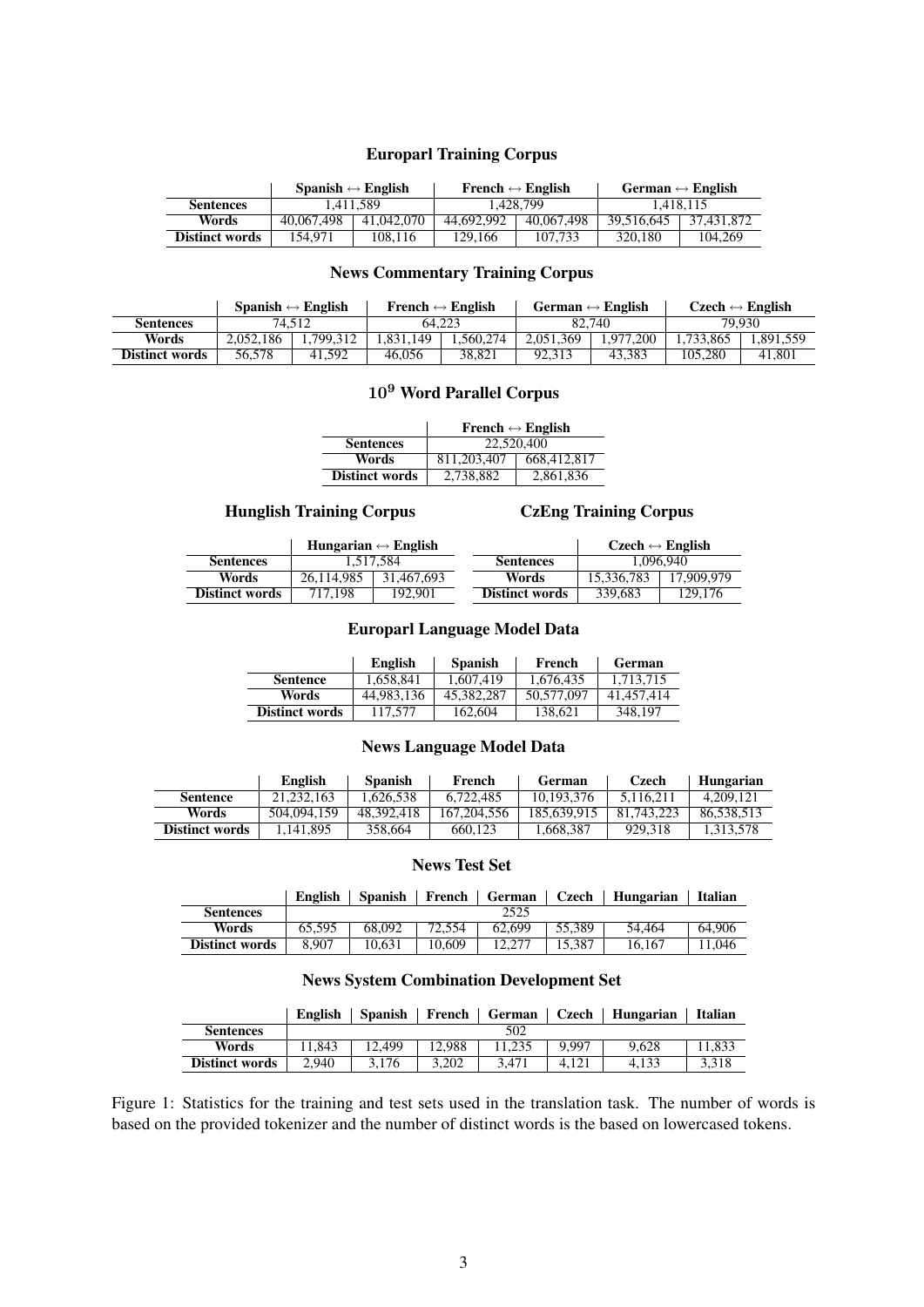### Europarl Training Corpus

| | Spanish ↔ English | | French ↔ English | | German ↔ English | |
|---|---|---|---|---|---|---|
| **Sentences** | 1,411,589 | | 1,428,799 | | 1,418,115 | |
| **Words** | 40,067,498 | 41,042,070 | 44,692,992 | 40,067,498 | 39,516,645 | 37,431,872 |
| **Distinct words** | 154,971 | 108,116 | 129,166 | 107,733 | 320,180 | 104,269 |

### News Commentary Training Corpus

| | Spanish ↔ English | | French ↔ English | | German ↔ English | | Czech ↔ English | |
|---|---|---|---|---|---|---|---|---|
| **Sentences** | 74,512 | | 64,223 | | 82,740 | | 79,930 | |
| **Words** | 2,052,186 | 1,799,312 | 1,831,149 | 1,560,274 | 2,051,369 | 1,977,200 | 1,733,865 | 1,891,559 |
| **Distinct words** | 56,578 | 41,592 | 46,056 | 38,821 | 92,313 | 43,383 | 105,280 | 41,801 |

### $10^9$ Word Parallel Corpus

| | French ↔ English | |
|---|---|---|
| **Sentences** | 22,520,400 | |
| **Words** | 811,203,407 | 668,412,817 |
| **Distinct words** | 2,738,882 | 2,861,836 |

### Hunglish Training Corpus

| | Hungarian ↔ English | |
|---|---|---|
| **Sentences** | 1,517,584 | |
| **Words** | 26,114,985 | 31,467,693 |
| **Distinct words** | 717,198 | 192,901 |

### CzEng Training Corpus

| | Czech ↔ English | |
|---|---|---|
| **Sentences** | 1,096,940 | |
| **Words** | 15,336,783 | 17,909,979 |
| **Distinct words** | 339,683 | 129,176 |

### Europarl Language Model Data

| | English | Spanish | French | German |
|---|---|---|---|---|
| **Sentence** | 1,658,841 | 1,607,419 | 1,676,435 | 1,713,715 |
| **Words** | 44,983,136 | 45,382,287 | 50,577,097 | 41,457,414 |
| **Distinct words** | 117,577 | 162,604 | 138,621 | 348,197 |

### News Language Model Data

| | English | Spanish | French | German | Czech | Hungarian |
|---|---|---|---|---|---|---|
| **Sentence** | 21,232,163 | 1,626,538 | 6,722,485 | 10,193,376 | 5,116,211 | 4,209,121 |
| **Words** | 504,094,159 | 48,392,418 | 167,204,556 | 185,639,915 | 81,743,223 | 86,538,513 |
| **Distinct words** | 1,141,895 | 358,664 | 660,123 | 1,668,387 | 929,318 | 1,313,578 |

### News Test Set

| | English | Spanish | French | German | Czech | Hungarian | Italian |
|---|---|---|---|---|---|---|---|
| **Sentences** | 2525 | | | | | | |
| **Words** | 65,595 | 68,092 | 72,554 | 62,699 | 55,389 | 54,464 | 64,906 |
| **Distinct words** | 8,907 | 10,631 | 10,609 | 12,277 | 15,387 | 16,167 | 11,046 |

### News System Combination Development Set

| | English | Spanish | French | German | Czech | Hungarian | Italian |
|---|---|---|---|---|---|---|---|
| **Sentences** | 502 | | | | | | |
| **Words** | 11,843 | 12,499 | 12,988 | 11,235 | 9,997 | 9,628 | 11,833 |
| **Distinct words** | 2,940 | 3,176 | 3,202 | 3,471 | 4,121 | 4,133 | 3,318 |

Figure 1: Statistics for the training and test sets used in the translation task. The number of words is based on the provided tokenizer and the number of distinct words is the based on lowercased tokens.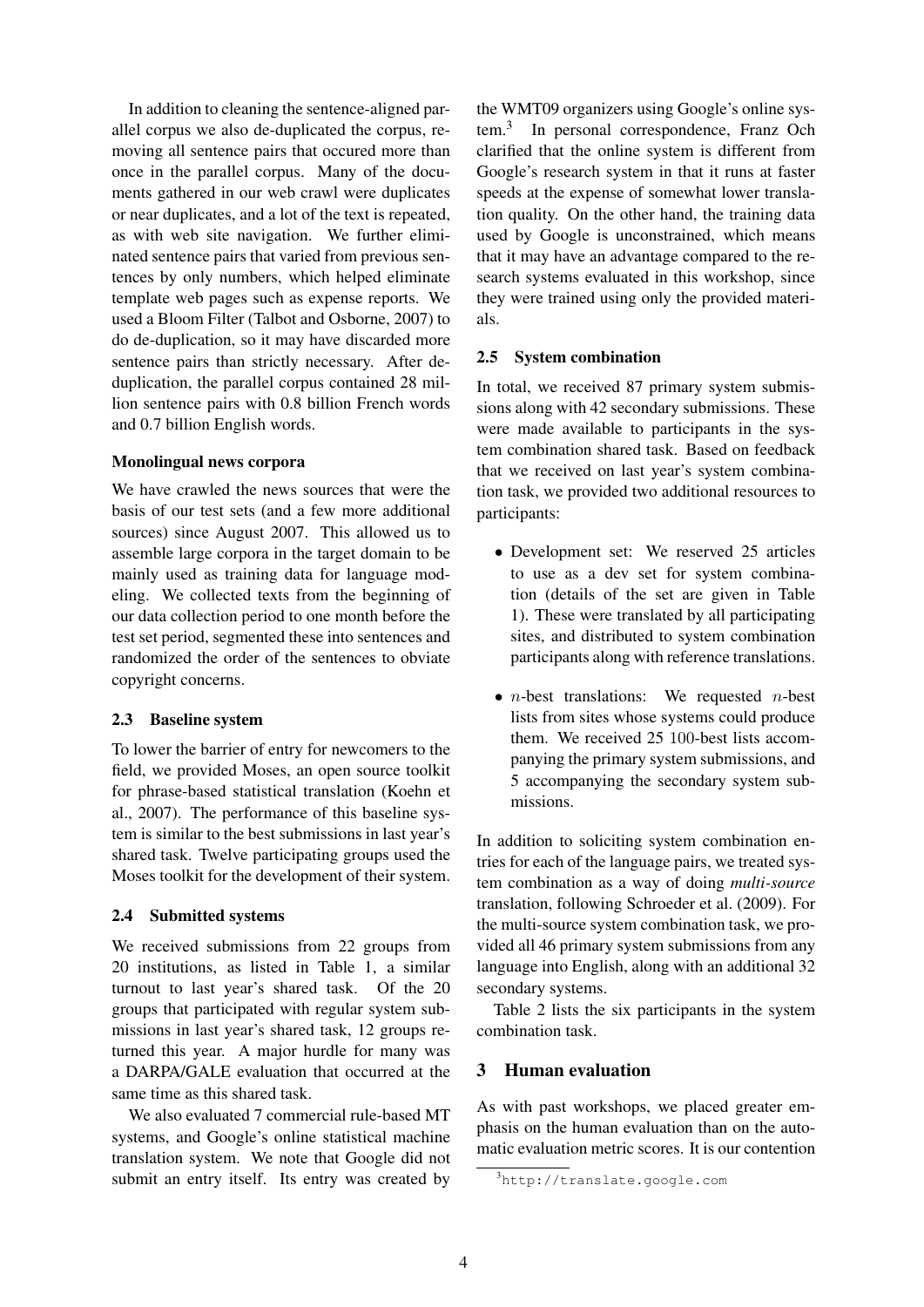In addition to cleaning the sentence-aligned parallel corpus we also de-duplicated the corpus, removing all sentence pairs that occured more than once in the parallel corpus. Many of the documents gathered in our web crawl were duplicates or near duplicates, and a lot of the text is repeated, as with web site navigation. We further eliminated sentence pairs that varied from previous sentences by only numbers, which helped eliminate template web pages such as expense reports. We used a Bloom Filter (Talbot and Osborne, 2007) to do de-duplication, so it may have discarded more sentence pairs than strictly necessary. After deduplication, the parallel corpus contained 28 million sentence pairs with 0.8 billion French words and 0.7 billion English words.

**Monolingual news corpora**

We have crawled the news sources that were the basis of our test sets (and a few more additional sources) since August 2007. This allowed us to assemble large corpora in the target domain to be mainly used as training data for language modeling. We collected texts from the beginning of our data collection period to one month before the test set period, segmented these into sentences and randomized the order of the sentences to obviate copyright concerns.

### 2.3 Baseline system

To lower the barrier of entry for newcomers to the field, we provided Moses, an open source toolkit for phrase-based statistical translation (Koehn et al., 2007). The performance of this baseline system is similar to the best submissions in last year's shared task. Twelve participating groups used the Moses toolkit for the development of their system.

### 2.4 Submitted systems

We received submissions from 22 groups from 20 institutions, as listed in Table 1, a similar turnout to last year's shared task. Of the 20 groups that participated with regular system submissions in last year's shared task, 12 groups returned this year. A major hurdle for many was a DARPA/GALE evaluation that occurred at the same time as this shared task.

We also evaluated 7 commercial rule-based MT systems, and Google's online statistical machine translation system. We note that Google did not submit an entry itself. Its entry was created by the WMT09 organizers using Google's online system.[3] In personal correspondence, Franz Och clarified that the online system is different from Google's research system in that it runs at faster speeds at the expense of somewhat lower translation quality. On the other hand, the training data used by Google is unconstrained, which means that it may have an advantage compared to the research systems evaluated in this workshop, since they were trained using only the provided materials.

### 2.5 System combination

In total, we received 87 primary system submissions along with 42 secondary submissions. These were made available to participants in the system combination shared task. Based on feedback that we received on last year's system combination task, we provided two additional resources to participants:

- Development set: We reserved 25 articles to use as a dev set for system combination (details of the set are given in Table 1). These were translated by all participating sites, and distributed to system combination participants along with reference translations.
- $n$-best translations: We requested $n$-best lists from sites whose systems could produce them. We received 25 100-best lists accompanying the primary system submissions, and 5 accompanying the secondary system submissions.

In addition to soliciting system combination entries for each of the language pairs, we treated system combination as a way of doing *multi-source* translation, following Schroeder et al. (2009). For the multi-source system combination task, we provided all 46 primary system submissions from any language into English, along with an additional 32 secondary systems.

Table 2 lists the six participants in the system combination task.

## 3 Human evaluation

As with past workshops, we placed greater emphasis on the human evaluation than on the automatic evaluation metric scores. It is our contention

[3] http://translate.google.com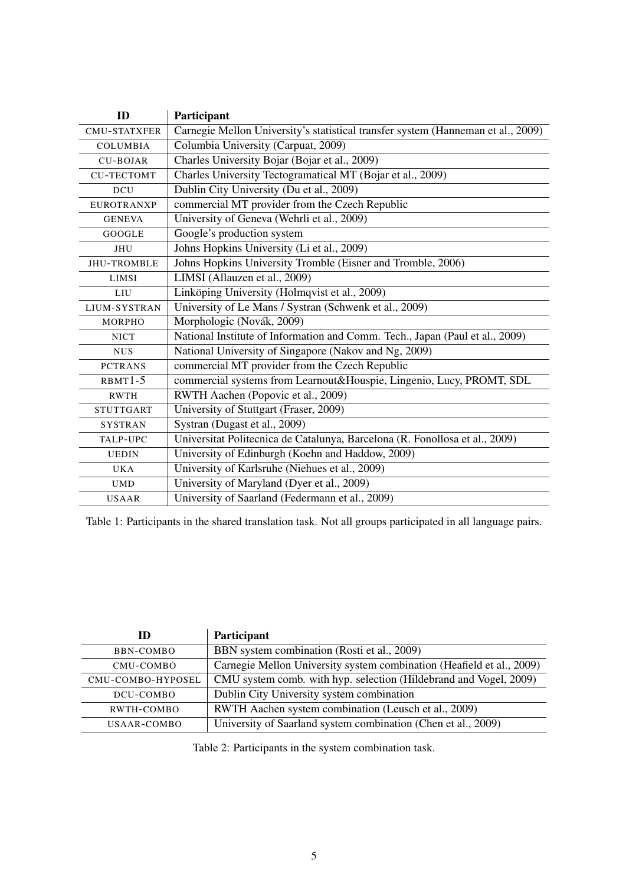| ID | Participant |
|---|---|
| CMU-STATXFER | Carnegie Mellon University's statistical transfer system (Hanneman et al., 2009) |
| COLUMBIA | Columbia University (Carpuat, 2009) |
| CU-BOJAR | Charles University Bojar (Bojar et al., 2009) |
| CU-TECTOMT | Charles University Tectogramatical MT (Bojar et al., 2009) |
| DCU | Dublin City University (Du et al., 2009) |
| EUROTRANXP | commercial MT provider from the Czech Republic |
| GENEVA | University of Geneva (Wehrli et al., 2009) |
| GOOGLE | Google's production system |
| JHU | Johns Hopkins University (Li et al., 2009) |
| JHU-TROMBLE | Johns Hopkins University Tromble (Eisner and Tromble, 2006) |
| LIMSI | LIMSI (Allauzen et al., 2009) |
| LIU | Linköping University (Holmqvist et al., 2009) |
| LIUM-SYSTRAN | University of Le Mans / Systran (Schwenk et al., 2009) |
| MORPHO | Morphologic (Novák, 2009) |
| NICT | National Institute of Information and Comm. Tech., Japan (Paul et al., 2009) |
| NUS | National University of Singapore (Nakov and Ng, 2009) |
| PCTRANS | commercial MT provider from the Czech Republic |
| RBMT1-5 | commercial systems from Learnout&Houspie, Lingenio, Lucy, PROMT, SDL |
| RWTH | RWTH Aachen (Popovic et al., 2009) |
| STUTTGART | University of Stuttgart (Fraser, 2009) |
| SYSTRAN | Systran (Dugast et al., 2009) |
| TALP-UPC | Universitat Politecnica de Catalunya, Barcelona (R. Fonollosa et al., 2009) |
| UEDIN | University of Edinburgh (Koehn and Haddow, 2009) |
| UKA | University of Karlsruhe (Niehues et al., 2009) |
| UMD | University of Maryland (Dyer et al., 2009) |
| USAAR | University of Saarland (Federmann et al., 2009) |

Table 1: Participants in the shared translation task. Not all groups participated in all language pairs.

| ID | Participant |
|---|---|
| BBN-COMBO | BBN system combination (Rosti et al., 2009) |
| CMU-COMBO | Carnegie Mellon University system combination (Heafield et al., 2009) |
| CMU-COMBO-HYPOSEL | CMU system comb. with hyp. selection (Hildebrand and Vogel, 2009) |
| DCU-COMBO | Dublin City University system combination |
| RWTH-COMBO | RWTH Aachen system combination (Leusch et al., 2009) |
| USAAR-COMBO | University of Saarland system combination (Chen et al., 2009) |

Table 2: Participants in the system combination task.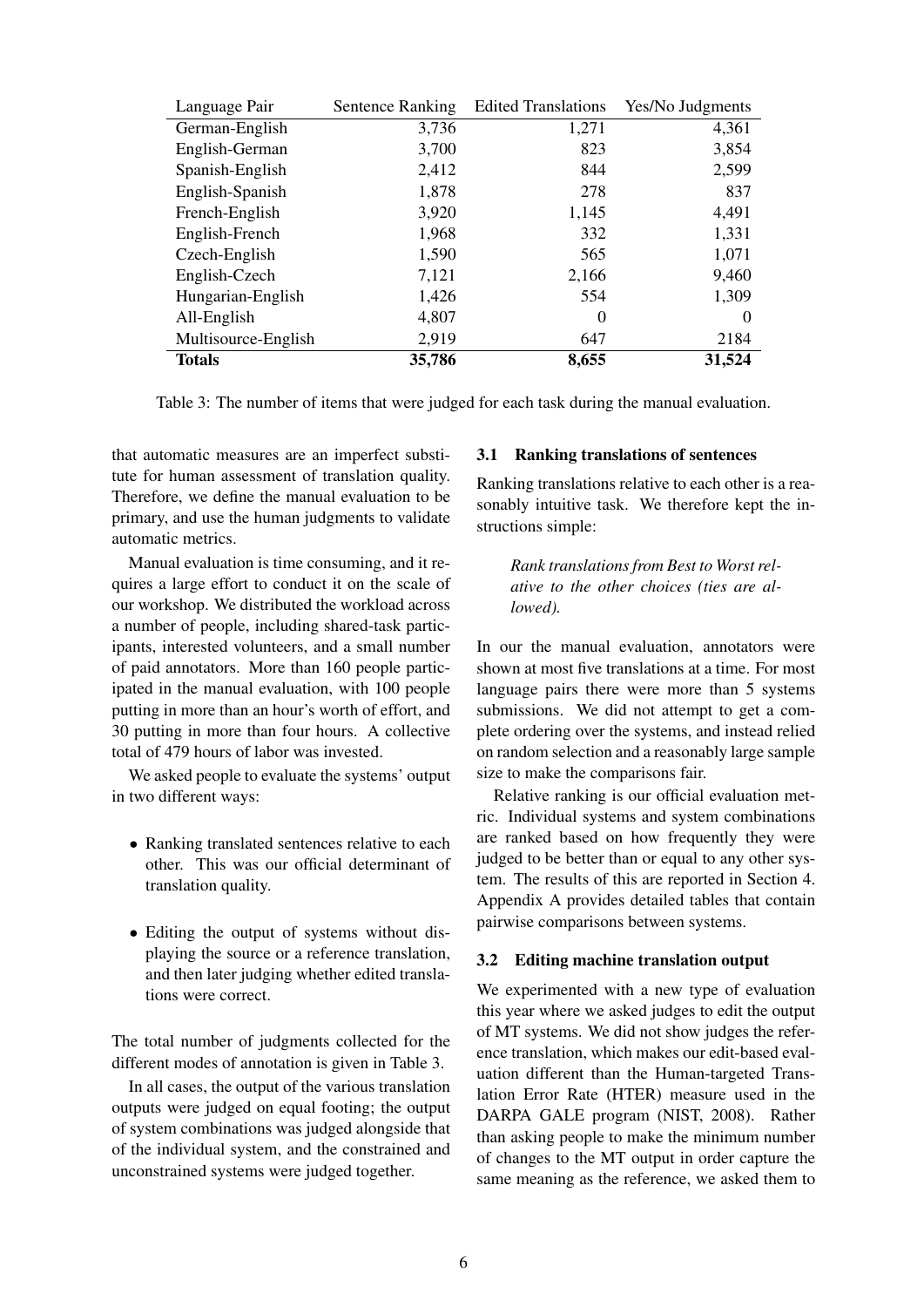| Language Pair | Sentence Ranking | Edited Translations | Yes/No Judgments |
|---|---|---|---|
| German-English | 3,736 | 1,271 | 4,361 |
| English-German | 3,700 | 823 | 3,854 |
| Spanish-English | 2,412 | 844 | 2,599 |
| English-Spanish | 1,878 | 278 | 837 |
| French-English | 3,920 | 1,145 | 4,491 |
| English-French | 1,968 | 332 | 1,331 |
| Czech-English | 1,590 | 565 | 1,071 |
| English-Czech | 7,121 | 2,166 | 9,460 |
| Hungarian-English | 1,426 | 554 | 1,309 |
| All-English | 4,807 | 0 | 0 |
| Multisource-English | 2,919 | 647 | 2184 |
| **Totals** | **35,786** | **8,655** | **31,524** |

Table 3: The number of items that were judged for each task during the manual evaluation.

that automatic measures are an imperfect substitute for human assessment of translation quality. Therefore, we define the manual evaluation to be primary, and use the human judgments to validate automatic metrics.

Manual evaluation is time consuming, and it requires a large effort to conduct it on the scale of our workshop. We distributed the workload across a number of people, including shared-task participants, interested volunteers, and a small number of paid annotators. More than 160 people participated in the manual evaluation, with 100 people putting in more than an hour's worth of effort, and 30 putting in more than four hours. A collective total of 479 hours of labor was invested.

We asked people to evaluate the systems' output in two different ways:

- Ranking translated sentences relative to each other. This was our official determinant of translation quality.
- Editing the output of systems without displaying the source or a reference translation, and then later judging whether edited translations were correct.

The total number of judgments collected for the different modes of annotation is given in Table 3.

In all cases, the output of the various translation outputs were judged on equal footing; the output of system combinations was judged alongside that of the individual system, and the constrained and unconstrained systems were judged together.

### 3.1 Ranking translations of sentences

Ranking translations relative to each other is a reasonably intuitive task. We therefore kept the instructions simple:

> *Rank translations from Best to Worst relative to the other choices (ties are allowed).*

In our the manual evaluation, annotators were shown at most five translations at a time. For most language pairs there were more than 5 systems submissions. We did not attempt to get a complete ordering over the systems, and instead relied on random selection and a reasonably large sample size to make the comparisons fair.

Relative ranking is our official evaluation metric. Individual systems and system combinations are ranked based on how frequently they were judged to be better than or equal to any other system. The results of this are reported in Section 4. Appendix A provides detailed tables that contain pairwise comparisons between systems.

### 3.2 Editing machine translation output

We experimented with a new type of evaluation this year where we asked judges to edit the output of MT systems. We did not show judges the reference translation, which makes our edit-based evaluation different than the Human-targeted Translation Error Rate (HTER) measure used in the DARPA GALE program (NIST, 2008). Rather than asking people to make the minimum number of changes to the MT output in order capture the same meaning as the reference, we asked them to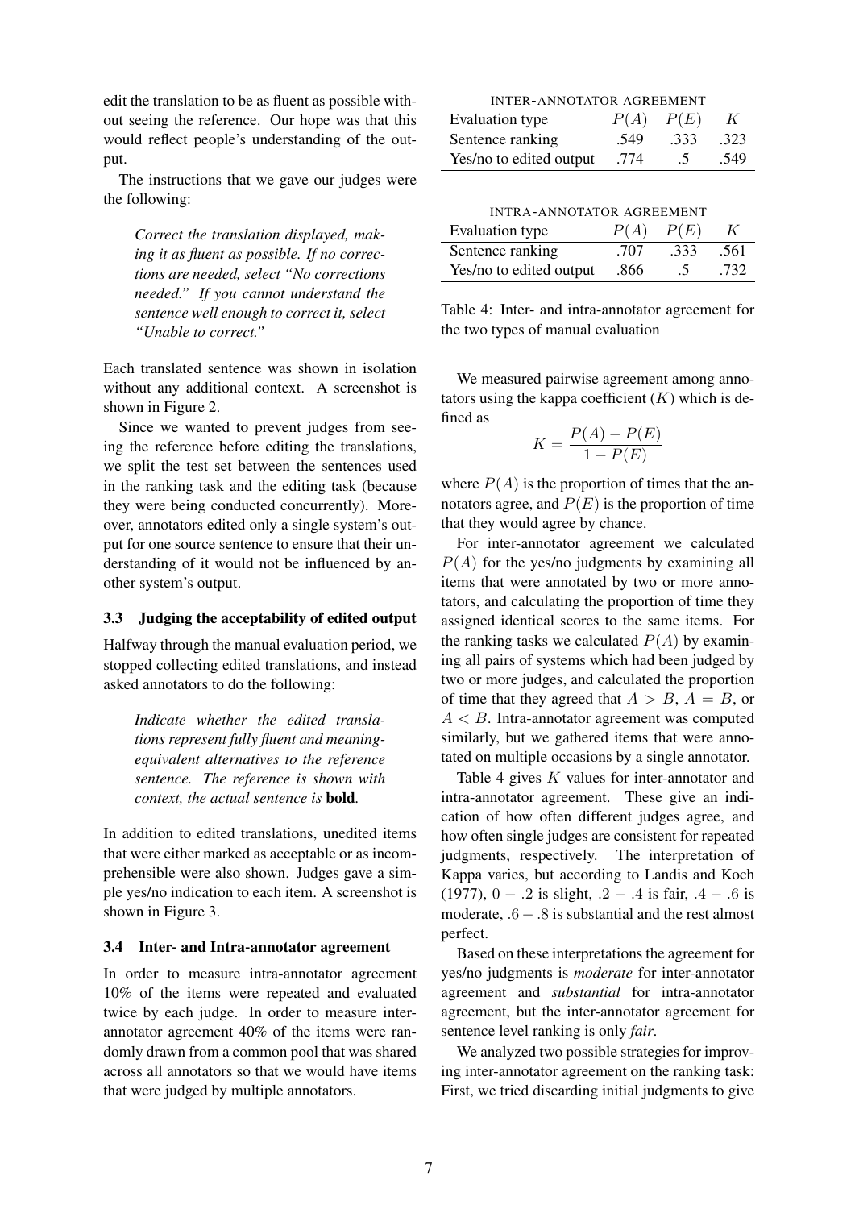edit the translation to be as fluent as possible without seeing the reference. Our hope was that this would reflect people's understanding of the output.

The instructions that we gave our judges were the following:

> *Correct the translation displayed, making it as fluent as possible. If no corrections are needed, select "No corrections needed." If you cannot understand the sentence well enough to correct it, select "Unable to correct."*

Each translated sentence was shown in isolation without any additional context. A screenshot is shown in Figure 2.

Since we wanted to prevent judges from seeing the reference before editing the translations, we split the test set between the sentences used in the ranking task and the editing task (because they were being conducted concurrently). Moreover, annotators edited only a single system's output for one source sentence to ensure that their understanding of it would not be influenced by another system's output.

### 3.3 Judging the acceptability of edited output

Halfway through the manual evaluation period, we stopped collecting edited translations, and instead asked annotators to do the following:

> *Indicate whether the edited translations represent fully fluent and meaning-equivalent alternatives to the reference sentence. The reference is shown with context, the actual sentence is* **bold**.

In addition to edited translations, unedited items that were either marked as acceptable or as incomprehensible were also shown. Judges gave a simple yes/no indication to each item. A screenshot is shown in Figure 3.

### 3.4 Inter- and Intra-annotator agreement

In order to measure intra-annotator agreement 10% of the items were repeated and evaluated twice by each judge. In order to measure inter-annotator agreement 40% of the items were randomly drawn from a common pool that was shared across all annotators so that we would have items that were judged by multiple annotators.

INTER-ANNOTATOR AGREEMENT

| Evaluation type | $P(A)$ | $P(E)$ | $K$ |
|---|---|---|---|
| Sentence ranking | .549 | .333 | .323 |
| Yes/no to edited output | .774 | .5 | .549 |

INTRA-ANNOTATOR AGREEMENT

| Evaluation type | $P(A)$ | $P(E)$ | $K$ |
|---|---|---|---|
| Sentence ranking | .707 | .333 | .561 |
| Yes/no to edited output | .866 | .5 | .732 |

Table 4: Inter- and intra-annotator agreement for the two types of manual evaluation

We measured pairwise agreement among annotators using the kappa coefficient ($K$) which is defined as

$$K = \frac{P(A) - P(E)}{1 - P(E)}$$

where $P(A)$ is the proportion of times that the annotators agree, and $P(E)$ is the proportion of time that they would agree by chance.

For inter-annotator agreement we calculated $P(A)$ for the yes/no judgments by examining all items that were annotated by two or more annotators, and calculating the proportion of time they assigned identical scores to the same items. For the ranking tasks we calculated $P(A)$ by examining all pairs of systems which had been judged by two or more judges, and calculated the proportion of time that they agreed that $A > B$, $A = B$, or $A < B$. Intra-annotator agreement was computed similarly, but we gathered items that were annotated on multiple occasions by a single annotator.

Table 4 gives $K$ values for inter-annotator and intra-annotator agreement. These give an indication of how often different judges agree, and how often single judges are consistent for repeated judgments, respectively. The interpretation of Kappa varies, but according to Landis and Koch (1977), $0 - .2$ is slight, $.2 - .4$ is fair, $.4 - .6$ is moderate, $.6 - .8$ is substantial and the rest almost perfect.

Based on these interpretations the agreement for yes/no judgments is *moderate* for inter-annotator agreement and *substantial* for intra-annotator agreement, but the inter-annotator agreement for sentence level ranking is only *fair*.

We analyzed two possible strategies for improving inter-annotator agreement on the ranking task: First, we tried discarding initial judgments to give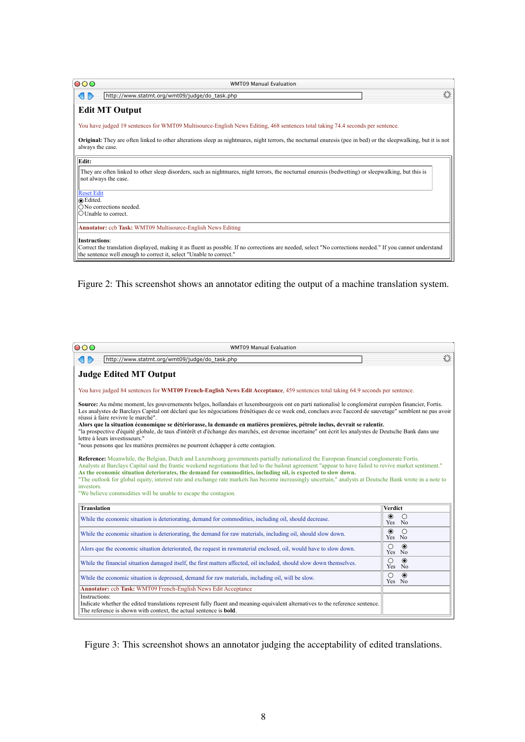WMT09 Manual Evaluation

http://www.statmt.org/wmt09/judge/do_task.php

## Edit MT Output

You have judged 19 sentences for WMT09 Multisource-English News Editing, 468 sentences total taking 74.4 seconds per sentence.

**Original:** They are often linked to other alterations sleep as nightmares, night terrors, the nocturnal enuresis (pee in bed) or the sleepwalking, but it is not always the case.

**Edit:**

They are often linked to other sleep disorders, such as nightmares, night terrors, the nocturnal enuresis (bedwetting) or sleepwalking, but this is not always the case.

Reset Edit

- (•) Edited.
- ( ) No corrections needed.
- ( ) Unable to correct.

**Annotator:** ccb **Task:** WMT09 Multisource-English News Editing

**Instructions**:
Correct the translation displayed, making it as fluent as possble. If no corrections are needed, select "No corrections needed." If you cannot understand the sentence well enough to correct it, select "Unable to correct."

Figure 2: This screenshot shows an annotator editing the output of a machine translation system.

WMT09 Manual Evaluation

http://www.statmt.org/wmt09/judge/do_task.php

## Judge Edited MT Output

You have judged 84 sentences for **WMT09 French-English News Edit Acceptance**, 459 sentences total taking 64.9 seconds per sentence.

**Source:** Au même moment, les gouvernements belges, hollandais et luxembourgeois ont en parti nationalisé le conglomérat européen financier, Fortis.
Les analystes de Barclays Capital ont déclaré que les négociations frénétiques de ce week end, conclues avec l'accord de sauvetage" semblent ne pas avoir réussi à faire revivre le marché".
**Alors que la situation économique se détériorasse, la demande en matières premières, pétrole inclus, devrait se ralentir.**
"la prospective d'équité globale, de taux d'intérêt et d'échange des marchés, est devenue incertaine" ont écrit les analystes de Deutsche Bank dans une lettre à leurs investisseurs."
"nous pensons que les matières premières ne pourront échapper à cette contagion.

**Reference:** Meanwhile, the Belgian, Dutch and Luxembourg governments partially nationalized the European financial conglomerate Fortis.
Analysts at Barclays Capital said the frantic weekend negotiations that led to the bailout agreement "appear to have failed to revive market sentiment."
**As the economic situation deteriorates, the demand for commodities, including oil, is expected to slow down.**
"The outlook for global equity, interest rate and exchange rate markets has become increasingly uncertain," analysts at Deutsche Bank wrote in a note to investors.
"We believe commodities will be unable to escape the contagion.

| Translation | Verdict |
|---|---|
| While the economic situation is deteriorating, demand for commodities, including oil, should decrease. | (•) Yes ( ) No |
| While the economic situation is deteriorating, the demand for raw materials, including oil, should slow down. | (•) Yes ( ) No |
| Alors que the economic situation deteriorated, the request in rawmaterial enclosed, oil, would have to slow down. | ( ) Yes (•) No |
| While the financial situation damaged itself, the first matters affected, oil included, should slow down themselves. | ( ) Yes (•) No |
| While the economic situation is depressed, demand for raw materials, including oil, will be slow. | ( ) Yes (•) No |
| **Annotator:** ccb **Task:** WMT09 French-English News Edit Acceptance | |
| Instructions: Indicate whether the edited translations represent fully fluent and meaning-equivalent alternatives to the reference sentence. The reference is shown with context, the actual sentence is **bold**. | |

Figure 3: This screenshot shows an annotator judging the acceptability of edited translations.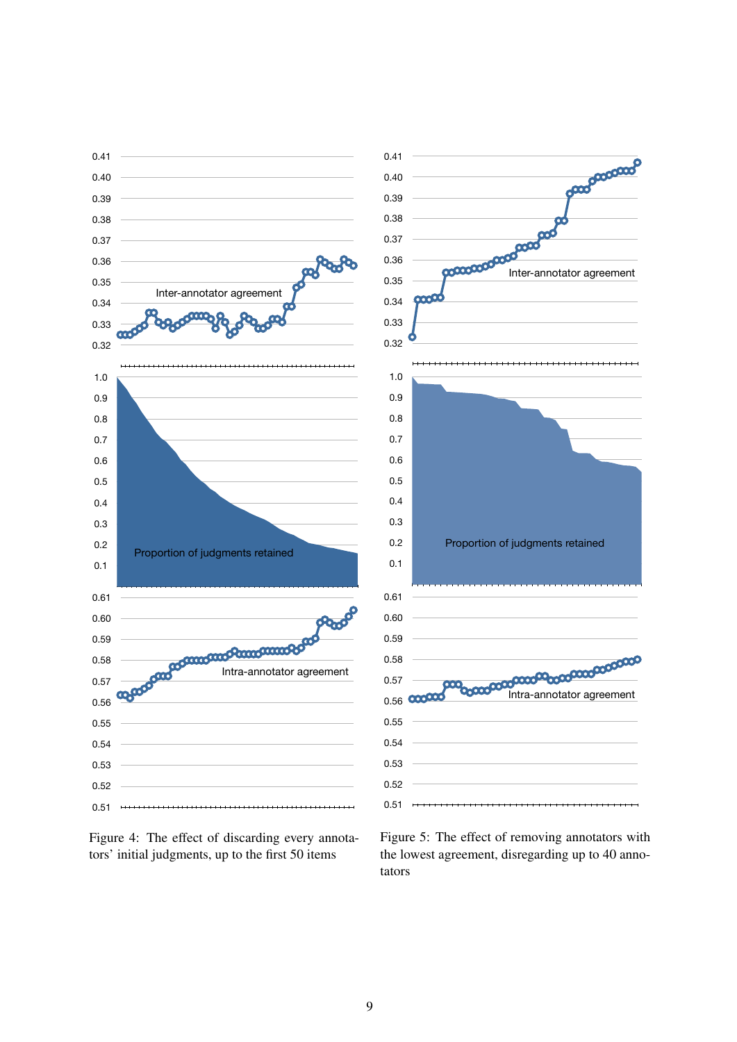Figure 4: The effect of discarding every annotators' initial judgments, up to the first 50 items

Figure 5: The effect of removing annotators with the lowest agreement, disregarding up to 40 annotators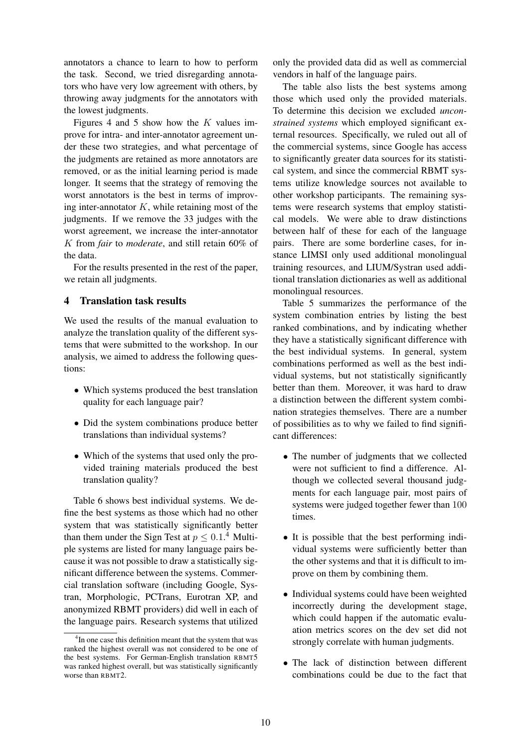annotators a chance to learn to how to perform the task. Second, we tried disregarding annotators who have very low agreement with others, by throwing away judgments for the annotators with the lowest judgments.

Figures 4 and 5 show how the $K$ values improve for intra- and inter-annotator agreement under these two strategies, and what percentage of the judgments are retained as more annotators are removed, or as the initial learning period is made longer. It seems that the strategy of removing the worst annotators is the best in terms of improving inter-annotator $K$, while retaining most of the judgments. If we remove the 33 judges with the worst agreement, we increase the inter-annotator $K$ from *fair* to *moderate*, and still retain 60% of the data.

For the results presented in the rest of the paper, we retain all judgments.

## 4 Translation task results

We used the results of the manual evaluation to analyze the translation quality of the different systems that were submitted to the workshop. In our analysis, we aimed to address the following questions:

- Which systems produced the best translation quality for each language pair?
- Did the system combinations produce better translations than individual systems?
- Which of the systems that used only the provided training materials produced the best translation quality?

Table 6 shows best individual systems. We define the best systems as those which had no other system that was statistically significantly better than them under the Sign Test at $p \leq 0.1$.[4] Multiple systems are listed for many language pairs because it was not possible to draw a statistically significant difference between the systems. Commercial translation software (including Google, Systran, Morphologic, PCTrans, Eurotran XP, and anonymized RBMT providers) did well in each of the language pairs. Research systems that utilized only the provided data did as well as commercial vendors in half of the language pairs.

The table also lists the best systems among those which used only the provided materials. To determine this decision we excluded *unconstrained systems* which employed significant external resources. Specifically, we ruled out all of the commercial systems, since Google has access to significantly greater data sources for its statistical system, and since the commercial RBMT systems utilize knowledge sources not available to other workshop participants. The remaining systems were research systems that employ statistical models. We were able to draw distinctions between half of these for each of the language pairs. There are some borderline cases, for instance LIMSI only used additional monolingual training resources, and LIUM/Systran used additional translation dictionaries as well as additional monolingual resources.

Table 5 summarizes the performance of the system combination entries by listing the best ranked combinations, and by indicating whether they have a statistically significant difference with the best individual systems. In general, system combinations performed as well as the best individual systems, but not statistically significantly better than them. Moreover, it was hard to draw a distinction between the different system combination strategies themselves. There are a number of possibilities as to why we failed to find significant differences:

- The number of judgments that we collected were not sufficient to find a difference. Although we collected several thousand judgments for each language pair, most pairs of systems were judged together fewer than 100 times.
- It is possible that the best performing individual systems were sufficiently better than the other systems and that it is difficult to improve on them by combining them.
- Individual systems could have been weighted incorrectly during the development stage, which could happen if the automatic evaluation metrics scores on the dev set did not strongly correlate with human judgments.
- The lack of distinction between different combinations could be due to the fact that

[4] In one case this definition meant that the system that was ranked the highest overall was not considered to be one of the best systems. For German-English translation RBMT5 was ranked highest overall, but was statistically significantly worse than RBMT2.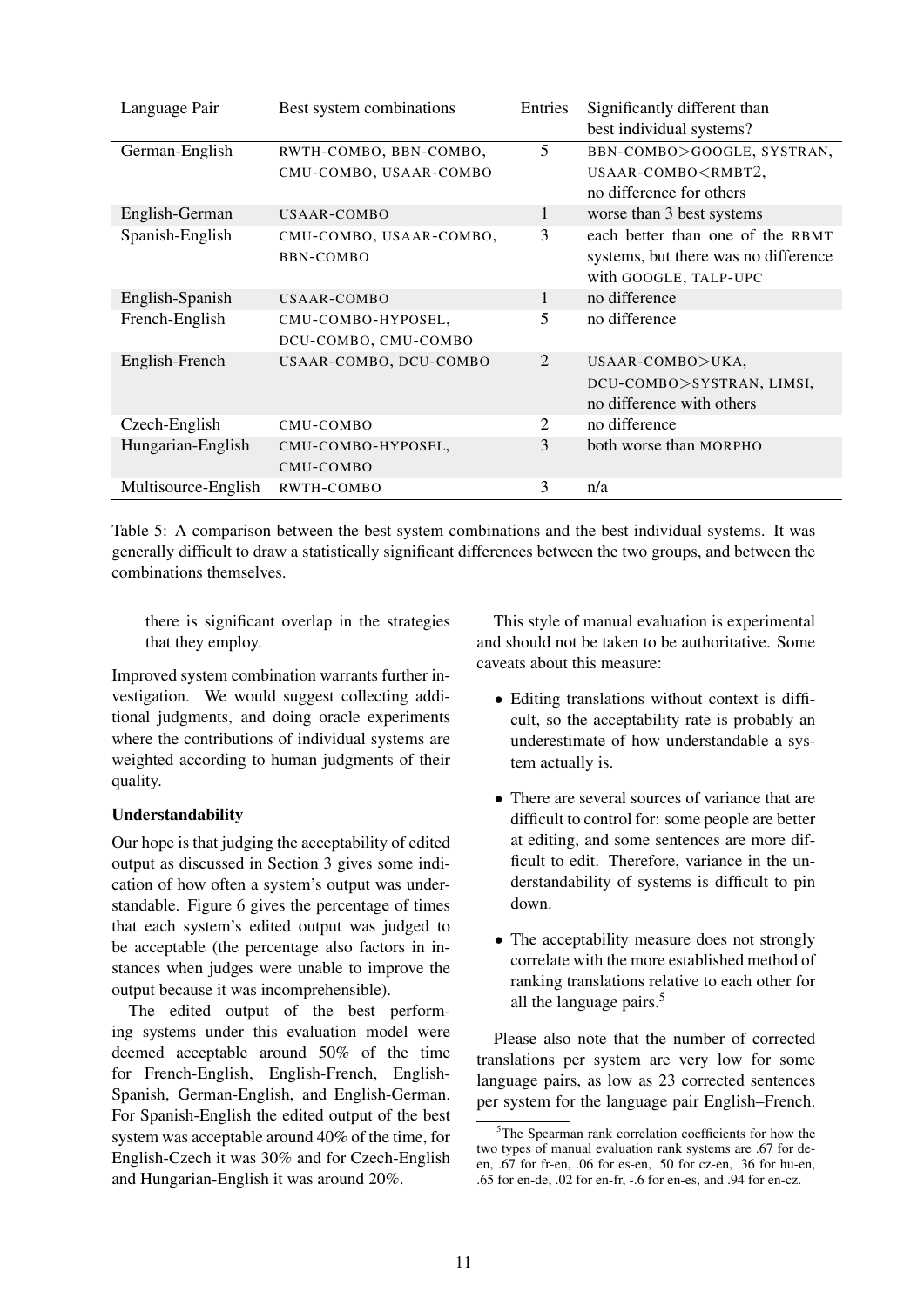| Language Pair | Best system combinations | Entries | Significantly different than best individual systems? |
|---|---|---|---|
| German-English | RWTH-COMBO, BBN-COMBO, CMU-COMBO, USAAR-COMBO | 5 | BBN-COMBO>GOOGLE, SYSTRAN, USAAR-COMBO<RMBT2, no difference for others |
| English-German | USAAR-COMBO | 1 | worse than 3 best systems |
| Spanish-English | CMU-COMBO, USAAR-COMBO, BBN-COMBO | 3 | each better than one of the RBMT systems, but there was no difference with GOOGLE, TALP-UPC |
| English-Spanish | USAAR-COMBO | 1 | no difference |
| French-English | CMU-COMBO-HYPOSEL, DCU-COMBO, CMU-COMBO | 5 | no difference |
| English-French | USAAR-COMBO, DCU-COMBO | 2 | USAAR-COMBO>UKA, DCU-COMBO>SYSTRAN, LIMSI, no difference with others |
| Czech-English | CMU-COMBO | 2 | no difference |
| Hungarian-English | CMU-COMBO-HYPOSEL, CMU-COMBO | 3 | both worse than MORPHO |
| Multisource-English | RWTH-COMBO | 3 | n/a |

Table 5: A comparison between the best system combinations and the best individual systems. It was generally difficult to draw a statistically significant differences between the two groups, and between the combinations themselves.

> there is significant overlap in the strategies that they employ.

Improved system combination warrants further investigation. We would suggest collecting additional judgments, and doing oracle experiments where the contributions of individual systems are weighted according to human judgments of their quality.

**Understandability**

Our hope is that judging the acceptability of edited output as discussed in Section 3 gives some indication of how often a system's output was understandable. Figure 6 gives the percentage of times that each system's edited output was judged to be acceptable (the percentage also factors in instances when judges were unable to improve the output because it was incomprehensible).

The edited output of the best performing systems under this evaluation model were deemed acceptable around 50% of the time for French-English, English-French, English-Spanish, German-English, and English-German. For Spanish-English the edited output of the best system was acceptable around 40% of the time, for English-Czech it was 30% and for Czech-English and Hungarian-English it was around 20%.

This style of manual evaluation is experimental and should not be taken to be authoritative. Some caveats about this measure:

- Editing translations without context is difficult, so the acceptability rate is probably an underestimate of how understandable a system actually is.
- There are several sources of variance that are difficult to control for: some people are better at editing, and some sentences are more difficult to edit. Therefore, variance in the understandability of systems is difficult to pin down.
- The acceptability measure does not strongly correlate with the more established method of ranking translations relative to each other for all the language pairs.[5]

Please also note that the number of corrected translations per system are very low for some language pairs, as low as 23 corrected sentences per system for the language pair English–French.

[5] The Spearman rank correlation coefficients for how the two types of manual evaluation rank systems are .67 for de-en, .67 for fr-en, .06 for es-en, .50 for cz-en, .36 for hu-en, .65 for en-de, .02 for en-fr, -.6 for en-es, and .94 for en-cz.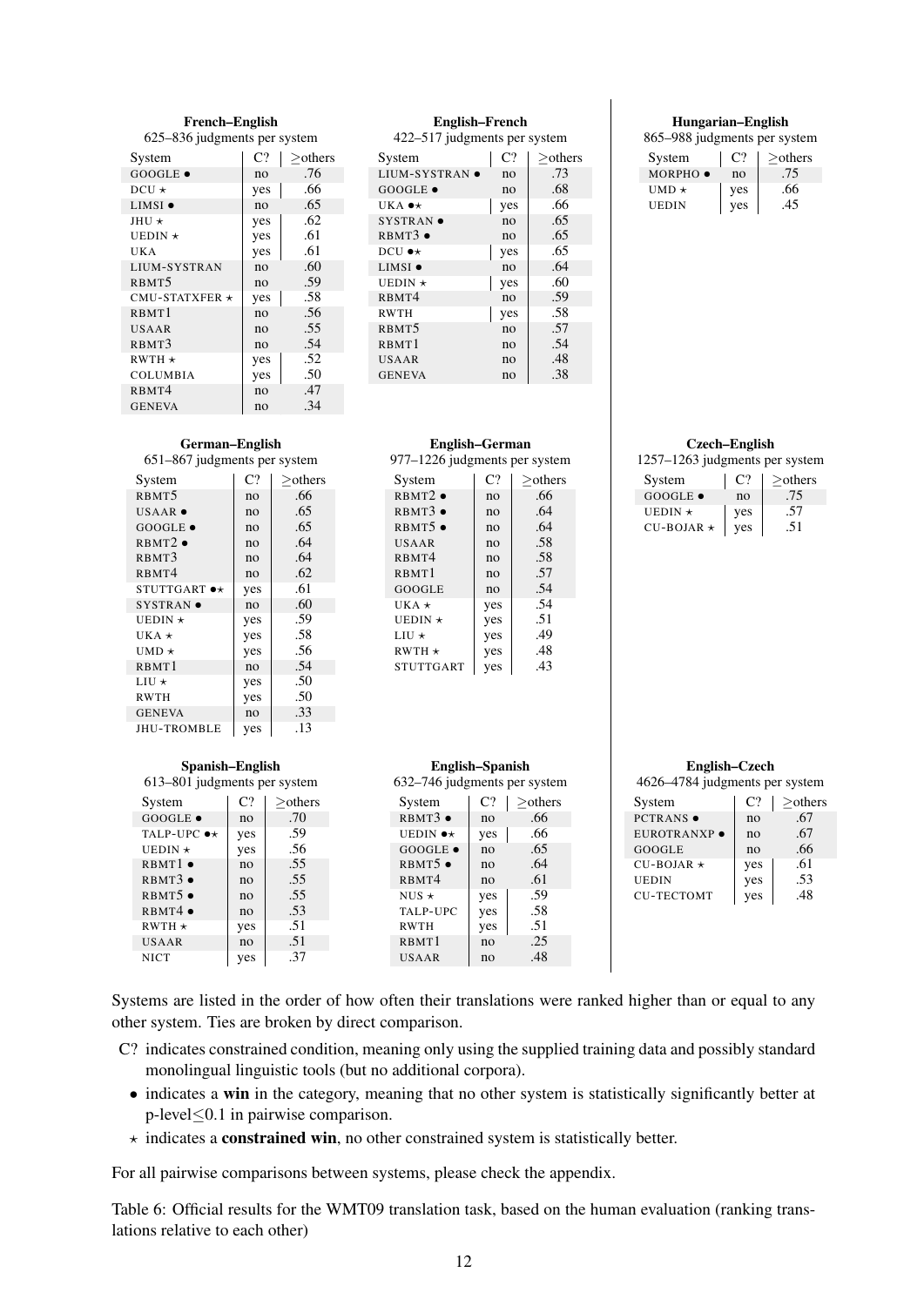**French–English**
625–836 judgments per system

| System | C? | ≥others |
|---|---|---|
| GOOGLE ● | no | .76 |
| DCU ⋆ | yes | .66 |
| LIMSI ● | no | .65 |
| JHU ⋆ | yes | .62 |
| UEDIN ⋆ | yes | .61 |
| UKA | yes | .61 |
| LIUM-SYSTRAN | no | .60 |
| RBMT5 | no | .59 |
| CMU-STATXFER ⋆ | yes | .58 |
| RBMT1 | no | .56 |
| USAAR | no | .55 |
| RBMT3 | no | .54 |
| RWTH ⋆ | yes | .52 |
| COLUMBIA | yes | .50 |
| RBMT4 | no | .47 |
| GENEVA | no | .34 |

**English–French**
422–517 judgments per system

| System | C? | ≥others |
|---|---|---|
| LIUM-SYSTRAN ● | no | .73 |
| GOOGLE ● | no | .68 |
| UKA ●⋆ | yes | .66 |
| SYSTRAN ● | no | .65 |
| RBMT3 ● | no | .65 |
| DCU ●⋆ | yes | .65 |
| LIMSI ● | no | .64 |
| UEDIN ⋆ | yes | .60 |
| RBMT4 | no | .59 |
| RWTH | yes | .58 |
| RBMT5 | no | .57 |
| RBMT1 | no | .54 |
| USAAR | no | .48 |
| GENEVA | no | .38 |

**Hungarian–English**
865–988 judgments per system

| System | C? | ≥others |
|---|---|---|
| MORPHO ● | no | .75 |
| UMD ⋆ | yes | .66 |
| UEDIN | yes | .45 |

**German–English**
651–867 judgments per system

| System | C? | ≥others |
|---|---|---|
| RBMT5 | no | .66 |
| USAAR ● | no | .65 |
| GOOGLE ● | no | .65 |
| RBMT2 ● | no | .64 |
| RBMT3 | no | .64 |
| RBMT4 | no | .62 |
| STUTTGART ●⋆ | yes | .61 |
| SYSTRAN ● | no | .60 |
| UEDIN ⋆ | yes | .59 |
| UKA ⋆ | yes | .58 |
| UMD ⋆ | yes | .56 |
| RBMT1 | no | .54 |
| LIU ⋆ | yes | .50 |
| RWTH | yes | .50 |
| GENEVA | no | .33 |
| JHU-TROMBLE | yes | .13 |

**English–German**
977–1226 judgments per system

| System | C? | ≥others |
|---|---|---|
| RBMT2 ● | no | .66 |
| RBMT3 ● | no | .64 |
| RBMT5 ● | no | .64 |
| USAAR | no | .58 |
| RBMT4 | no | .58 |
| RBMT1 | no | .57 |
| GOOGLE | no | .54 |
| UKA ⋆ | yes | .54 |
| UEDIN ⋆ | yes | .51 |
| LIU ⋆ | yes | .49 |
| RWTH ⋆ | yes | .48 |
| STUTTGART | yes | .43 |

**Czech–English**
1257–1263 judgments per system

| System | C? | ≥others |
|---|---|---|
| GOOGLE ● | no | .75 |
| UEDIN ⋆ | yes | .57 |
| CU-BOJAR ⋆ | yes | .51 |

**Spanish–English**
613–801 judgments per system

| System | C? | ≥others |
|---|---|---|
| GOOGLE ● | no | .70 |
| TALP-UPC ●⋆ | yes | .59 |
| UEDIN ⋆ | yes | .56 |
| RBMT1 ● | no | .55 |
| RBMT3 ● | no | .55 |
| RBMT5 ● | no | .55 |
| RBMT4 ● | no | .53 |
| RWTH ⋆ | yes | .51 |
| USAAR | no | .51 |
| NICT | yes | .37 |

**English–Spanish**
632–746 judgments per system

| System | C? | ≥others |
|---|---|---|
| RBMT3 ● | no | .66 |
| UEDIN ●⋆ | yes | .66 |
| GOOGLE ● | no | .65 |
| RBMT5 ● | no | .64 |
| RBMT4 | no | .61 |
| NUS ⋆ | yes | .59 |
| TALP-UPC | yes | .58 |
| RWTH | yes | .51 |
| RBMT1 | no | .25 |
| USAAR | no | .48 |

**English–Czech**
4626–4784 judgments per system

| System | C? | ≥others |
|---|---|---|
| PCTRANS ● | no | .67 |
| EUROTRANXP ● | no | .67 |
| GOOGLE | no | .66 |
| CU-BOJAR ⋆ | yes | .61 |
| UEDIN | yes | .53 |
| CU-TECTOMT | yes | .48 |

Systems are listed in the order of how often their translations were ranked higher than or equal to any other system. Ties are broken by direct comparison.

C? indicates constrained condition, meaning only using the supplied training data and possibly standard monolingual linguistic tools (but no additional corpora).

- ● indicates a **win** in the category, meaning that no other system is statistically significantly better at p-level≤0.1 in pairwise comparison.
- ⋆ indicates a **constrained win**, no other constrained system is statistically better.

For all pairwise comparisons between systems, please check the appendix.

Table 6: Official results for the WMT09 translation task, based on the human evaluation (ranking translations relative to each other)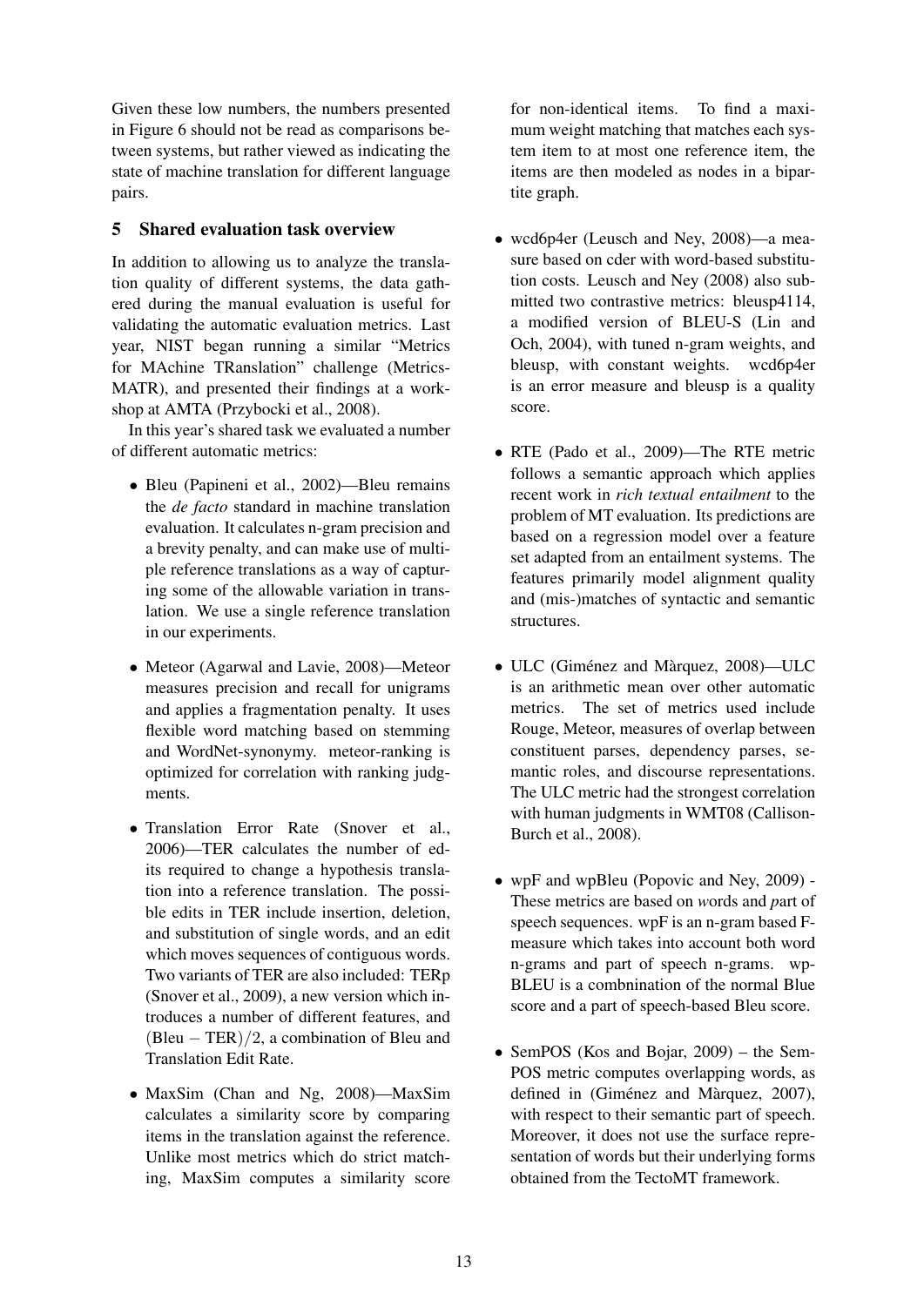Given these low numbers, the numbers presented in Figure 6 should not be read as comparisons between systems, but rather viewed as indicating the state of machine translation for different language pairs.

## 5 Shared evaluation task overview

In addition to allowing us to analyze the translation quality of different systems, the data gathered during the manual evaluation is useful for validating the automatic evaluation metrics. Last year, NIST began running a similar "Metrics for MAchine TRanslation" challenge (Metrics-MATR), and presented their findings at a workshop at AMTA (Przybocki et al., 2008).

In this year's shared task we evaluated a number of different automatic metrics:

- Bleu (Papineni et al., 2002)—Bleu remains the *de facto* standard in machine translation evaluation. It calculates n-gram precision and a brevity penalty, and can make use of multiple reference translations as a way of capturing some of the allowable variation in translation. We use a single reference translation in our experiments.
- Meteor (Agarwal and Lavie, 2008)—Meteor measures precision and recall for unigrams and applies a fragmentation penalty. It uses flexible word matching based on stemming and WordNet-synonymy. meteor-ranking is optimized for correlation with ranking judgments.
- Translation Error Rate (Snover et al., 2006)—TER calculates the number of edits required to change a hypothesis translation into a reference translation. The possible edits in TER include insertion, deletion, and substitution of single words, and an edit which moves sequences of contiguous words. Two variants of TER are also included: TERp (Snover et al., 2009), a new version which introduces a number of different features, and $(\text{Bleu} - \text{TER})/2$, a combination of Bleu and Translation Edit Rate.
- MaxSim (Chan and Ng, 2008)—MaxSim calculates a similarity score by comparing items in the translation against the reference. Unlike most metrics which do strict matching, MaxSim computes a similarity score for non-identical items. To find a maximum weight matching that matches each system item to at most one reference item, the items are then modeled as nodes in a bipartite graph.
- wcd6p4er (Leusch and Ney, 2008)—a measure based on cder with word-based substitution costs. Leusch and Ney (2008) also submitted two contrastive metrics: bleusp4114, a modified version of BLEU-S (Lin and Och, 2004), with tuned n-gram weights, and bleusp, with constant weights. wcd6p4er is an error measure and bleusp is a quality score.
- RTE (Pado et al., 2009)—The RTE metric follows a semantic approach which applies recent work in *rich textual entailment* to the problem of MT evaluation. Its predictions are based on a regression model over a feature set adapted from an entailment systems. The features primarily model alignment quality and (mis-)matches of syntactic and semantic structures.
- ULC (Giménez and Màrquez, 2008)—ULC is an arithmetic mean over other automatic metrics. The set of metrics used include Rouge, Meteor, measures of overlap between constituent parses, dependency parses, semantic roles, and discourse representations. The ULC metric had the strongest correlation with human judgments in WMT08 (Callison-Burch et al., 2008).
- wpF and wpBleu (Popovic and Ney, 2009) - These metrics are based on *w*ords and *p*art of speech sequences. wpF is an n-gram based F-measure which takes into account both word n-grams and part of speech n-grams. wpBLEU is a combnination of the normal Blue score and a part of speech-based Bleu score.
- SemPOS (Kos and Bojar, 2009) – the SemPOS metric computes overlapping words, as defined in (Giménez and Màrquez, 2007), with respect to their semantic part of speech. Moreover, it does not use the surface representation of words but their underlying forms obtained from the TectoMT framework.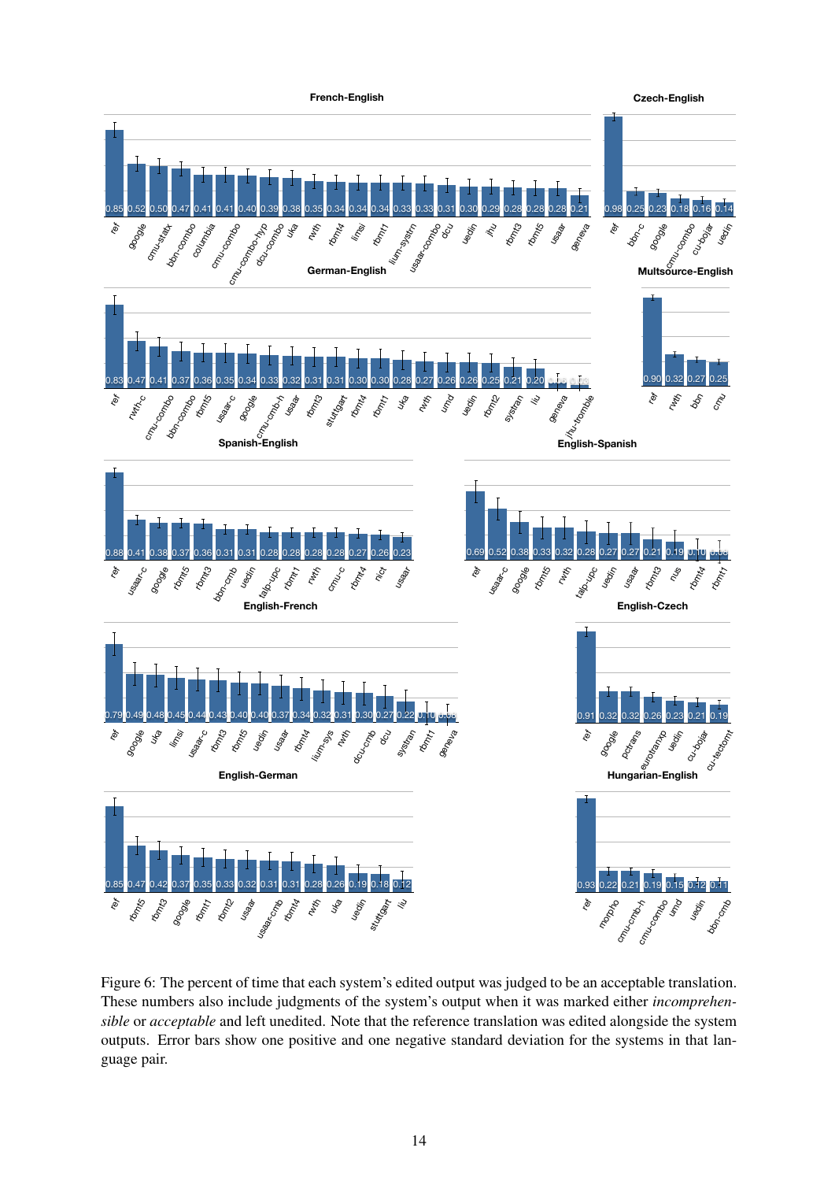Figure 6: The percent of time that each system's edited output was judged to be an acceptable translation. These numbers also include judgments of the system's output when it was marked either *incomprehensible* or *acceptable* and left unedited. Note that the reference translation was edited alongside the system outputs. Error bars show one positive and one negative standard deviation for the systems in that language pair.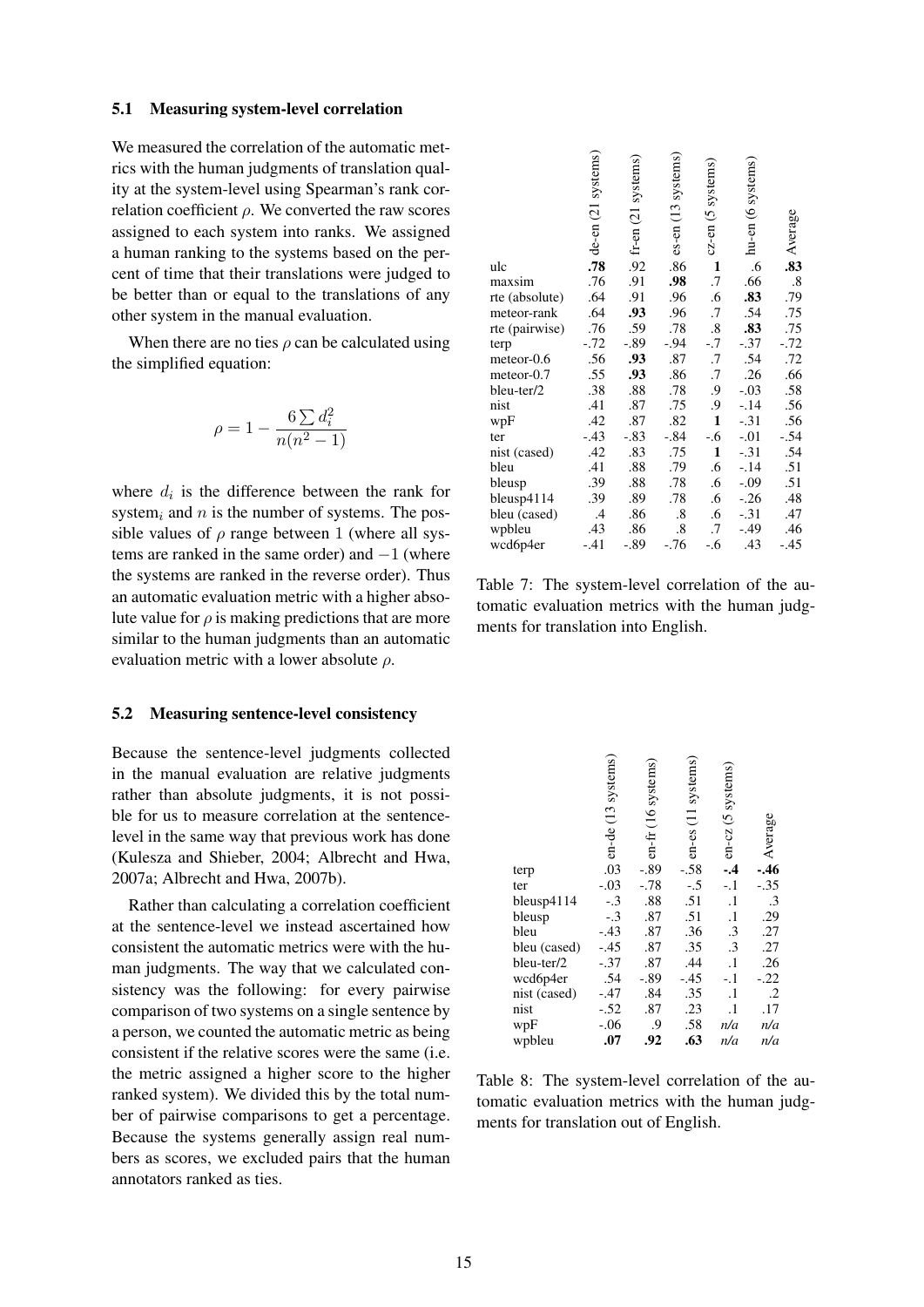### 5.1 Measuring system-level correlation

We measured the correlation of the automatic metrics with the human judgments of translation quality at the system-level using Spearman's rank correlation coefficient $\rho$. We converted the raw scores assigned to each system into ranks. We assigned a human ranking to the systems based on the percent of time that their translations were judged to be better than or equal to the translations of any other system in the manual evaluation.

When there are no ties $\rho$ can be calculated using the simplified equation:

$$\rho = 1 - \frac{6 \sum d_i^2}{n(n^2 - 1)}$$

where $d_i$ is the difference between the rank for system$_i$ and $n$ is the number of systems. The possible values of $\rho$ range between 1 (where all systems are ranked in the same order) and $-1$ (where the systems are ranked in the reverse order). Thus an automatic evaluation metric with a higher absolute value for $\rho$ is making predictions that are more similar to the human judgments than an automatic evaluation metric with a lower absolute $\rho$.

| | de-en (21 systems) | fr-en (21 systems) | es-en (13 systems) | cz-en (5 systems) | hu-en (6 systems) | Average |
|---|---|---|---|---|---|---|
| ulc | **.78** | .92 | .86 | **1** | .6 | **.83** |
| maxsim | .76 | .91 | **.98** | .7 | .66 | .8 |
| rte (absolute) | .64 | .91 | .96 | .6 | **.83** | .79 |
| meteor-rank | .64 | **.93** | .96 | .7 | .54 | .75 |
| rte (pairwise) | .76 | .59 | .78 | .8 | **.83** | .75 |
| terp | -.72 | -.89 | -.94 | -.7 | -.37 | -.72 |
| meteor-0.6 | .56 | **.93** | .87 | .7 | .54 | .72 |
| meteor-0.7 | .55 | **.93** | .86 | .7 | .26 | .66 |
| bleu-ter/2 | .38 | .88 | .78 | .9 | -.03 | .58 |
| nist | .41 | .87 | .75 | .9 | -.14 | .56 |
| wpF | .42 | .87 | .82 | **1** | -.31 | .56 |
| ter | -.43 | -.83 | -.84 | -.6 | -.01 | -.54 |
| nist (cased) | .42 | .83 | .75 | **1** | -.31 | .54 |
| bleu | .41 | .88 | .79 | .6 | -.14 | .51 |
| bleusp | .39 | .88 | .78 | .6 | -.09 | .51 |
| bleusp4114 | .39 | .89 | .78 | .6 | -.26 | .48 |
| bleu (cased) | .4 | .86 | .8 | .6 | -.31 | .47 |
| wpbleu | .43 | .86 | .8 | .7 | -.49 | .46 |
| wcd6p4er | -.41 | -.89 | -.76 | -.6 | .43 | -.45 |

Table 7: The system-level correlation of the automatic evaluation metrics with the human judgments for translation into English.

### 5.2 Measuring sentence-level consistency

Because the sentence-level judgments collected in the manual evaluation are relative judgments rather than absolute judgments, it is not possible for us to measure correlation at the sentence-level in the same way that previous work has done (Kulesza and Shieber, 2004; Albrecht and Hwa, 2007a; Albrecht and Hwa, 2007b).

Rather than calculating a correlation coefficient at the sentence-level we instead ascertained how consistent the automatic metrics were with the human judgments. The way that we calculated consistency was the following: for every pairwise comparison of two systems on a single sentence by a person, we counted the automatic metric as being consistent if the relative scores were the same (i.e. the metric assigned a higher score to the higher ranked system). We divided this by the total number of pairwise comparisons to get a percentage. Because the systems generally assign real numbers as scores, we excluded pairs that the human annotators ranked as ties.

| | en-de (13 systems) | en-fr (16 systems) | en-es (11 systems) | en-cz (5 systems) | Average |
|---|---|---|---|---|---|
| terp | .03 | -.89 | -.58 | **-.4** | **-.46** |
| ter | -.03 | -.78 | -.5 | -.1 | -.35 |
| bleusp4114 | -.3 | .88 | .51 | .1 | .3 |
| bleusp | -.3 | .87 | .51 | .1 | .29 |
| bleu | -.43 | .87 | .36 | .3 | .27 |
| bleu (cased) | -.45 | .87 | .35 | .3 | .27 |
| bleu-ter/2 | -.37 | .87 | .44 | .1 | .26 |
| wcd6p4er | .54 | -.89 | -.45 | -.1 | -.22 |
| nist (cased) | -.47 | .84 | .35 | .1 | .2 |
| nist | -.52 | .87 | .23 | .1 | .17 |
| wpF | -.06 | .9 | .58 | *n/a* | *n/a* |
| wpbleu | **.07** | **.92** | **.63** | *n/a* | *n/a* |

Table 8: The system-level correlation of the automatic evaluation metrics with the human judgments for translation out of English.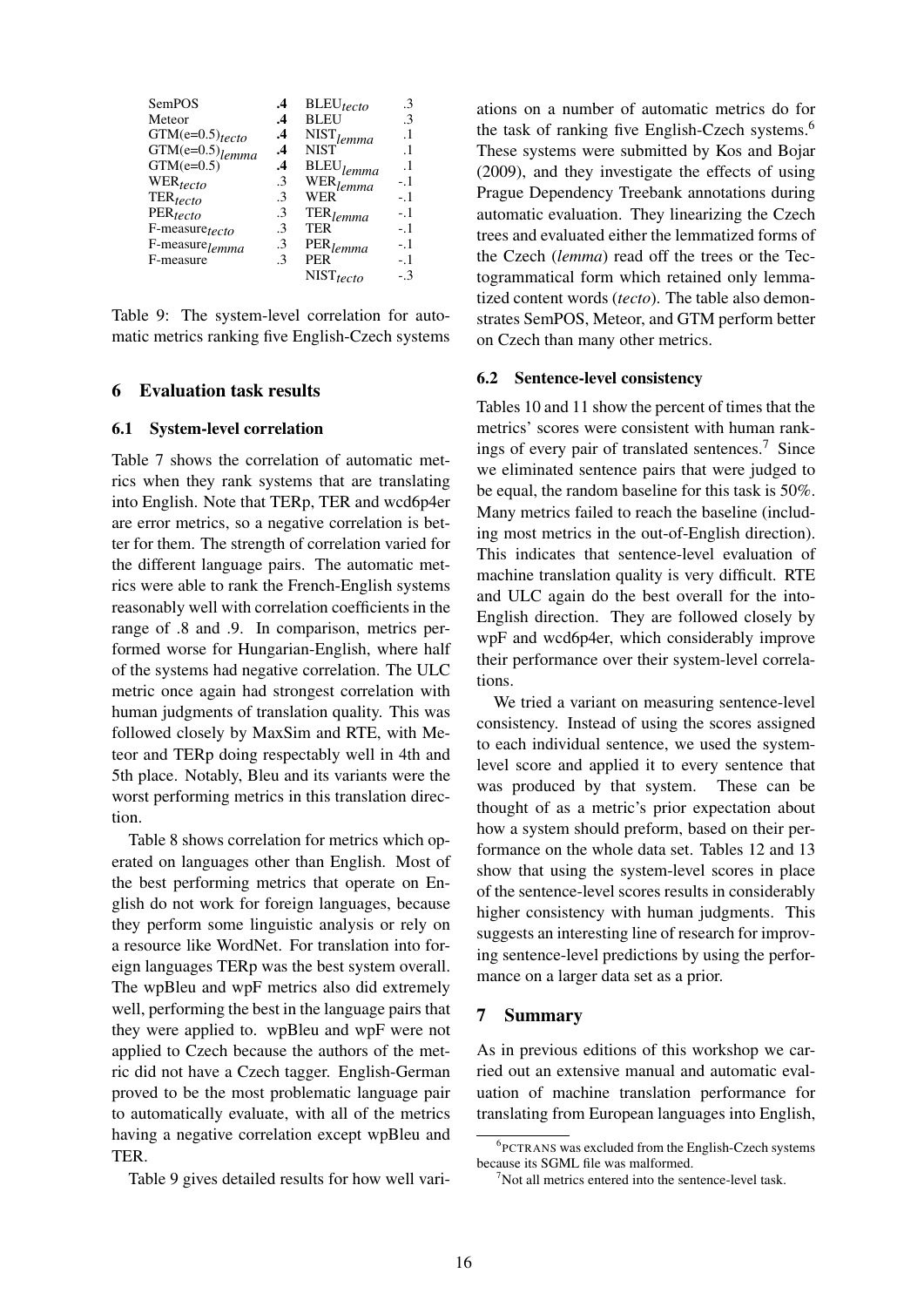| SemPOS | **.4** | BLEU$_{tecto}$ | .3 |
|---|---|---|---|
| Meteor | **.4** | BLEU | .3 |
| GTM(e=0.5)$_{tecto}$ | **.4** | NIST$_{lemma}$ | .1 |
| GTM(e=0.5)$_{lemma}$ | **.4** | NIST | .1 |
| GTM(e=0.5) | **.4** | BLEU$_{lemma}$ | .1 |
| WER$_{tecto}$ | .3 | WER$_{lemma}$ | -.1 |
| TER$_{tecto}$ | .3 | WER | -.1 |
| PER$_{tecto}$ | .3 | TER$_{lemma}$ | -.1 |
| F-measure$_{tecto}$ | .3 | TER | -.1 |
| F-measure$_{lemma}$ | .3 | PER$_{lemma}$ | -.1 |
| F-measure | .3 | PER | -.1 |
| | | NIST$_{tecto}$ | -.3 |

Table 9: The system-level correlation for automatic metrics ranking five English-Czech systems

## 6 Evaluation task results

### 6.1 System-level correlation

Table 7 shows the correlation of automatic metrics when they rank systems that are translating into English. Note that TERp, TER and wcd6p4er are error metrics, so a negative correlation is better for them. The strength of correlation varied for the different language pairs. The automatic metrics were able to rank the French-English systems reasonably well with correlation coefficients in the range of .8 and .9. In comparison, metrics performed worse for Hungarian-English, where half of the systems had negative correlation. The ULC metric once again had strongest correlation with human judgments of translation quality. This was followed closely by MaxSim and RTE, with Meteor and TERp doing respectably well in 4th and 5th place. Notably, Bleu and its variants were the worst performing metrics in this translation direction.

Table 8 shows correlation for metrics which operated on languages other than English. Most of the best performing metrics that operate on English do not work for foreign languages, because they perform some linguistic analysis or rely on a resource like WordNet. For translation into foreign languages TERp was the best system overall. The wpBleu and wpF metrics also did extremely well, performing the best in the language pairs that they were applied to. wpBleu and wpF were not applied to Czech because the authors of the metric did not have a Czech tagger. English-German proved to be the most problematic language pair to automatically evaluate, with all of the metrics having a negative correlation except wpBleu and TER.

Table 9 gives detailed results for how well variations on a number of automatic metrics do for the task of ranking five English-Czech systems.[6] These systems were submitted by Kos and Bojar (2009), and they investigate the effects of using Prague Dependency Treebank annotations during automatic evaluation. They linearizing the Czech trees and evaluated either the lemmatized forms of the Czech (*lemma*) read off the trees or the Tectogrammatical form which retained only lemmatized content words (*tecto*). The table also demonstrates SemPOS, Meteor, and GTM perform better on Czech than many other metrics.

### 6.2 Sentence-level consistency

Tables 10 and 11 show the percent of times that the metrics' scores were consistent with human rankings of every pair of translated sentences.[7] Since we eliminated sentence pairs that were judged to be equal, the random baseline for this task is 50%. Many metrics failed to reach the baseline (including most metrics in the out-of-English direction). This indicates that sentence-level evaluation of machine translation quality is very difficult. RTE and ULC again do the best overall for the into-English direction. They are followed closely by wpF and wcd6p4er, which considerably improve their performance over their system-level correlations.

We tried a variant on measuring sentence-level consistency. Instead of using the scores assigned to each individual sentence, we used the system-level score and applied it to every sentence that was produced by that system. These can be thought of as a metric's prior expectation about how a system should preform, based on their performance on the whole data set. Tables 12 and 13 show that using the system-level scores in place of the sentence-level scores results in considerably higher consistency with human judgments. This suggests an interesting line of research for improving sentence-level predictions by using the performance on a larger data set as a prior.

## 7 Summary

As in previous editions of this workshop we carried out an extensive manual and automatic evaluation of machine translation performance for translating from European languages into English,

[6] PCTRANS was excluded from the English-Czech systems because its SGML file was malformed.

[7] Not all metrics entered into the sentence-level task.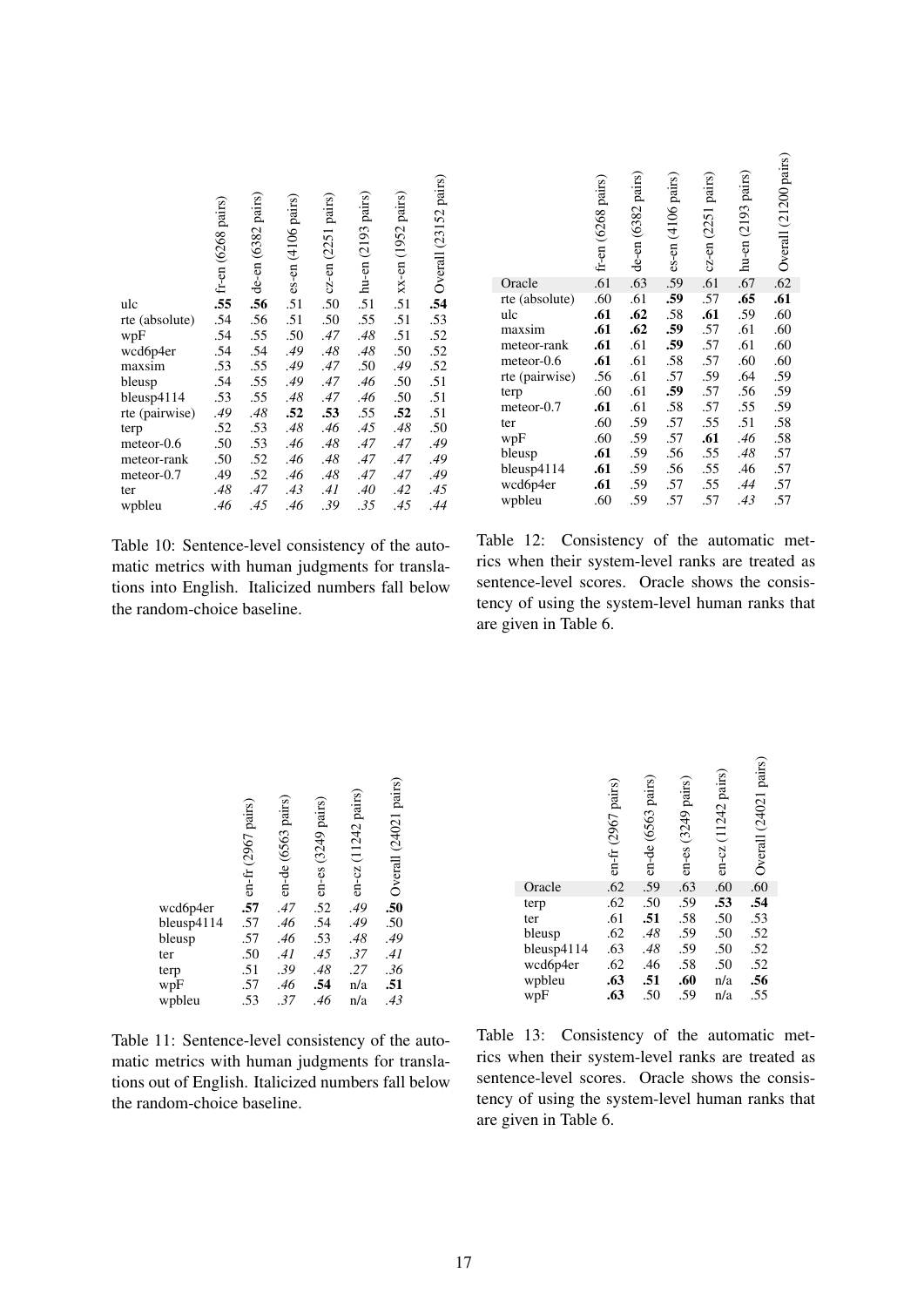| | fr-en (6268 pairs) | de-en (6382 pairs) | es-en (4106 pairs) | cz-en (2251 pairs) | hu-en (2193 pairs) | xx-en (1952 pairs) | Overall (23152 pairs) |
|---|---|---|---|---|---|---|---|
| ulc | **.55** | **.56** | .51 | .50 | .51 | .51 | **.54** |
| rte (absolute) | .54 | .56 | .51 | .50 | .55 | .51 | .53 |
| wpF | .54 | .55 | .50 | *.47* | *.48* | .51 | .52 |
| wcd6p4er | .54 | .54 | *.49* | *.48* | *.48* | .50 | .52 |
| maxsim | .53 | .55 | *.49* | *.47* | .50 | *.49* | .52 |
| bleusp | .54 | .55 | *.49* | *.47* | *.46* | .50 | .51 |
| bleusp4114 | .53 | .55 | *.48* | *.47* | *.46* | .50 | .51 |
| rte (pairwise) | *.49* | *.48* | **.52** | **.53** | .55 | **.52** | .51 |
| terp | .52 | .53 | *.48* | *.46* | *.45* | *.48* | .50 |
| meteor-0.6 | .50 | .53 | *.46* | *.48* | *.47* | *.47* | *.49* |
| meteor-rank | .50 | .52 | *.46* | *.48* | *.47* | *.47* | *.49* |
| meteor-0.7 | *.49* | .52 | *.46* | *.48* | *.47* | *.47* | *.49* |
| ter | *.48* | *.47* | *.43* | *.41* | *.40* | *.42* | *.45* |
| wpbleu | *.46* | *.45* | *.46* | *.39* | *.35* | *.45* | *.44* |

Table 10: Sentence-level consistency of the automatic metrics with human judgments for translations into English. Italicized numbers fall below the random-choice baseline.

| | en-fr (2967 pairs) | en-de (6563 pairs) | en-es (3249 pairs) | en-cz (11242 pairs) | Overall (24021 pairs) |
|---|---|---|---|---|---|
| wcd6p4er | **.57** | *.47* | .52 | *.49* | **.50** |
| bleusp4114 | .57 | *.46* | .54 | *.49* | .50 |
| bleusp | .57 | *.46* | .53 | *.48* | *.49* |
| ter | .50 | *.41* | *.45* | *.37* | *.41* |
| terp | .51 | *.39* | *.48* | *.27* | *.36* |
| wpF | .57 | *.46* | **.54** | n/a | **.51** |
| wpbleu | .53 | *.37* | *.46* | n/a | *.43* |

Table 11: Sentence-level consistency of the automatic metrics with human judgments for translations out of English. Italicized numbers fall below the random-choice baseline.

| | fr-en (6268 pairs) | de-en (6382 pairs) | es-en (4106 pairs) | cz-en (2251 pairs) | hu-en (2193 pairs) | Overall (21200 pairs) |
|---|---|---|---|---|---|---|
| Oracle | .61 | .63 | .59 | .61 | .67 | .62 |
| rte (absolute) | .60 | .61 | **.59** | .57 | **.65** | **.61** |
| ulc | **.61** | **.62** | .58 | **.61** | .59 | .60 |
| maxsim | **.61** | **.62** | **.59** | .57 | .61 | .60 |
| meteor-rank | **.61** | .61 | **.59** | .57 | .61 | .60 |
| meteor-0.6 | **.61** | .61 | .58 | .57 | .60 | .60 |
| rte (pairwise) | .56 | .61 | .57 | .59 | .64 | .59 |
| terp | .60 | .61 | **.59** | .57 | .56 | .59 |
| meteor-0.7 | **.61** | .61 | .58 | .57 | .55 | .59 |
| ter | .60 | .59 | .57 | .55 | .51 | .58 |
| wpF | .60 | .59 | .57 | **.61** | *.46* | .58 |
| bleusp | **.61** | .59 | .56 | .55 | *.48* | .57 |
| bleusp4114 | **.61** | .59 | .56 | .55 | .46 | .57 |
| wcd6p4er | **.61** | .59 | .57 | .55 | *.44* | .57 |
| wpbleu | .60 | .59 | .57 | .57 | *.43* | .57 |

Table 12: Consistency of the automatic metrics when their system-level ranks are treated as sentence-level scores. Oracle shows the consistency of using the system-level human ranks that are given in Table 6.

| | en-fr (2967 pairs) | en-de (6563 pairs) | en-es (3249 pairs) | en-cz (11242 pairs) | Overall (24021 pairs) |
|---|---|---|---|---|---|
| Oracle | .62 | .59 | .63 | .60 | .60 |
| terp | .62 | .50 | .59 | **.53** | **.54** |
| ter | .61 | **.51** | .58 | .50 | .53 |
| bleusp | .62 | *.48* | .59 | .50 | .52 |
| bleusp4114 | .63 | *.48* | .59 | .50 | .52 |
| wcd6p4er | .62 | .46 | .58 | .50 | .52 |
| wpbleu | **.63** | **.51** | **.60** | n/a | **.56** |
| wpF | **.63** | .50 | .59 | n/a | .55 |

Table 13: Consistency of the automatic metrics when their system-level ranks are treated as sentence-level scores. Oracle shows the consistency of using the system-level human ranks that are given in Table 6.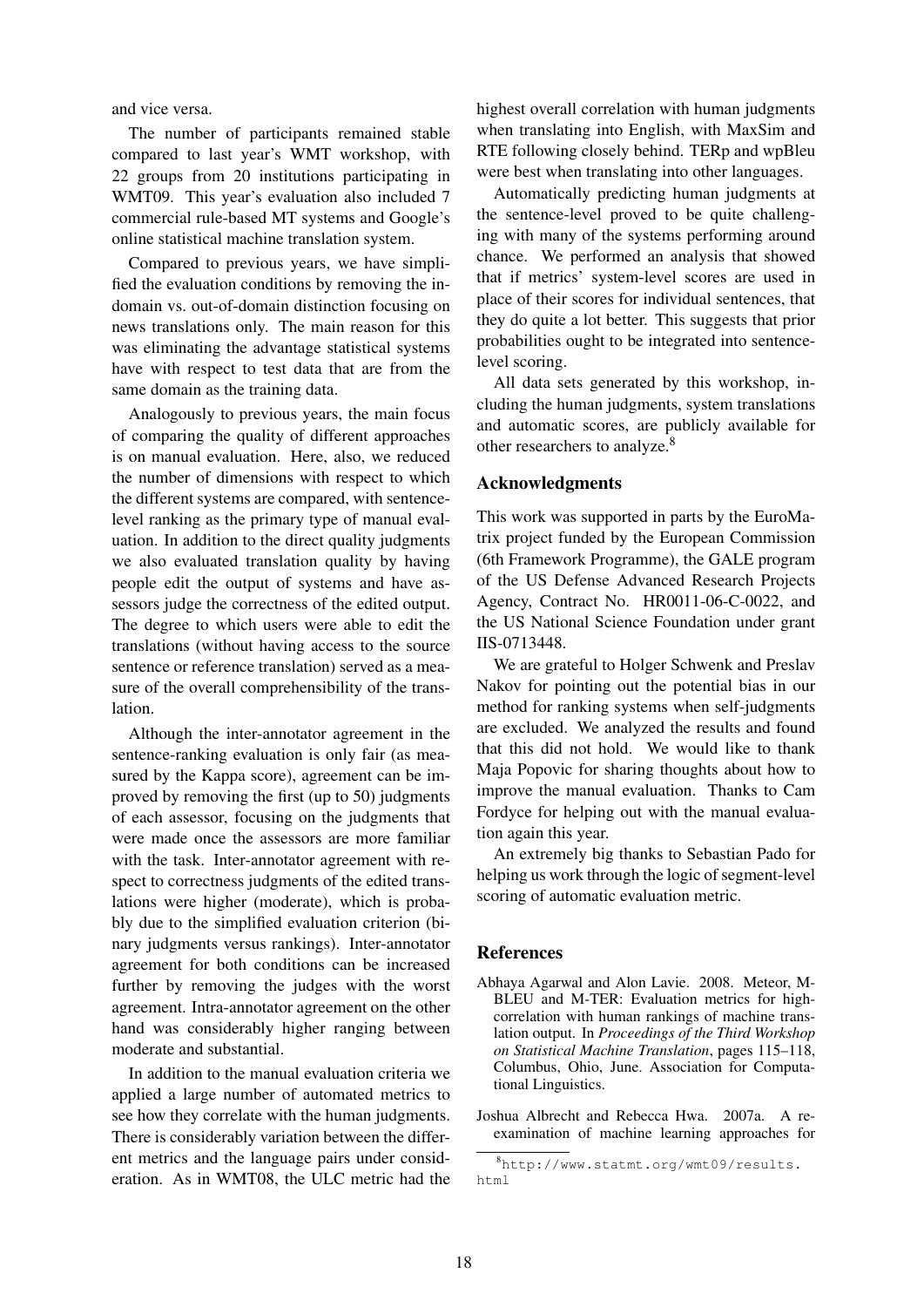and vice versa.

The number of participants remained stable compared to last year's WMT workshop, with 22 groups from 20 institutions participating in WMT09. This year's evaluation also included 7 commercial rule-based MT systems and Google's online statistical machine translation system.

Compared to previous years, we have simplified the evaluation conditions by removing the in-domain vs. out-of-domain distinction focusing on news translations only. The main reason for this was eliminating the advantage statistical systems have with respect to test data that are from the same domain as the training data.

Analogously to previous years, the main focus of comparing the quality of different approaches is on manual evaluation. Here, also, we reduced the number of dimensions with respect to which the different systems are compared, with sentence-level ranking as the primary type of manual evaluation. In addition to the direct quality judgments we also evaluated translation quality by having people edit the output of systems and have assessors judge the correctness of the edited output. The degree to which users were able to edit the translations (without having access to the source sentence or reference translation) served as a measure of the overall comprehensibility of the translation.

Although the inter-annotator agreement in the sentence-ranking evaluation is only fair (as measured by the Kappa score), agreement can be improved by removing the first (up to 50) judgments of each assessor, focusing on the judgments that were made once the assessors are more familiar with the task. Inter-annotator agreement with respect to correctness judgments of the edited translations were higher (moderate), which is probably due to the simplified evaluation criterion (binary judgments versus rankings). Inter-annotator agreement for both conditions can be increased further by removing the judges with the worst agreement. Intra-annotator agreement on the other hand was considerably higher ranging between moderate and substantial.

In addition to the manual evaluation criteria we applied a large number of automated metrics to see how they correlate with the human judgments. There is considerably variation between the different metrics and the language pairs under consideration. As in WMT08, the ULC metric had the highest overall correlation with human judgments when translating into English, with MaxSim and RTE following closely behind. TERp and wpBleu were best when translating into other languages.

Automatically predicting human judgments at the sentence-level proved to be quite challenging with many of the systems performing around chance. We performed an analysis that showed that if metrics' system-level scores are used in place of their scores for individual sentences, that they do quite a lot better. This suggests that prior probabilities ought to be integrated into sentence-level scoring.

All data sets generated by this workshop, including the human judgments, system translations and automatic scores, are publicly available for other researchers to analyze.[8]

## Acknowledgments

This work was supported in parts by the EuroMatrix project funded by the European Commission (6th Framework Programme), the GALE program of the US Defense Advanced Research Projects Agency, Contract No. HR0011-06-C-0022, and the US National Science Foundation under grant IIS-0713448.

We are grateful to Holger Schwenk and Preslav Nakov for pointing out the potential bias in our method for ranking systems when self-judgments are excluded. We analyzed the results and found that this did not hold. We would like to thank Maja Popovic for sharing thoughts about how to improve the manual evaluation. Thanks to Cam Fordyce for helping out with the manual evaluation again this year.

An extremely big thanks to Sebastian Pado for helping us work through the logic of segment-level scoring of automatic evaluation metric.

## References

Abhaya Agarwal and Alon Lavie. 2008. Meteor, M-BLEU and M-TER: Evaluation metrics for high-correlation with human rankings of machine translation output. In *Proceedings of the Third Workshop on Statistical Machine Translation*, pages 115–118, Columbus, Ohio, June. Association for Computational Linguistics.

Joshua Albrecht and Rebecca Hwa. 2007a. A re-examination of machine learning approaches for

[8] http://www.statmt.org/wmt09/results.html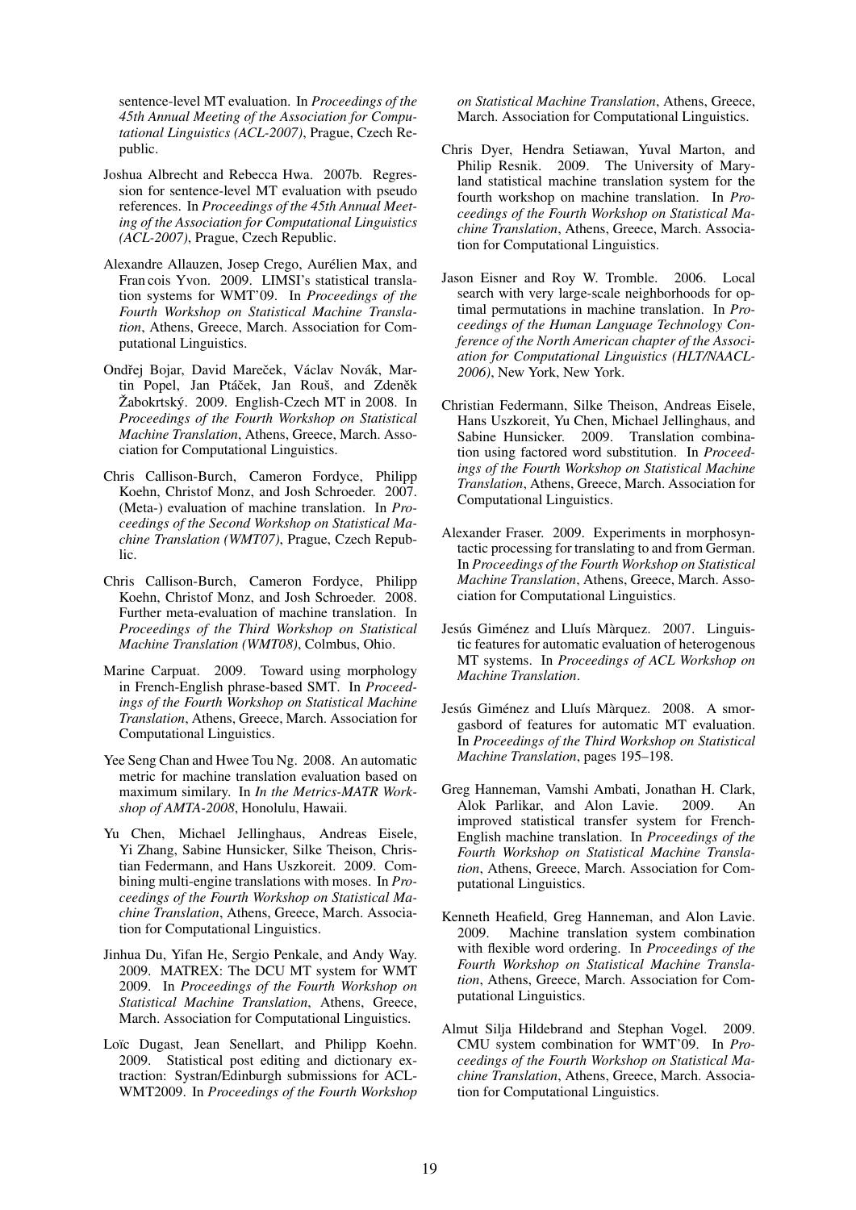sentence-level MT evaluation. In *Proceedings of the 45th Annual Meeting of the Association for Computational Linguistics (ACL-2007)*, Prague, Czech Republic.

Joshua Albrecht and Rebecca Hwa. 2007b. Regression for sentence-level MT evaluation with pseudo references. In *Proceedings of the 45th Annual Meeting of the Association for Computational Linguistics (ACL-2007)*, Prague, Czech Republic.

Alexandre Allauzen, Josep Crego, Aurélien Max, and Fran cois Yvon. 2009. LIMSI's statistical translation systems for WMT'09. In *Proceedings of the Fourth Workshop on Statistical Machine Translation*, Athens, Greece, March. Association for Computational Linguistics.

Ondřej Bojar, David Mareček, Václav Novák, Martin Popel, Jan Ptáček, Jan Rouš, and Zdeněk Žabokrtský. 2009. English-Czech MT in 2008. In *Proceedings of the Fourth Workshop on Statistical Machine Translation*, Athens, Greece, March. Association for Computational Linguistics.

Chris Callison-Burch, Cameron Fordyce, Philipp Koehn, Christof Monz, and Josh Schroeder. 2007. (Meta-) evaluation of machine translation. In *Proceedings of the Second Workshop on Statistical Machine Translation (WMT07)*, Prague, Czech Republic.

Chris Callison-Burch, Cameron Fordyce, Philipp Koehn, Christof Monz, and Josh Schroeder. 2008. Further meta-evaluation of machine translation. In *Proceedings of the Third Workshop on Statistical Machine Translation (WMT08)*, Colmbus, Ohio.

Marine Carpuat. 2009. Toward using morphology in French-English phrase-based SMT. In *Proceedings of the Fourth Workshop on Statistical Machine Translation*, Athens, Greece, March. Association for Computational Linguistics.

Yee Seng Chan and Hwee Tou Ng. 2008. An automatic metric for machine translation evaluation based on maximum similary. In *In the Metrics-MATR Workshop of AMTA-2008*, Honolulu, Hawaii.

Yu Chen, Michael Jellinghaus, Andreas Eisele, Yi Zhang, Sabine Hunsicker, Silke Theison, Christian Federmann, and Hans Uszkoreit. 2009. Combining multi-engine translations with moses. In *Proceedings of the Fourth Workshop on Statistical Machine Translation*, Athens, Greece, March. Association for Computational Linguistics.

Jinhua Du, Yifan He, Sergio Penkale, and Andy Way. 2009. MATREX: The DCU MT system for WMT 2009. In *Proceedings of the Fourth Workshop on Statistical Machine Translation*, Athens, Greece, March. Association for Computational Linguistics.

Loïc Dugast, Jean Senellart, and Philipp Koehn. 2009. Statistical post editing and dictionary extraction: Systran/Edinburgh submissions for ACL-WMT2009. In *Proceedings of the Fourth Workshop on Statistical Machine Translation*, Athens, Greece, March. Association for Computational Linguistics.

Chris Dyer, Hendra Setiawan, Yuval Marton, and Philip Resnik. 2009. The University of Maryland statistical machine translation system for the fourth workshop on machine translation. In *Proceedings of the Fourth Workshop on Statistical Machine Translation*, Athens, Greece, March. Association for Computational Linguistics.

Jason Eisner and Roy W. Tromble. 2006. Local search with very large-scale neighborhoods for optimal permutations in machine translation. In *Proceedings of the Human Language Technology Conference of the North American chapter of the Association for Computational Linguistics (HLT/NAACL-2006)*, New York, New York.

Christian Federmann, Silke Theison, Andreas Eisele, Hans Uszkoreit, Yu Chen, Michael Jellinghaus, and Sabine Hunsicker. 2009. Translation combination using factored word substitution. In *Proceedings of the Fourth Workshop on Statistical Machine Translation*, Athens, Greece, March. Association for Computational Linguistics.

Alexander Fraser. 2009. Experiments in morphosyntactic processing for translating to and from German. In *Proceedings of the Fourth Workshop on Statistical Machine Translation*, Athens, Greece, March. Association for Computational Linguistics.

Jesús Giménez and Lluís Màrquez. 2007. Linguistic features for automatic evaluation of heterogenous MT systems. In *Proceedings of ACL Workshop on Machine Translation*.

Jesús Giménez and Lluís Màrquez. 2008. A smorgasbord of features for automatic MT evaluation. In *Proceedings of the Third Workshop on Statistical Machine Translation*, pages 195–198.

Greg Hanneman, Vamshi Ambati, Jonathan H. Clark, Alok Parlikar, and Alon Lavie. 2009. An improved statistical transfer system for French-English machine translation. In *Proceedings of the Fourth Workshop on Statistical Machine Translation*, Athens, Greece, March. Association for Computational Linguistics.

Kenneth Heafield, Greg Hanneman, and Alon Lavie. 2009. Machine translation system combination with flexible word ordering. In *Proceedings of the Fourth Workshop on Statistical Machine Translation*, Athens, Greece, March. Association for Computational Linguistics.

Almut Silja Hildebrand and Stephan Vogel. 2009. CMU system combination for WMT'09. In *Proceedings of the Fourth Workshop on Statistical Machine Translation*, Athens, Greece, March. Association for Computational Linguistics.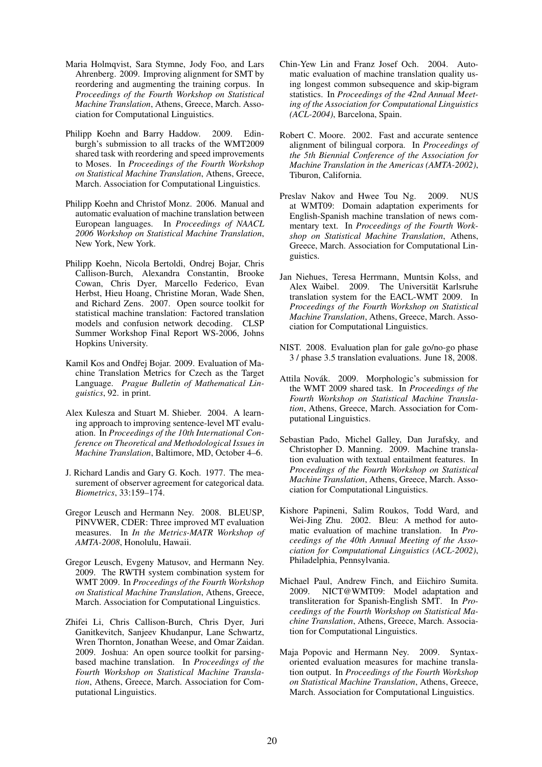Maria Holmqvist, Sara Stymne, Jody Foo, and Lars Ahrenberg. 2009. Improving alignment for SMT by reordering and augmenting the training corpus. In *Proceedings of the Fourth Workshop on Statistical Machine Translation*, Athens, Greece, March. Association for Computational Linguistics.

Philipp Koehn and Barry Haddow. 2009. Edinburgh's submission to all tracks of the WMT2009 shared task with reordering and speed improvements to Moses. In *Proceedings of the Fourth Workshop on Statistical Machine Translation*, Athens, Greece, March. Association for Computational Linguistics.

Philipp Koehn and Christof Monz. 2006. Manual and automatic evaluation of machine translation between European languages. In *Proceedings of NAACL 2006 Workshop on Statistical Machine Translation*, New York, New York.

Philipp Koehn, Nicola Bertoldi, Ondrej Bojar, Chris Callison-Burch, Alexandra Constantin, Brooke Cowan, Chris Dyer, Marcello Federico, Evan Herbst, Hieu Hoang, Christine Moran, Wade Shen, and Richard Zens. 2007. Open source toolkit for statistical machine translation: Factored translation models and confusion network decoding. CLSP Summer Workshop Final Report WS-2006, Johns Hopkins University.

Kamil Kos and Ondřej Bojar. 2009. Evaluation of Machine Translation Metrics for Czech as the Target Language. *Prague Bulletin of Mathematical Linguistics*, 92. in print.

Alex Kulesza and Stuart M. Shieber. 2004. A learning approach to improving sentence-level MT evaluation. In *Proceedings of the 10th International Conference on Theoretical and Methodological Issues in Machine Translation*, Baltimore, MD, October 4–6.

J. Richard Landis and Gary G. Koch. 1977. The measurement of observer agreement for categorical data. *Biometrics*, 33:159–174.

Gregor Leusch and Hermann Ney. 2008. BLEUSP, PINVWER, CDER: Three improved MT evaluation measures. In *In the Metrics-MATR Workshop of AMTA-2008*, Honolulu, Hawaii.

Gregor Leusch, Evgeny Matusov, and Hermann Ney. 2009. The RWTH system combination system for WMT 2009. In *Proceedings of the Fourth Workshop on Statistical Machine Translation*, Athens, Greece, March. Association for Computational Linguistics.

Zhifei Li, Chris Callison-Burch, Chris Dyer, Juri Ganitkevitch, Sanjeev Khudanpur, Lane Schwartz, Wren Thornton, Jonathan Weese, and Omar Zaidan. 2009. Joshua: An open source toolkit for parsing-based machine translation. In *Proceedings of the Fourth Workshop on Statistical Machine Translation*, Athens, Greece, March. Association for Computational Linguistics.

Chin-Yew Lin and Franz Josef Och. 2004. Automatic evaluation of machine translation quality using longest common subsequence and skip-bigram statistics. In *Proceedings of the 42nd Annual Meeting of the Association for Computational Linguistics (ACL-2004)*, Barcelona, Spain.

Robert C. Moore. 2002. Fast and accurate sentence alignment of bilingual corpora. In *Proceedings of the 5th Biennial Conference of the Association for Machine Translation in the Americas (AMTA-2002)*, Tiburon, California.

Preslav Nakov and Hwee Tou Ng. 2009. NUS at WMT09: Domain adaptation experiments for English-Spanish machine translation of news commentary text. In *Proceedings of the Fourth Workshop on Statistical Machine Translation*, Athens, Greece, March. Association for Computational Linguistics.

Jan Niehues, Teresa Herrmann, Muntsin Kolss, and Alex Waibel. 2009. The Universität Karlsruhe translation system for the EACL-WMT 2009. In *Proceedings of the Fourth Workshop on Statistical Machine Translation*, Athens, Greece, March. Association for Computational Linguistics.

NIST. 2008. Evaluation plan for gale go/no-go phase 3 / phase 3.5 translation evaluations. June 18, 2008.

Attila Novák. 2009. Morphologic's submission for the WMT 2009 shared task. In *Proceedings of the Fourth Workshop on Statistical Machine Translation*, Athens, Greece, March. Association for Computational Linguistics.

Sebastian Pado, Michel Galley, Dan Jurafsky, and Christopher D. Manning. 2009. Machine translation evaluation with textual entailment features. In *Proceedings of the Fourth Workshop on Statistical Machine Translation*, Athens, Greece, March. Association for Computational Linguistics.

Kishore Papineni, Salim Roukos, Todd Ward, and Wei-Jing Zhu. 2002. Bleu: A method for automatic evaluation of machine translation. In *Proceedings of the 40th Annual Meeting of the Association for Computational Linguistics (ACL-2002)*, Philadelphia, Pennsylvania.

Michael Paul, Andrew Finch, and Eiichiro Sumita. 2009. NICT@WMT09: Model adaptation and transliteration for Spanish-English SMT. In *Proceedings of the Fourth Workshop on Statistical Machine Translation*, Athens, Greece, March. Association for Computational Linguistics.

Maja Popovic and Hermann Ney. 2009. Syntax-oriented evaluation measures for machine translation output. In *Proceedings of the Fourth Workshop on Statistical Machine Translation*, Athens, Greece, March. Association for Computational Linguistics.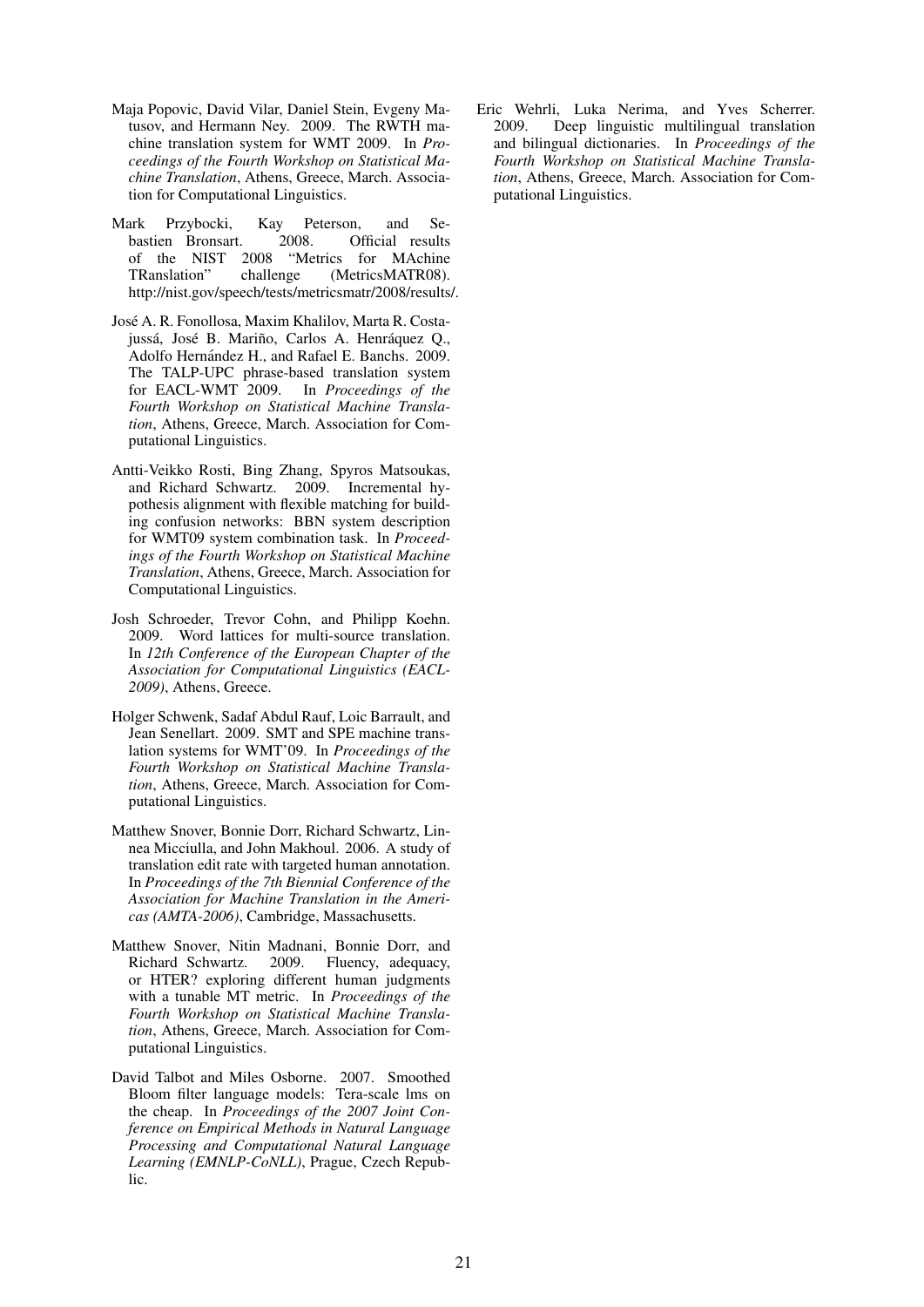Maja Popovic, David Vilar, Daniel Stein, Evgeny Matusov, and Hermann Ney. 2009. The RWTH machine translation system for WMT 2009. In *Proceedings of the Fourth Workshop on Statistical Machine Translation*, Athens, Greece, March. Association for Computational Linguistics.

Mark Przybocki, Kay Peterson, and Sebastien Bronsart. 2008. Official results of the NIST 2008 "Metrics for MAchine TRanslation" challenge (MetricsMATR08). http://nist.gov/speech/tests/metricsmatr/2008/results/.

José A. R. Fonollosa, Maxim Khalilov, Marta R. Costa-jussá, José B. Mariño, Carlos A. Henráquez Q., Adolfo Hernández H., and Rafael E. Banchs. 2009. The TALP-UPC phrase-based translation system for EACL-WMT 2009. In *Proceedings of the Fourth Workshop on Statistical Machine Translation*, Athens, Greece, March. Association for Computational Linguistics.

Antti-Veikko Rosti, Bing Zhang, Spyros Matsoukas, and Richard Schwartz. 2009. Incremental hypothesis alignment with flexible matching for building confusion networks: BBN system description for WMT09 system combination task. In *Proceedings of the Fourth Workshop on Statistical Machine Translation*, Athens, Greece, March. Association for Computational Linguistics.

Josh Schroeder, Trevor Cohn, and Philipp Koehn. 2009. Word lattices for multi-source translation. In *12th Conference of the European Chapter of the Association for Computational Linguistics (EACL-2009)*, Athens, Greece.

Holger Schwenk, Sadaf Abdul Rauf, Loic Barrault, and Jean Senellart. 2009. SMT and SPE machine translation systems for WMT'09. In *Proceedings of the Fourth Workshop on Statistical Machine Translation*, Athens, Greece, March. Association for Computational Linguistics.

Matthew Snover, Bonnie Dorr, Richard Schwartz, Linnea Micciulla, and John Makhoul. 2006. A study of translation edit rate with targeted human annotation. In *Proceedings of the 7th Biennial Conference of the Association for Machine Translation in the Americas (AMTA-2006)*, Cambridge, Massachusetts.

Matthew Snover, Nitin Madnani, Bonnie Dorr, and Richard Schwartz. 2009. Fluency, adequacy, or HTER? exploring different human judgments with a tunable MT metric. In *Proceedings of the Fourth Workshop on Statistical Machine Translation*, Athens, Greece, March. Association for Computational Linguistics.

David Talbot and Miles Osborne. 2007. Smoothed Bloom filter language models: Tera-scale lms on the cheap. In *Proceedings of the 2007 Joint Conference on Empirical Methods in Natural Language Processing and Computational Natural Language Learning (EMNLP-CoNLL)*, Prague, Czech Republic.

Eric Wehrli, Luka Nerima, and Yves Scherrer. 2009. Deep linguistic multilingual translation and bilingual dictionaries. In *Proceedings of the Fourth Workshop on Statistical Machine Translation*, Athens, Greece, March. Association for Computational Linguistics.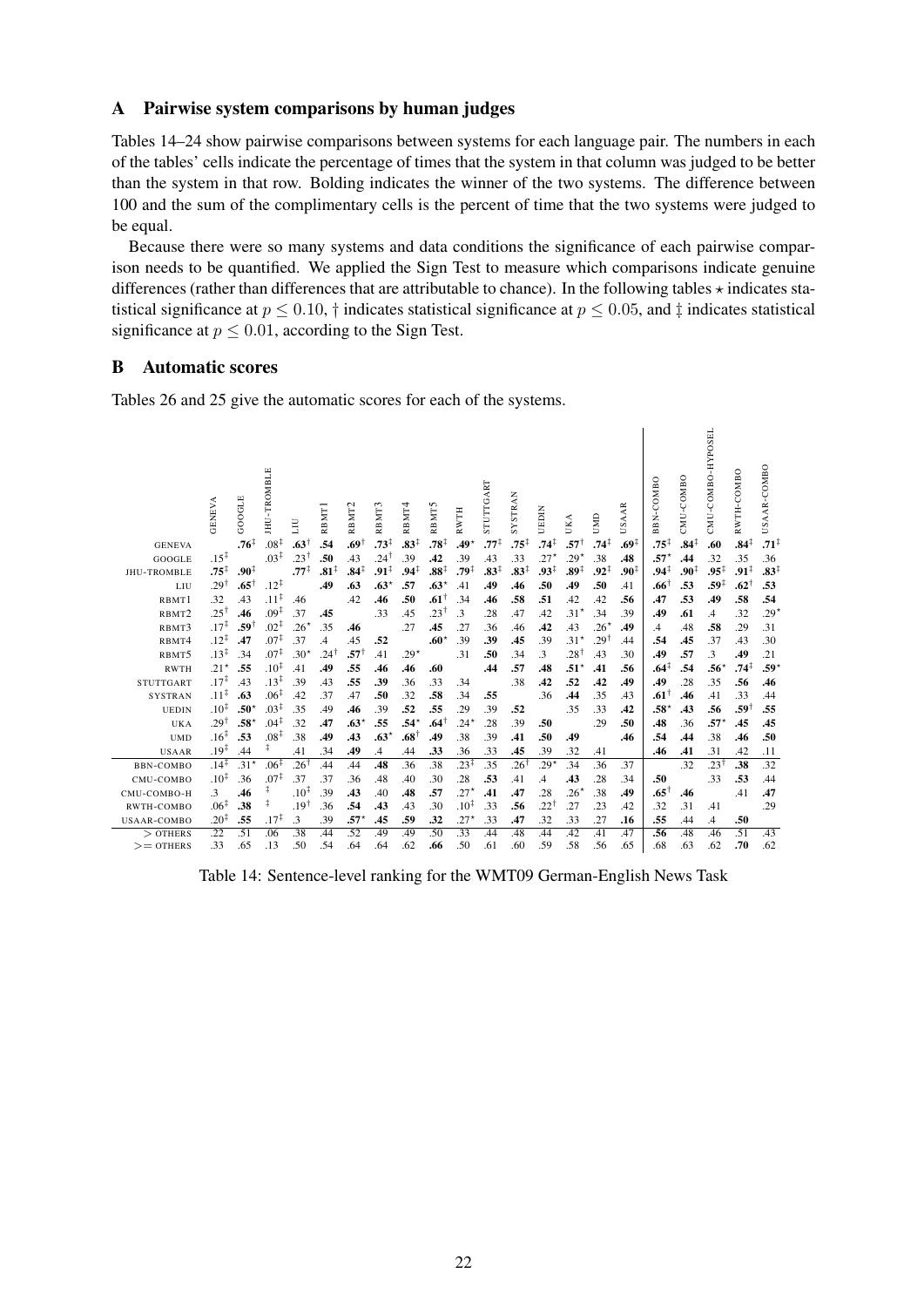## A Pairwise system comparisons by human judges

Tables 14–24 show pairwise comparisons between systems for each language pair. The numbers in each of the tables' cells indicate the percentage of times that the system in that column was judged to be better than the system in that row. Bolding indicates the winner of the two systems. The difference between 100 and the sum of the complimentary cells is the percent of time that the two systems were judged to be equal.

Because there were so many systems and data conditions the significance of each pairwise comparison needs to be quantified. We applied the Sign Test to measure which comparisons indicate genuine differences (rather than differences that are attributable to chance). In the following tables $\star$ indicates statistical significance at $p \leq 0.10$, † indicates statistical significance at $p \leq 0.05$, and ‡ indicates statistical significance at $p \leq 0.01$, according to the Sign Test.

## B Automatic scores

Tables 26 and 25 give the automatic scores for each of the systems.

| | GENEVA | GOOGLE | JHU-TROMBLE | LIU | RBMT1 | RBMT2 | RBMT3 | RBMT4 | RBMT5 | RWTH | STUTTGART | SYSTRAN | UEDIN | UKA | UMD | USAAR | BBN-COMBO | CMU-COMBO | CMU-COMBO-HYPOSEL | RWTH-COMBO | USAAR-COMBO |
|---|---|---|---|---|---|---|---|---|---|---|---|---|---|---|---|---|---|---|---|---|---|
| GENEVA | | **.76**‡ | .08‡ | **.63**† | **.54** | **.69**† | **.73**‡ | **.83**‡ | **.78**‡ | **.49**⋆ | **.77**‡ | **.75**‡ | **.74**‡ | **.57**† | **.74**‡ | **.69**‡ | **.75**‡ | **.84**‡ | **.60** | **.84**‡ | **.71**‡ |
| GOOGLE | .15‡ | | .03‡ | .23† | **.50** | .43 | .24† | .39 | **.42** | .39 | .43 | .33 | .27⋆ | .29⋆ | .38 | **.48** | **.57**⋆ | **.44** | .32 | .35 | .36 |
| JHU-TROMBLE | **.75**‡ | **.90**‡ | | **.77**‡ | **.81**‡ | **.84**‡ | **.91**‡ | **.94**‡ | **.88**‡ | **.79**‡ | **.83**‡ | **.83**‡ | **.93**‡ | **.89**‡ | **.92**‡ | **.90**‡ | **.94**‡ | **.90**‡ | **.95**‡ | **.91**‡ | **.83**‡ |
| LIU | .29† | **.65**† | .12‡ | | **.49** | **.63** | **.63**⋆ | **.57** | **.63**⋆ | .41 | **.49** | **.46** | **.50** | **.49** | **.50** | .41 | **.66**† | **.53** | **.59**‡ | **.62**† | **.53** |
| RBMT1 | .32 | .43 | .11‡ | .46 | | .42 | **.46** | **.50** | **.61**† | .34 | **.46** | **.58** | **.51** | .42 | .42 | **.56** | **.47** | **.53** | **.49** | **.58** | **.54** |
| RBMT2 | .25† | **.46** | .09‡ | .37 | **.45** | | .33 | .45 | .23† | .3 | .28 | .47 | .42 | .31⋆ | .34 | .39 | **.49** | **.61** | .4 | .32 | .29⋆ |
| RBMT3 | .17‡ | **.59**† | .02‡ | .26⋆ | .35 | **.46** | | .27 | **.45** | .27 | .36 | .46 | **.42** | .43 | .26⋆ | **.49** | .4 | .48 | **.58** | .29 | .31 |
| RBMT4 | .12‡ | **.47** | .07‡ | .37 | .4 | .45 | **.52** | | **.60**⋆ | .39 | **.39** | **.45** | .39 | .31⋆ | .29† | .44 | **.54** | **.45** | .37 | .43 | .30 |
| RBMT5 | .13‡ | .34 | .07‡ | .30⋆ | .24† | **.57**† | .41 | .29⋆ | | .31 | **.50** | .34 | .3 | .28† | .43 | .30 | **.49** | **.57** | .3 | **.49** | .21 |
| RWTH | .21⋆ | **.55** | .10‡ | .41 | **.49** | **.55** | **.46** | **.46** | **.60** | | **.44** | **.57** | **.48** | **.51**⋆ | **.41** | **.56** | **.64**‡ | **.54** | **.56**⋆ | **.74**‡ | **.59**⋆ |
| STUTTGART | .17‡ | .43 | .13‡ | .39 | .43 | **.55** | **.39** | .36 | .33 | .34 | | .38 | **.42** | **.52** | **.42** | **.49** | **.49** | .28 | .35 | **.56** | **.46** |
| SYSTRAN | .11‡ | **.63** | .06‡ | .42 | .37 | .47 | **.50** | .32 | **.58** | .34 | **.55** | | .36 | **.44** | .35 | .43 | **.61**† | **.46** | .41 | .33 | .44 |
| UEDIN | .10‡ | **.50**⋆ | .03‡ | .35 | .49 | **.46** | .39 | **.52** | **.55** | .29 | .39 | **.52** | | .35 | .33 | **.42** | **.58**⋆ | **.43** | **.56** | **.59**† | **.55** |
| UKA | .29† | **.58**⋆ | .04‡ | .32 | **.47** | **.63**⋆ | **.55** | **.54**⋆ | **.64**† | .24⋆ | .28 | .39 | **.50** | | .29 | **.50** | **.48** | .36 | **.57**⋆ | **.45** | **.45** |
| UMD | .16‡ | **.53** | .08‡ | .38 | **.49** | **.43** | **.63**⋆ | **.68**† | **.49** | .38 | .39 | **.41** | **.50** | **.49** | | **.46** | **.54** | **.44** | .38 | **.46** | **.50** |
| USAAR | .19‡ | .44 | ‡ | .41 | .34 | **.49** | .4 | .44 | **.33** | .36 | .33 | **.45** | .39 | .32 | .41 | | **.46** | **.41** | .31 | .42 | .11 |
| BBN-COMBO | .14‡ | .31⋆ | .06‡ | .26† | .44 | .44 | **.48** | .36 | .38 | .23† | .35 | .26† | .29⋆ | .34 | .36 | .37 | | .32 | .23† | **.38** | .32 |
| CMU-COMBO | .10‡ | .36 | .07‡ | .37 | .37 | .36 | .48 | .40 | .30 | .28 | **.53** | .41 | .4 | **.43** | .28 | .34 | **.50** | | .33 | **.53** | .44 |
| CMU-COMBO-H | .3 | **.46** | ‡ | .10‡ | .39 | **.43** | .40 | **.48** | **.57** | .27⋆ | **.41** | **.47** | .28 | .26⋆ | .38 | **.49** | **.65**† | **.46** | | .41 | **.47** |
| RWTH-COMBO | .06‡ | **.38** | ‡ | .19† | .36 | **.54** | **.43** | .43 | .30 | .10‡ | .33 | **.56** | .22† | .27 | .23 | .42 | .32 | .31 | .41 | | .29 |
| USAAR-COMBO | .20‡ | **.55** | .17‡ | .3 | .39 | **.57**⋆ | **.45** | **.59** | **.32** | .27⋆ | .33 | **.47** | .32 | .33 | .27 | **.16** | **.55** | .44 | .4 | **.50** | |
| > OTHERS | .22 | .51 | .06 | .38 | .44 | .52 | .49 | .49 | .50 | .33 | .44 | .48 | .44 | .42 | .41 | .47 | **.56** | .48 | .46 | .51 | .43 |
| >= OTHERS | .33 | .65 | .13 | .50 | .54 | .64 | .64 | .62 | **.66** | .50 | .61 | .60 | .59 | .58 | .56 | .65 | .68 | .63 | .62 | **.70** | .62 |

Table 14: Sentence-level ranking for the WMT09 German-English News Task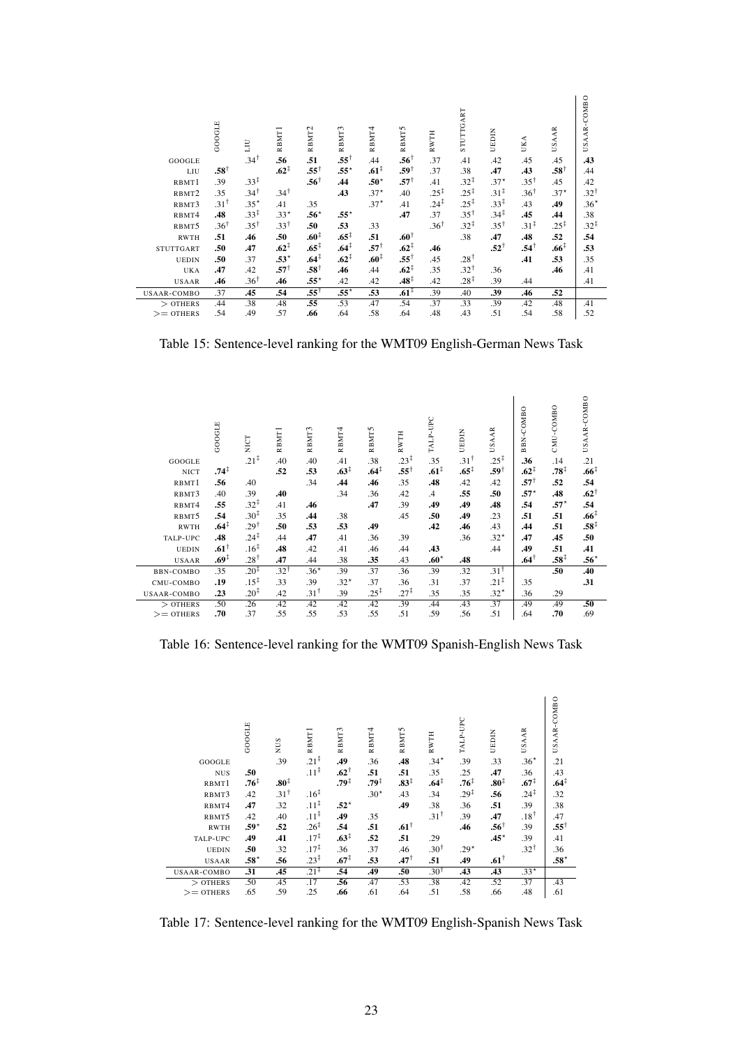| | GOOGLE | LIU | RBMT1 | RBMT2 | RBMT3 | RBMT4 | RBMT5 | RWTH | STUTTGART | UEDIN | UKA | USAAR | USAAR-COMBO |
|---|---|---|---|---|---|---|---|---|---|---|---|---|---|
| GOOGLE | | .34† | **.56** | **.51** | **.55**† | .44 | **.56**† | .37 | .41 | .42 | .45 | .45 | **.43** |
| LIU | **.58**† | | **.62**‡ | **.55**† | **.55**⋆ | **.61**‡ | **.59**† | .37 | .38 | **.47** | **.43** | **.58**† | .44 |
| RBMT1 | .39 | .33‡ | | **.56**† | **.44** | **.50**⋆ | **.57**† | .41 | .32‡ | .37⋆ | .35† | .45 | .42 |
| RBMT2 | .35 | .34† | .34† | | **.43** | .37⋆ | .40 | .25‡ | .25‡ | .31‡ | .36† | .37⋆ | .32† |
| RBMT3 | .31† | .35⋆ | .41 | .35 | | .37⋆ | .41 | .24‡ | .25‡ | .33‡ | .43 | **.49** | .36⋆ |
| RBMT4 | **.48** | .33‡ | .33⋆ | **.56**⋆ | **.55**⋆ | | **.47** | .37 | .35† | .34‡ | **.45** | **.44** | .38 |
| RBMT5 | .36† | .35† | .33† | **.50** | **.53** | .33 | | .36† | .32‡ | .35† | .31‡ | .25‡ | .32‡ |
| RWTH | **.51** | **.46** | **.50** | **.60**‡ | **.65**‡ | **.51** | **.60**† | | .38 | **.47** | **.48** | **.52** | **.54** |
| STUTTGART | **.50** | **.47** | **.62**‡ | **.65**‡ | **.64**‡ | **.57**† | **.62**‡ | **.46** | | **.52**† | **.54**† | **.66**‡ | **.53** |
| UEDIN | **.50** | .37 | **.53**⋆ | **.64**‡ | **.62**‡ | **.60**‡ | **.55**† | .45 | .28† | | **.41** | **.53** | .35 |
| UKA | **.47** | .42 | **.57**† | **.58**† | **.46** | .44 | **.62**‡ | .35 | .32† | .36 | | **.46** | .41 |
| USAAR | **.46** | .36† | **.46** | **.55**⋆ | .42 | .42 | **.48**‡ | .42 | .28‡ | .39 | .44 | | .41 |
| USAAR-COMBO | .37 | **.45** | **.54** | **.55**† | **.55**⋆ | **.53** | **.61**‡ | .39 | .40 | **.39** | **.46** | **.52** | |
| > OTHERS | .44 | .38 | .48 | **.55** | .53 | .47 | .54 | .37 | .33 | .39 | .42 | .48 | .41 |
| >= OTHERS | .54 | .49 | .57 | **.66** | .64 | .58 | .64 | .48 | .43 | .51 | .54 | .58 | .52 |

Table 15: Sentence-level ranking for the WMT09 English-German News Task

| | GOOGLE | NICT | RBMT1 | RBMT3 | RBMT4 | RBMT5 | RWTH | TALP-UPC | UEDIN | USAAR | BBN-COMBO | CMU-COMBO | USAAR-COMBO |
|---|---|---|---|---|---|---|---|---|---|---|---|---|---|
| GOOGLE | | .21‡ | .40 | .40 | .41 | .38 | .23‡ | .35 | .31† | .25‡ | **.36** | .14 | .21 |
| NICT | **.74**‡ | | **.52** | **.53** | **.63**‡ | **.64**‡ | **.55**† | **.61**‡ | **.65**‡ | **.59**† | **.62**‡ | **.78**‡ | **.66**‡ |
| RBMT1 | **.56** | .40 | | .34 | **.44** | **.46** | .35 | **.48** | .42 | .42 | **.57**† | **.52** | **.54** |
| RBMT3 | .40 | .39 | **.40** | | .34 | .36 | .42 | .4 | **.55** | **.50** | **.57**⋆ | **.48** | **.62**† |
| RBMT4 | **.55** | .32‡ | .41 | **.46** | | **.47** | .39 | **.49** | **.49** | **.48** | **.54** | **.57**⋆ | **.54** |
| RBMT5 | **.54** | .30‡ | .35 | **.44** | .38 | | .45 | **.50** | **.49** | .23 | **.51** | **.51** | **.66**‡ |
| RWTH | **.64**‡ | .29† | **.50** | **.53** | **.53** | **.49** | | **.42** | **.46** | .43 | **.44** | **.51** | **.58**‡ |
| TALP-UPC | **.48** | .24‡ | .44 | **.47** | .41 | .36 | .39 | | .36 | .32⋆ | **.47** | **.45** | **.50** |
| UEDIN | **.61**† | .16‡ | **.48** | .42 | .41 | .46 | .44 | **.43** | | .44 | **.49** | **.51** | **.41** |
| USAAR | **.69**‡ | .28† | **.47** | .44 | .38 | **.35** | .43 | **.60**⋆ | **.48** | | **.64**† | **.58**‡ | **.56**⋆ |
| BBN-COMBO | .35 | .20‡ | .32† | .36⋆ | .39 | .37 | .36 | .39 | .32 | .31† | | **.50** | **.40** |
| CMU-COMBO | **.19** | .15‡ | .33 | .39 | .32⋆ | .37 | .36 | .31 | .37 | .21‡ | .35 | | **.31** |
| USAAR-COMBO | **.23** | .20‡ | .42 | .31† | .39 | .25‡ | .27‡ | .35 | .35 | .32⋆ | .36 | .29 | |
| > OTHERS | .50 | .26 | .42 | .42 | .42 | .42 | .39 | .44 | .43 | .37 | .49 | .49 | **.50** |
| >= OTHERS | **.70** | .37 | .55 | .55 | .53 | .55 | .51 | .59 | .56 | .51 | .64 | **.70** | .69 |

Table 16: Sentence-level ranking for the WMT09 Spanish-English News Task

| | GOOGLE | NUS | RBMT1 | RBMT3 | RBMT4 | RBMT5 | RWTH | TALP-UPC | UEDIN | USAAR | USAAR-COMBO |
|---|---|---|---|---|---|---|---|---|---|---|---|
| GOOGLE | | .39 | .21‡ | **.49** | .36 | **.48** | .34⋆ | .39 | .33 | .36⋆ | .21 |
| NUS | **.50** | | .11‡ | **.62**† | **.51** | **.51** | .35 | .25 | **.47** | .36 | .43 |
| RBMT1 | **.76**‡ | **.80**‡ | | **.79**‡ | **.79**‡ | **.83**‡ | **.64**‡ | **.76**‡ | **.80**‡ | **.67**‡ | **.64**‡ |
| RBMT3 | .42 | .31† | .16‡ | | .30⋆ | .43 | .34 | .29‡ | **.56** | .24‡ | .32 |
| RBMT4 | **.47** | .32 | .11‡ | **.52**⋆ | | **.49** | .38 | .36 | **.51** | .39 | .38 |
| RBMT5 | .42 | .40 | .11‡ | **.49** | .35 | | .31† | .39 | **.47** | .18† | .47 |
| RWTH | **.59**⋆ | **.52** | .26‡ | **.54** | **.51** | **.61**† | | **.46** | **.56**† | .39 | **.55**† |
| TALP-UPC | **.49** | **.41** | .17‡ | **.63**‡ | **.52** | **.51** | .29 | | **.45**⋆ | .39 | .41 |
| UEDIN | **.50** | .32 | .17‡ | .36 | .37 | .46 | .30† | .29⋆ | | .32† | .36 |
| USAAR | **.58**⋆ | **.56** | .23‡ | **.67**‡ | **.53** | **.47**† | **.51** | **.49** | **.61**† | | **.58**⋆ |
| USAAR-COMBO | **.31** | **.45** | .21‡ | **.54** | **.49** | **.50** | .30† | **.43** | **.43** | .33⋆ | |
| > OTHERS | .50 | .45 | .17 | **.56** | .47 | .53 | .38 | .42 | .52 | .37 | .43 |
| >= OTHERS | .65 | .59 | .25 | **.66** | .61 | .64 | .51 | .58 | .66 | .48 | .61 |

Table 17: Sentence-level ranking for the WMT09 English-Spanish News Task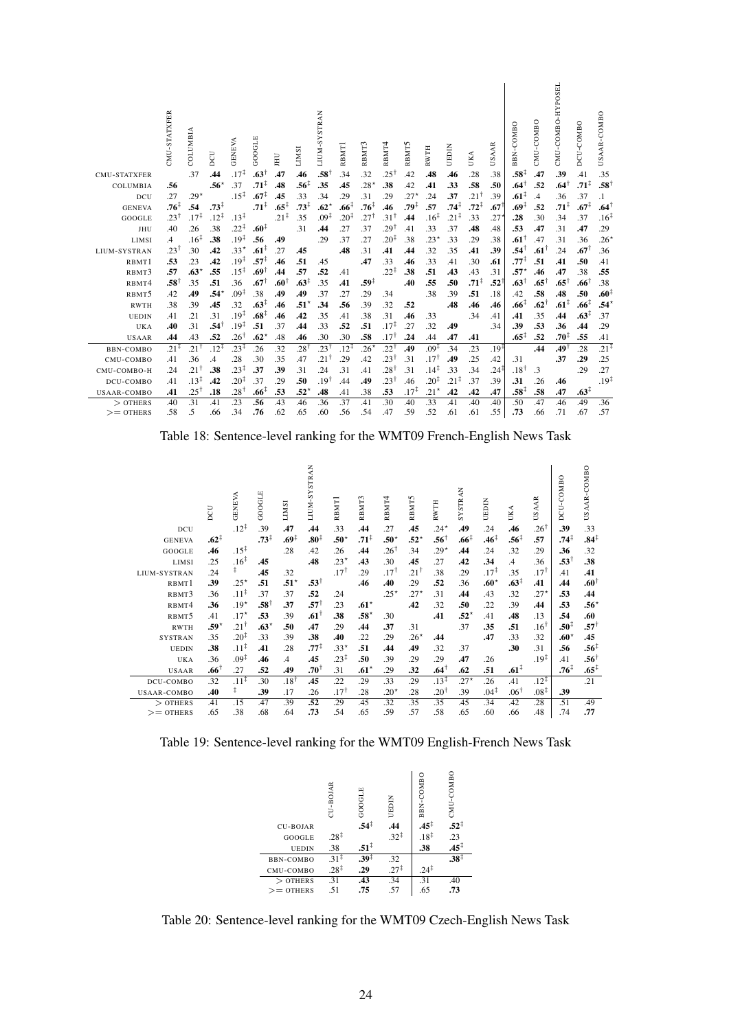| | CMU-STATXFER | COLUMBIA | DCU | GENEVA | GOOGLE | JHU | LIMSI | LIUM-SYSTRAN | RBMT1 | RBMT3 | RBMT4 | RBMT5 | RWTH | UEDIN | UKA | USAAR | BBN-COMBO | CMU-COMBO | CMU-COMBO-HYPOSEL | DCU-COMBO | USAAR-COMBO |
|---|---|---|---|---|---|---|---|---|---|---|---|---|---|---|---|---|---|---|---|---|---|
| CMU-STATXFER | | .37 | .44 | .17‡ | .63† | .47 | .46 | .58† | .34 | .32 | .25† | .42 | .48 | .46 | .28 | .38 | .58‡ | .47 | .39 | .41 | .35 |
| COLUMBIA | .56 | | .56⋆ | .37 | .71‡ | .48 | .56‡ | .35 | .45 | .28⋆ | .38 | .42 | .41 | .33 | .58 | .50 | .64† | .52 | .64† | .71‡ | .58† |
| DCU | .27 | .29⋆ | | .15‡ | .67‡ | .45 | .33 | .34 | .29 | .31 | .29 | .27⋆ | .24 | .37 | .21† | .39 | .61‡ | .4 | .36 | .37 | .1 |
| GENEVA | .76‡ | .54 | .73‡ | | .71‡ | .65‡ | .73‡ | .62⋆ | .66‡ | .76‡ | .46 | .79‡ | .57 | .74‡ | .72‡ | .67† | .69‡ | .52 | .71‡ | .67‡ | .64† |
| GOOGLE | .23† | .17‡ | .12‡ | .13‡ | | .21‡ | .35 | .09‡ | .20‡ | .27† | .31† | .44 | .16‡ | .21‡ | .33 | .27⋆ | .28 | .30 | .34 | .37 | .16‡ |
| JHU | .40 | .26 | .38 | .22‡ | .60‡ | | .31 | .44 | .27 | .37 | .29† | .41 | .33 | .37 | .48 | .48 | .53 | .47 | .31 | .47 | .29 |
| LIMSI | .4 | .16‡ | .38 | .19‡ | .56 | .49 | | .29 | .37 | .27 | .20‡ | .38 | .23⋆ | .33 | .29 | .38 | .61† | .47 | .31 | .36 | .26⋆ |
| LIUM-SYSTRAN | .23† | .30 | .42 | .33⋆ | .61‡ | .27 | .45 | | .48 | .31 | .41 | .44 | .32 | .35 | .41 | .39 | .54† | .61† | .24 | .67† | .36 |
| RBMT1 | .53 | .23 | .42 | .19‡ | .57‡ | .46 | .51 | .45 | | .47 | .33 | .46 | .33 | .41 | .30 | .61 | .77‡ | .51 | .41 | .50 | .41 |
| RBMT3 | .57 | .63⋆ | .55 | .15‡ | .69† | .44 | .57 | .52 | .41 | | .22‡ | .38 | .51 | .43 | .43 | .31 | .57⋆ | .46 | .47 | .38 | .55 |
| RBMT4 | .58† | .35 | .51 | .36 | .67† | .60† | .63‡ | .35 | .41 | .59‡ | | .40 | .55 | .50 | .71‡ | .52† | .63† | .65† | .65† | .66† | .38 |
| RBMT5 | .42 | .49 | .54⋆ | .09‡ | .38 | .49 | .49 | .37 | .27 | .29 | .34 | | .38 | .39 | .51 | .18 | .42 | .58 | .48 | .50 | .60‡ |
| RWTH | .38 | .39 | .45 | .32 | .63‡ | .46 | .51⋆ | .34 | .56 | .39 | .32 | .52 | | .48 | .46 | .46 | .66‡ | .62† | .61‡ | .66‡ | .54⋆ |
| UEDIN | .41 | .21 | .31 | .19‡ | .68‡ | .46 | .42 | .35 | .41 | .38 | .31 | .46 | .33 | | .34 | .41 | .41 | .35 | .44 | .63‡ | .37 |
| UKA | .40 | .31 | .54† | .19‡ | .51 | .37 | .44 | .33 | .52 | .51 | .17‡ | .27 | .32 | .49 | | .34 | .39 | .53 | .36 | .44 | .29 |
| USAAR | .44 | .43 | .52 | .26† | .62⋆ | .48 | .46 | .30 | .30 | .58 | .17† | .24 | .44 | .47 | .41 | | .65‡ | .52 | .70‡ | .55 | .41 |
| BBN-COMBO | .21‡ | .21† | .12‡ | .23‡ | .26 | .32 | .28† | .23† | .12‡ | .26⋆ | .22† | .49 | .09‡ | .34 | .23 | .19‡ | | .44 | .49† | .28 | .21‡ |
| CMU-COMBO | .41 | .36 | .4 | .28 | .30 | .35 | .47 | .21† | .29 | .42 | .23† | .31 | .17† | .49 | .25 | .42 | .31 | | .37 | .29 | .25 |
| CMU-COMBO-H | .24 | .21† | .38 | .23‡ | .37 | .39 | .31 | .24 | .31 | .41 | .28† | .31 | .14‡ | .33 | .34 | .24‡ | .18† | .3 | | .29 | .27 |
| DCU-COMBO | .41 | .13‡ | .42 | .20‡ | .37 | .29 | .50 | .19† | .44 | .49 | .23† | .46 | .20‡ | .21‡ | .37 | .39 | .31 | .26 | .46 | | .19‡ |
| USAAR-COMBO | .41 | .25† | .18 | .28† | .66‡ | .53 | .52⋆ | .48 | .41 | .38 | .53 | .17‡ | .21⋆ | .42 | .42 | .47 | .58‡ | .58 | .47 | .63‡ | |
| > OTHERS | .40 | .31 | .41 | .23 | .56 | .43 | .46 | .36 | .37 | .41 | .30 | .40 | .33 | .41 | .40 | .40 | .50 | .47 | .46 | .49 | .36 |
| >= OTHERS | .58 | .5 | .66 | .34 | .76 | .62 | .65 | .60 | .56 | .54 | .47 | .59 | .52 | .61 | .61 | .55 | .73 | .66 | .71 | .67 | .57 |

Table 18: Sentence-level ranking for the WMT09 French-English News Task

| | DCU | GENEVA | GOOGLE | LIMSI | LIUM-SYSTRAN | RBMT1 | RBMT3 | RBMT4 | RBMT5 | RWTH | SYSTRAN | UEDIN | UKA | USAAR | DCU-COMBO | USAAR-COMBO |
|---|---|---|---|---|---|---|---|---|---|---|---|---|---|---|---|---|
| DCU | | .12‡ | .39 | .47 | .44 | .33 | .44 | .27 | .45 | .24⋆ | .49 | .24 | .46 | .26† | .39 | .33 |
| GENEVA | .62‡ | | .73‡ | .69‡ | .80‡ | .50⋆ | .71‡ | .50⋆ | .52⋆ | .56† | .66‡ | .46‡ | .56‡ | .57 | .74‡ | .84‡ |
| GOOGLE | .46 | .15‡ | | .28 | .42 | .26 | .44 | .26† | .34 | .29⋆ | .44 | .24 | .32 | .29 | .36 | .32 |
| LIMSI | .25 | .16‡ | .45 | | .48 | .23⋆ | .43 | .30 | .45 | .27 | .42 | .34 | .4 | .36 | .53† | .38 |
| LIUM-SYSTRAN | .24 | ‡ | .45 | .32 | | .17† | .29 | .17† | .21† | .38 | .29 | .17‡ | .35 | .17† | .41 | .41 |
| RBMT1 | .39 | .25⋆ | .51 | .51⋆ | .53† | | .46 | .40 | .29 | .52 | .36 | .60⋆ | .63‡ | .41 | .44 | .60† |
| RBMT3 | .36 | .11‡ | .37 | .37 | .52 | .24 | | .25⋆ | .27⋆ | .31 | .44 | .43 | .32 | .27⋆ | .53 | .44 |
| RBMT4 | .36 | .19⋆ | .58† | .37 | .57† | .23 | .61⋆ | | .42 | .32 | .50 | .22 | .39 | .44 | .53 | .56⋆ |
| RBMT5 | .41 | .17⋆ | .53 | .39 | .61† | .38 | .58⋆ | .30 | | .41 | .52⋆ | .41 | .48 | .13 | .54 | .60 |
| RWTH | .59⋆ | .21† | .63⋆ | .50 | .47 | .29 | .44 | .37 | .31 | | .37 | .35 | .51 | .16† | .50‡ | .57† |
| SYSTRAN | .35 | .20‡ | .33 | .39 | .38 | .40 | .22 | .29 | .26⋆ | .44 | | .47 | .33 | .32 | .60⋆ | .45 |
| UEDIN | .38 | .11‡ | .41 | .28 | .77‡ | .33⋆ | .51 | .44 | .49 | .32 | .37 | | .30 | .31 | .56 | .56‡ |
| UKA | .36 | .09‡ | .46 | .4 | .45 | .23‡ | .50 | .39 | .29 | .29 | .47 | .26 | | .19‡ | .41 | .56† |
| USAAR | .66† | .27 | .52 | .49 | .70† | .31 | .61⋆ | .29 | .32 | .64† | .62 | .51 | .61‡ | | .76‡ | .65‡ |
| DCU-COMBO | .32 | .11‡ | .30 | .18† | .45 | .22 | .29 | .33 | .29 | .13‡ | .27⋆ | .26 | .41 | .12‡ | | .21 |
| USAAR-COMBO | .40 | ‡ | .39 | .17 | .26 | .17† | .28 | .20⋆ | .28 | .20† | .39 | .04‡ | .06† | .08‡ | .39 | |
| > OTHERS | .41 | .15 | .47 | .39 | .52 | .29 | .45 | .32 | .35 | .35 | .45 | .34 | .42 | .28 | .51 | .49 |
| >= OTHERS | .65 | .38 | .68 | .64 | .73 | .54 | .65 | .59 | .57 | .58 | .65 | .60 | .66 | .48 | .74 | .77 |

Table 19: Sentence-level ranking for the WMT09 English-French News Task

| | CU-BOJAR | GOOGLE | UEDIN | BBN-COMBO | CMU-COMBO |
|---|---|---|---|---|---|
| CU-BOJAR | | .54‡ | .44 | .45‡ | .52‡ |
| GOOGLE | .28‡ | | .32‡ | .18‡ | .23 |
| UEDIN | .38 | .51‡ | | .38 | .45‡ |
| BBN-COMBO | .31‡ | .39‡ | .32 | | .38‡ |
| CMU-COMBO | .28‡ | .29 | .27‡ | .24‡ | |
| > OTHERS | .31 | .43 | .34 | .31 | .40 |
| >= OTHERS | .51 | .75 | .57 | .65 | .73 |

Table 20: Sentence-level ranking for the WMT09 Czech-English News Task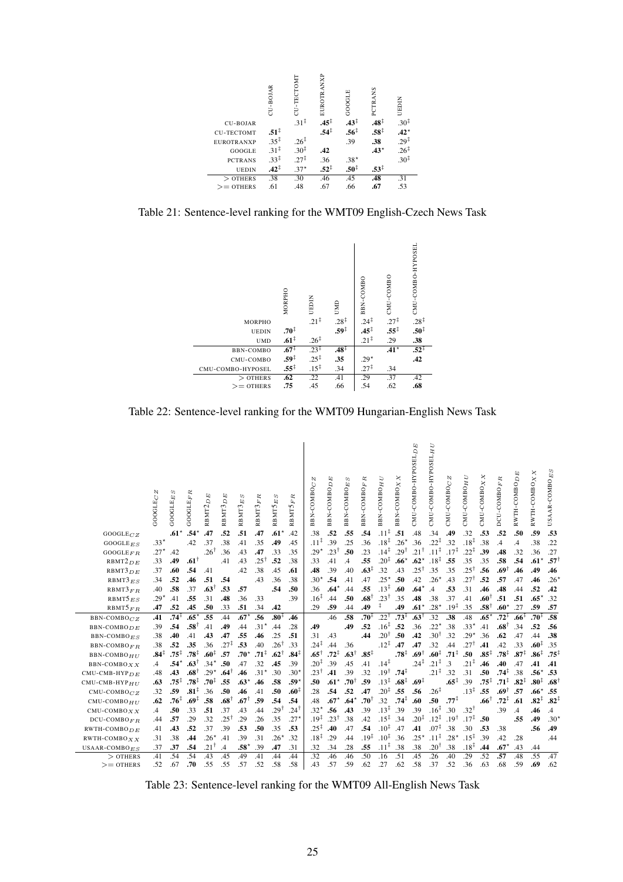| | CU-BOJAR | CU-TECTOMT | EUROTRANXP | GOOGLE | PCTRANS | UEDIN |
|---|---|---|---|---|---|---|
| CU-BOJAR | | .31‡ | **.45‡** | **.43‡** | **.48‡** | .30‡ |
| CU-TECTOMT | **.51‡** | | **.54‡** | **.56‡** | **.58‡** | **.42⋆** |
| EUROTRANXP | .35‡ | .26‡ | | .39 | **.38** | .29‡ |
| GOOGLE | .31‡ | .30‡ | **.42** | | **.43⋆** | .26‡ |
| PCTRANS | .33‡ | .27‡ | .36 | .38⋆ | | .30‡ |
| UEDIN | **.42‡** | .37⋆ | **.52‡** | **.50‡** | **.53‡** | |
| > OTHERS | .38 | .30 | .46 | .45 | **.48** | .31 |
| >= OTHERS | .61 | .48 | .67 | .66 | **.67** | .53 |

Table 21: Sentence-level ranking for the WMT09 English-Czech News Task

| | MORPHO | UEDIN | UMD | BBN-COMBO | CMU-COMBO | CMU-COMBO-HYPOSEL |
|---|---|---|---|---|---|---|
| MORPHO | | .21‡ | .28‡ | .24‡ | .27‡ | .28‡ |
| UEDIN | **.70‡** | | **.59‡** | **.45‡** | **.55‡** | **.50‡** |
| UMD | **.61‡** | .26‡ | | .21‡ | .29 | **.38** |
| BBN-COMBO | **.67†** | .23‡ | **.48‡** | | **.41⋆** | **.52‡** |
| CMU-COMBO | **.59‡** | .25‡ | **.35** | .29⋆ | | **.42** |
| CMU-COMBO-HYPOSEL | **.55‡** | .15‡ | .34 | .27‡ | .34 | |
| > OTHERS | **.62** | .22 | .41 | .29 | .37 | .42 |
| >= OTHERS | **.75** | .45 | .66 | .54 | .62 | **.68** |

Table 22: Sentence-level ranking for the WMT09 Hungarian-English News Task

| | GOOGLE$_{CZ}$ | GOOGLE$_{ES}$ | GOOGLE$_{FR}$ | RBMT2$_{DE}$ | RBMT3$_{DE}$ | RBMT3$_{ES}$ | RBMT3$_{FR}$ | RBMT5$_{ES}$ | RBMT5$_{FR}$ | BBN-COMBO$_{CZ}$ | BBN-COMBO$_{DE}$ | BBN-COMBO$_{ES}$ | BBN-COMBO$_{FR}$ | BBN-COMBO$_{HU}$ | BBN-COMBO$_{XX}$ | CMU-COMBO-HYPOSEL$_{DE}$ | CMU-COMBO-HYPOSEL$_{HU}$ | CMU-COMBO$_{CZ}$ | CMU-COMBO$_{HU}$ | CMU-COMBO$_{XX}$ | DCU-COMBO$_{FR}$ | RWTH-COMBO$_{DE}$ | RWTH-COMBO$_{XX}$ | USAAR-COMBO$_{ES}$ |
|---|---|---|---|---|---|---|---|---|---|---|---|---|---|---|---|---|---|---|---|---|---|---|---|---|
| GOOGLE$_{CZ}$ | | **.61⋆** | **.54⋆** | .47 | .52 | .51 | .47 | **.61⋆** | .42 | .38 | **.52** | **.55** | **.54** | .11‡ | **.51** | .48 | .34 | **.49** | .32 | **.53** | **.52** | **.50** | **.59** | **.53** |
| GOOGLE$_{ES}$ | .33⋆ | | .42 | .37 | .38 | .41 | .35 | **.49** | .45 | .11‡ | .39 | .25 | .36 | .18‡ | .26⋆ | .36 | .22‡ | .32 | .18‡ | .38 | .4 | .4 | .38 | .22 |
| GOOGLE$_{FR}$ | .27⋆ | .42 | | .26† | .36 | .43 | **.47** | .33 | .35 | .29⋆ | .23† | **.50** | .23 | .14‡ | .29† | .21† | .11‡ | .17‡ | .22‡ | .39 | **.48** | .32 | .36 | .27 |
| RBMT2$_{DE}$ | .33 | **.49** | **.61†** | | .41 | .43 | .25† | **.52** | .38 | .33 | .41 | .4 | .55 | .20‡ | **.66⋆** | **.62⋆** | .18‡ | **.55** | .35 | .35 | **.58** | **.54** | **.61⋆** | **.57†** |
| RBMT3$_{DE}$ | .37 | **.60** | **.54** | .41 | | .42 | .38 | .45 | **.61** | **.48** | .39 | .40 | **.63‡** | .32 | .43 | .25† | .35 | .35 | .25† | **.56** | **.69†** | **.46** | **.49** | **.46** |
| RBMT3$_{ES}$ | .34 | **.52** | **.46** | **.51** | **.54** | | .43 | .36 | .38 | .30⋆ | **.54** | .41 | .47 | .25⋆ | **.50** | .42 | .26⋆ | .43 | .27† | **.52** | **.57** | .47 | **.46** | .26⋆ |
| RBMT3$_{FR}$ | .40 | **.58** | .37 | **.63†** | **.53** | **.57** | | **.54** | **.50** | .36 | **.64⋆** | .44 | **.55** | .13‡ | **.60** | **.64⋆** | .4 | **.53** | .31 | **.46** | **.48** | .44 | **.52** | **.42** |
| RBMT5$_{ES}$ | .29⋆ | .41 | **.55** | .31 | **.48** | .36 | .33 | | .39 | .16‡ | .44 | **.50** | **.68†** | .23† | .35 | **.48** | .38 | .37 | .41 | **.60†** | **.51** | **.51** | **.65⋆** | .32 |
| RBMT5$_{FR}$ | **.47** | **.52** | .45 | **.50** | .33 | **.51** | .34 | **.42** | | .29 | **.59** | .44 | **.49** | ‡ | **.49** | **.61⋆** | .28⋆ | .19‡ | .35 | **.58†** | **.60⋆** | .27 | **.59** | **.57** |
| BBN-COMBO$_{CZ}$ | **.41** | **.74‡** | **.65⋆** | **.55** | .44 | **.67⋆** | .56 | **.80‡** | **.46** | | .46 | **.58** | **.70‡** | .22† | **.73‡** | **.63†** | .32 | **.38** | .48 | **.65⋆** | **.72‡** | **.66‡** | **.70‡** | **.58** |
| BBN-COMBO$_{DE}$ | .39 | **.54** | **.58†** | .41 | **.49** | .44 | .31⋆ | .44 | .28 | **.49** | | **.49** | **.52** | .16‡ | **.52** | .36 | .22⋆ | .38 | .33⋆ | .41 | **.68†** | .34 | **.52** | **.56** |
| BBN-COMBO$_{ES}$ | .38 | **.40** | .41 | **.43** | **.47** | **.55** | **.46** | .25 | **.51** | .31 | .43 | | **.44** | .20† | **.50** | **.42** | .30† | .32 | .29⋆ | .36 | **.62** | .47 | .44 | **.38** |
| BBN-COMBO$_{FR}$ | .38 | **.52** | **.35** | .36 | .27‡ | **.53** | .40 | .26† | .33 | .24‡ | .44 | .36 | | .12‡ | **.47** | **.47** | .32 | .44 | .27† | **.41** | .42 | .33 | **.60‡** | .35 |
| BBN-COMBO$_{HU}$ | **.84‡** | **.75‡** | **.78‡** | **.60‡** | **.57** | **.70⋆** | **.71‡** | **.62†** | **.84‡** | **.65†** | **.72‡** | **.63†** | **.85‡** | | **.78‡** | **.69†** | **.60‡** | **.71‡** | **.50** | **.85‡** | **.78‡** | **.87‡** | **.86‡** | **.75‡** |
| BBN-COMBO$_{XX}$ | .4 | **.54⋆** | **.63†** | .34⋆ | **.50** | .47 | .32 | **.45** | .39 | .20‡ | .39 | .45 | .41 | .14‡ | | .24‡ | .21‡ | .3 | .21‡ | **.46** | **.40** | .47 | **.41** | **.41** |
| CMU-CMB-HYP$_{DE}$ | .48 | **.43** | **.68†** | .29⋆ | **.64†** | **.46** | .31⋆ | .30 | .30⋆ | .23† | **.41** | .39 | .32 | .19† | **.74‡** | | .21‡ | .32 | .31 | **.50** | **.74‡** | .38 | **.56⋆** | **.53** |
| CMU-CMB-HYP$_{HU}$ | **.63** | **.75‡** | **.78‡** | **.70‡** | **.55** | **.63⋆** | **.46** | **.58** | **.59⋆** | **.50** | **.61⋆** | **.70†** | **.59** | .13‡ | **.68‡** | **.69‡** | | **.65‡** | .39 | **.75‡** | **.71‡** | **.82‡** | **.80‡** | **.68†** |
| CMU-COMBO$_{CZ}$ | .32 | **.59** | **.81‡** | .36 | **.50** | **.46** | .41 | **.50** | **.60‡** | .28 | **.54** | **.52** | **.47** | .20‡ | **.55** | **.56** | .26‡ | | .13‡ | **.55** | **.69†** | **.57** | **.66⋆** | **.55** |
| CMU-COMBO$_{HU}$ | **.62** | **.76‡** | **.69‡** | **.58** | **.68†** | **.67†** | **.59** | **.54** | **.54** | .48 | **.67⋆** | **.64⋆** | **.70†** | .32 | **.74‡** | **.60** | **.50** | **.77‡** | | **.66†** | **.72‡** | **.61** | **.82‡** | **.82‡** |
| CMU-COMBO$_{XX}$ | .4 | **.50** | .33 | **.51** | .37 | .43 | .44 | .29† | .24† | .32⋆ | **.56** | **.43** | .39 | .13‡ | .39 | .39 | .16‡ | .30 | .32† | | .39 | .4 | **.46** | .4 |
| DCU-COMBO$_{FR}$ | .44 | **.57** | .29 | .32 | .25† | .29 | .26 | .35 | .27⋆ | .19‡ | .23† | .38 | .42 | .15‡ | .34 | .20‡ | .12‡ | .19† | .17‡ | **.50** | | **.55** | .49 | .30⋆ |
| RWTH-COMBO$_{DE}$ | .41 | **.43** | **.52** | .37 | .39 | **.53** | **.50** | .35 | **.53** | .25‡ | **.40** | .47 | **.54** | .10‡ | .47 | **.41** | .07‡ | .38 | .30 | **.53** | .38 | | **.56** | **.49** |
| RWTH-COMBO$_{XX}$ | .31 | .38 | **.44** | .26⋆ | .41 | .39 | .31 | .26⋆ | .32 | .18‡ | .29 | .44 | .19‡ | .10‡ | .36 | .25⋆ | .11‡ | .28⋆ | .15‡ | .39 | .42 | .28 | | .44 |
| USAAR-COMBO$_{ES}$ | .37 | **.37** | **.54** | .21† | .4 | **.58⋆** | .39 | **.47** | .31 | .32 | .34 | .28 | **.55** | .11‡ | .38 | .38 | .20† | .38 | .18‡ | **.44** | **.67⋆** | .43 | .44 | |
| > OTHERS | .41 | .54 | .54 | .43 | .45 | .49 | .41 | .44 | .44 | .32 | .46 | .46 | .50 | .16 | .51 | .45 | .26 | .40 | .29 | .52 | **.57** | .48 | .55 | .47 |
| >= OTHERS | .52 | .67 | **.70** | .55 | .55 | .57 | .52 | .58 | .58 | .43 | .57 | .59 | .62 | .27 | .62 | .58 | .37 | .52 | .36 | .63 | **.68** | .59 | **.69** | .62 |

Table 23: Sentence-level ranking for the WMT09 All-English News Task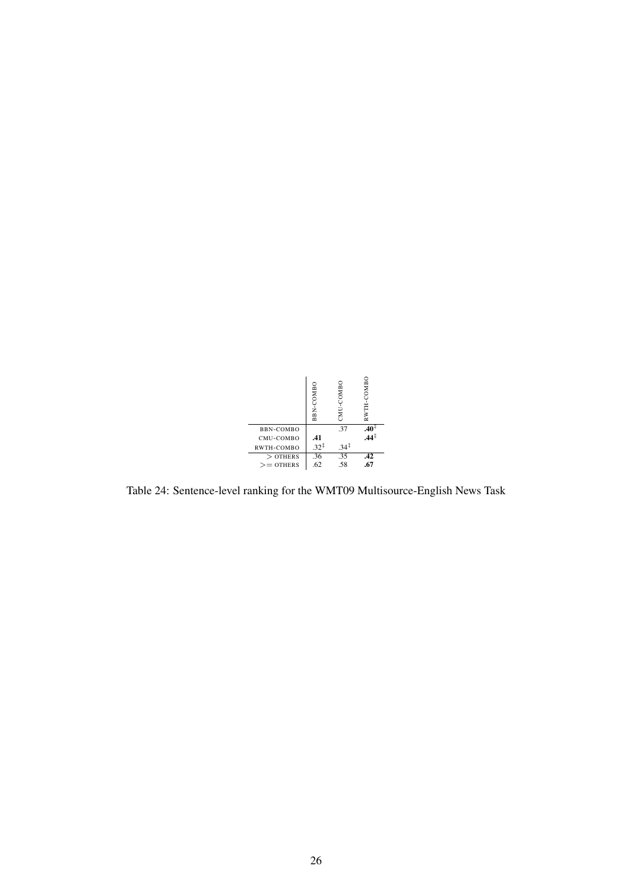|  | BBN-COMBO | CMU-COMBO | RWTH-COMBO |
|---|---|---|---|
| BBN-COMBO |  | .37 | **.40**‡ |
| CMU-COMBO | **.41** |  | **.44**‡ |
| RWTH-COMBO | .32‡ | .34‡ |  |
| > OTHERS | .36 | .35 | **.42** |
| >= OTHERS | .62 | .58 | **.67** |

Table 24: Sentence-level ranking for the WMT09 Multisource-English News Task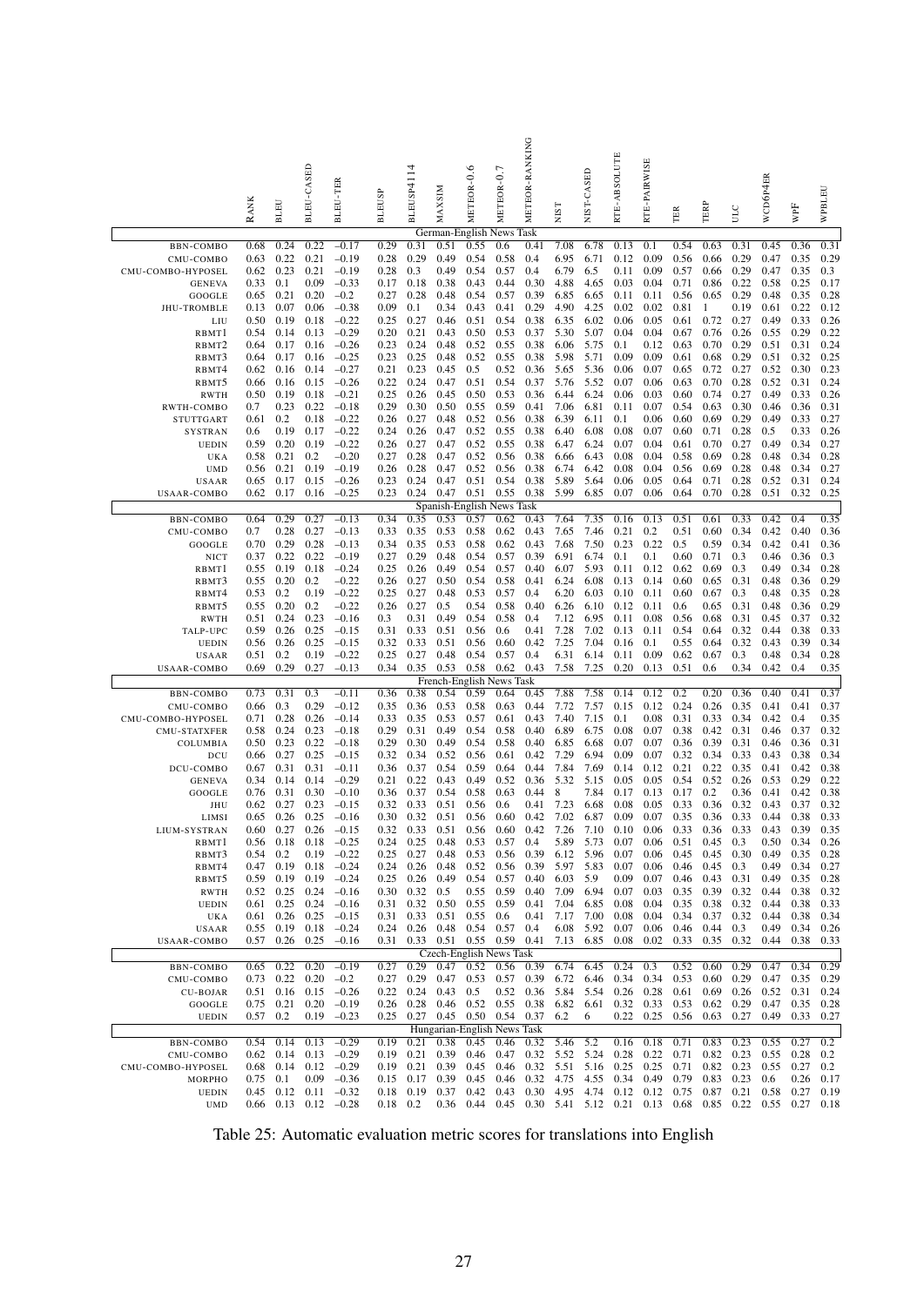|  | RANK | BLEU | BLEU-CASED | BLEU-TER | BLEUSP | BLEUSP4114 | MAXSIM | METEOR-0.6 | METEOR-0.7 | METEOR-RANKING | NIST | NIST-CASED | RTE-ABSOLUTE | RTE-PAIRWISE | TER | TERP | ULC | WCD6P4ER | WPF | WPBLEU |
|---|---|---|---|---|---|---|---|---|---|---|---|---|---|---|---|---|---|---|---|---|
| **German-English News Task** | | | | | | | | | | | | | | | | | | | | |
| BBN-COMBO | 0.68 | 0.24 | 0.22 | −0.17 | 0.29 | 0.31 | 0.51 | 0.55 | 0.6 | 0.41 | 7.08 | 6.78 | 0.13 | 0.1 | 0.54 | 0.63 | 0.31 | 0.45 | 0.36 | 0.31 |
| CMU-COMBO | 0.63 | 0.22 | 0.21 | −0.19 | 0.28 | 0.29 | 0.49 | 0.54 | 0.58 | 0.4 | 6.95 | 6.71 | 0.12 | 0.09 | 0.56 | 0.66 | 0.29 | 0.47 | 0.35 | 0.29 |
| CMU-COMBO-HYPOSEL | 0.62 | 0.23 | 0.21 | −0.19 | 0.28 | 0.3 | 0.49 | 0.54 | 0.57 | 0.4 | 6.79 | 6.5 | 0.11 | 0.09 | 0.57 | 0.66 | 0.29 | 0.47 | 0.35 | 0.3 |
| GENEVA | 0.33 | 0.1 | 0.09 | −0.33 | 0.17 | 0.18 | 0.38 | 0.43 | 0.44 | 0.30 | 4.88 | 4.65 | 0.03 | 0.04 | 0.71 | 0.86 | 0.22 | 0.58 | 0.25 | 0.17 |
| GOOGLE | 0.65 | 0.21 | 0.20 | −0.2 | 0.27 | 0.28 | 0.48 | 0.54 | 0.57 | 0.39 | 6.85 | 6.65 | 0.11 | 0.11 | 0.56 | 0.65 | 0.29 | 0.48 | 0.35 | 0.28 |
| JHU-TROMBLE | 0.13 | 0.07 | 0.06 | −0.38 | 0.09 | 0.1 | 0.34 | 0.43 | 0.41 | 0.29 | 4.90 | 4.25 | 0.02 | 0.02 | 0.81 | 1 | 0.19 | 0.61 | 0.22 | 0.12 |
| LIU | 0.50 | 0.19 | 0.18 | −0.22 | 0.25 | 0.27 | 0.46 | 0.51 | 0.54 | 0.38 | 6.35 | 6.02 | 0.06 | 0.05 | 0.61 | 0.72 | 0.27 | 0.49 | 0.33 | 0.26 |
| RBMT1 | 0.54 | 0.14 | 0.13 | −0.29 | 0.20 | 0.21 | 0.43 | 0.50 | 0.53 | 0.37 | 5.30 | 5.07 | 0.04 | 0.04 | 0.67 | 0.76 | 0.26 | 0.55 | 0.29 | 0.22 |
| RBMT2 | 0.64 | 0.17 | 0.16 | −0.26 | 0.23 | 0.24 | 0.48 | 0.52 | 0.55 | 0.38 | 6.06 | 5.75 | 0.1 | 0.12 | 0.63 | 0.70 | 0.29 | 0.51 | 0.31 | 0.24 |
| RBMT3 | 0.64 | 0.17 | 0.16 | −0.25 | 0.23 | 0.25 | 0.48 | 0.52 | 0.55 | 0.38 | 5.98 | 5.71 | 0.09 | 0.09 | 0.61 | 0.68 | 0.29 | 0.51 | 0.32 | 0.25 |
| RBMT4 | 0.62 | 0.16 | 0.14 | −0.27 | 0.21 | 0.23 | 0.45 | 0.5 | 0.52 | 0.36 | 5.65 | 5.36 | 0.06 | 0.07 | 0.65 | 0.72 | 0.27 | 0.52 | 0.30 | 0.23 |
| RBMT5 | 0.66 | 0.16 | 0.15 | −0.26 | 0.22 | 0.24 | 0.47 | 0.51 | 0.54 | 0.37 | 5.76 | 5.52 | 0.07 | 0.06 | 0.63 | 0.70 | 0.28 | 0.52 | 0.31 | 0.24 |
| RWTH | 0.50 | 0.19 | 0.18 | −0.21 | 0.25 | 0.26 | 0.45 | 0.50 | 0.53 | 0.36 | 6.44 | 6.24 | 0.06 | 0.03 | 0.60 | 0.74 | 0.27 | 0.49 | 0.33 | 0.26 |
| RWTH-COMBO | 0.7 | 0.23 | 0.22 | −0.18 | 0.29 | 0.30 | 0.50 | 0.55 | 0.59 | 0.41 | 7.06 | 6.81 | 0.11 | 0.07 | 0.54 | 0.63 | 0.30 | 0.46 | 0.36 | 0.31 |
| STUTTGART | 0.61 | 0.2 | 0.18 | −0.22 | 0.26 | 0.27 | 0.48 | 0.52 | 0.56 | 0.38 | 6.39 | 6.11 | 0.1 | 0.06 | 0.60 | 0.69 | 0.29 | 0.49 | 0.33 | 0.27 |
| SYSTRAN | 0.6 | 0.19 | 0.17 | −0.22 | 0.24 | 0.26 | 0.47 | 0.52 | 0.55 | 0.38 | 6.40 | 6.08 | 0.08 | 0.07 | 0.60 | 0.71 | 0.28 | 0.5 | 0.33 | 0.26 |
| UEDIN | 0.59 | 0.20 | 0.19 | −0.22 | 0.26 | 0.27 | 0.47 | 0.52 | 0.55 | 0.38 | 6.47 | 6.24 | 0.07 | 0.04 | 0.61 | 0.70 | 0.27 | 0.49 | 0.34 | 0.27 |
| UKA | 0.58 | 0.21 | 0.2 | −0.20 | 0.27 | 0.28 | 0.47 | 0.52 | 0.56 | 0.38 | 6.66 | 6.43 | 0.08 | 0.04 | 0.58 | 0.69 | 0.28 | 0.48 | 0.34 | 0.28 |
| UMD | 0.56 | 0.21 | 0.19 | −0.19 | 0.26 | 0.28 | 0.47 | 0.52 | 0.56 | 0.38 | 6.74 | 6.42 | 0.08 | 0.04 | 0.56 | 0.69 | 0.28 | 0.48 | 0.34 | 0.27 |
| USAAR | 0.65 | 0.17 | 0.15 | −0.26 | 0.23 | 0.24 | 0.47 | 0.51 | 0.54 | 0.38 | 5.89 | 5.64 | 0.06 | 0.05 | 0.64 | 0.71 | 0.28 | 0.52 | 0.31 | 0.24 |
| USAAR-COMBO | 0.62 | 0.17 | 0.16 | −0.25 | 0.23 | 0.24 | 0.47 | 0.51 | 0.55 | 0.38 | 5.99 | 6.85 | 0.07 | 0.06 | 0.64 | 0.70 | 0.28 | 0.51 | 0.32 | 0.25 |
| **Spanish-English News Task** | | | | | | | | | | | | | | | | | | | | |
| BBN-COMBO | 0.64 | 0.29 | 0.27 | −0.13 | 0.34 | 0.35 | 0.53 | 0.57 | 0.62 | 0.43 | 7.64 | 7.35 | 0.16 | 0.13 | 0.51 | 0.61 | 0.33 | 0.42 | 0.4 | 0.35 |
| CMU-COMBO | 0.7 | 0.28 | 0.27 | −0.13 | 0.33 | 0.35 | 0.53 | 0.58 | 0.62 | 0.43 | 7.65 | 7.46 | 0.21 | 0.2 | 0.51 | 0.60 | 0.34 | 0.42 | 0.40 | 0.36 |
| GOOGLE | 0.70 | 0.29 | 0.28 | −0.13 | 0.34 | 0.35 | 0.53 | 0.58 | 0.62 | 0.43 | 7.68 | 7.50 | 0.23 | 0.22 | 0.5 | 0.59 | 0.34 | 0.42 | 0.41 | 0.36 |
| NICT | 0.37 | 0.22 | 0.22 | −0.19 | 0.27 | 0.29 | 0.48 | 0.54 | 0.57 | 0.39 | 6.91 | 6.74 | 0.1 | 0.1 | 0.60 | 0.71 | 0.3 | 0.46 | 0.36 | 0.3 |
| RBMT1 | 0.55 | 0.19 | 0.18 | −0.24 | 0.25 | 0.26 | 0.49 | 0.54 | 0.57 | 0.40 | 6.07 | 5.93 | 0.11 | 0.12 | 0.62 | 0.69 | 0.3 | 0.49 | 0.34 | 0.28 |
| RBMT3 | 0.55 | 0.20 | 0.2 | −0.22 | 0.26 | 0.27 | 0.50 | 0.54 | 0.58 | 0.41 | 6.24 | 6.08 | 0.13 | 0.14 | 0.60 | 0.65 | 0.31 | 0.48 | 0.36 | 0.29 |
| RBMT4 | 0.53 | 0.2 | 0.19 | −0.22 | 0.25 | 0.27 | 0.48 | 0.53 | 0.57 | 0.4 | 6.20 | 6.03 | 0.10 | 0.11 | 0.60 | 0.67 | 0.3 | 0.48 | 0.35 | 0.28 |
| RBMT5 | 0.55 | 0.20 | 0.2 | −0.22 | 0.26 | 0.27 | 0.5 | 0.54 | 0.58 | 0.40 | 6.26 | 6.10 | 0.12 | 0.11 | 0.6 | 0.65 | 0.31 | 0.48 | 0.36 | 0.29 |
| RWTH | 0.51 | 0.24 | 0.23 | −0.16 | 0.3 | 0.31 | 0.49 | 0.54 | 0.58 | 0.4 | 7.12 | 6.95 | 0.11 | 0.08 | 0.56 | 0.68 | 0.31 | 0.45 | 0.37 | 0.32 |
| TALP-UPC | 0.59 | 0.26 | 0.25 | −0.15 | 0.31 | 0.33 | 0.51 | 0.56 | 0.6 | 0.41 | 7.28 | 7.02 | 0.13 | 0.11 | 0.54 | 0.64 | 0.32 | 0.44 | 0.38 | 0.33 |
| UEDIN | 0.56 | 0.26 | 0.25 | −0.15 | 0.32 | 0.33 | 0.51 | 0.56 | 0.60 | 0.42 | 7.25 | 7.04 | 0.16 | 0.1 | 0.55 | 0.64 | 0.32 | 0.43 | 0.39 | 0.34 |
| USAAR | 0.51 | 0.2 | 0.19 | −0.22 | 0.25 | 0.27 | 0.48 | 0.54 | 0.57 | 0.4 | 6.31 | 6.14 | 0.11 | 0.09 | 0.62 | 0.67 | 0.3 | 0.48 | 0.34 | 0.28 |
| USAAR-COMBO | 0.69 | 0.29 | 0.27 | −0.13 | 0.34 | 0.35 | 0.53 | 0.58 | 0.62 | 0.43 | 7.58 | 7.25 | 0.20 | 0.13 | 0.51 | 0.6 | 0.34 | 0.42 | 0.4 | 0.35 |
| **French-English News Task** | | | | | | | | | | | | | | | | | | | | |
| BBN-COMBO | 0.73 | 0.31 | 0.3 | −0.11 | 0.36 | 0.38 | 0.54 | 0.59 | 0.64 | 0.45 | 7.88 | 7.58 | 0.14 | 0.12 | 0.2 | 0.20 | 0.36 | 0.40 | 0.41 | 0.37 |
| CMU-COMBO | 0.66 | 0.3 | 0.29 | −0.12 | 0.35 | 0.36 | 0.53 | 0.58 | 0.63 | 0.44 | 7.72 | 7.57 | 0.15 | 0.12 | 0.24 | 0.26 | 0.35 | 0.41 | 0.41 | 0.37 |
| CMU-COMBO-HYPOSEL | 0.71 | 0.28 | 0.26 | −0.14 | 0.33 | 0.35 | 0.53 | 0.57 | 0.61 | 0.43 | 7.40 | 7.15 | 0.1 | 0.08 | 0.31 | 0.33 | 0.34 | 0.42 | 0.4 | 0.35 |
| CMU-STATXFER | 0.58 | 0.24 | 0.23 | −0.18 | 0.29 | 0.31 | 0.49 | 0.54 | 0.58 | 0.40 | 6.89 | 6.75 | 0.08 | 0.07 | 0.38 | 0.42 | 0.31 | 0.46 | 0.37 | 0.32 |
| COLUMBIA | 0.50 | 0.23 | 0.22 | −0.18 | 0.29 | 0.30 | 0.49 | 0.54 | 0.58 | 0.40 | 6.85 | 6.68 | 0.07 | 0.07 | 0.36 | 0.39 | 0.31 | 0.46 | 0.36 | 0.31 |
| DCU | 0.66 | 0.27 | 0.25 | −0.15 | 0.32 | 0.34 | 0.52 | 0.56 | 0.61 | 0.42 | 7.29 | 6.94 | 0.09 | 0.07 | 0.32 | 0.34 | 0.33 | 0.43 | 0.38 | 0.34 |
| DCU-COMBO | 0.67 | 0.31 | 0.31 | −0.11 | 0.36 | 0.37 | 0.54 | 0.59 | 0.64 | 0.44 | 7.84 | 7.69 | 0.14 | 0.12 | 0.21 | 0.22 | 0.35 | 0.41 | 0.42 | 0.38 |
| GENEVA | 0.34 | 0.14 | 0.14 | −0.29 | 0.21 | 0.22 | 0.43 | 0.49 | 0.52 | 0.36 | 5.32 | 5.15 | 0.05 | 0.05 | 0.54 | 0.52 | 0.26 | 0.53 | 0.29 | 0.22 |
| GOOGLE | 0.76 | 0.31 | 0.30 | −0.10 | 0.36 | 0.37 | 0.54 | 0.58 | 0.63 | 0.44 | 8 | 7.84 | 0.17 | 0.13 | 0.17 | 0.2 | 0.36 | 0.41 | 0.42 | 0.38 |
| JHU | 0.62 | 0.27 | 0.23 | −0.15 | 0.32 | 0.33 | 0.51 | 0.56 | 0.6 | 0.41 | 7.23 | 6.68 | 0.08 | 0.05 | 0.33 | 0.36 | 0.32 | 0.43 | 0.37 | 0.32 |
| LIMSI | 0.65 | 0.26 | 0.25 | −0.16 | 0.30 | 0.32 | 0.51 | 0.56 | 0.60 | 0.42 | 7.02 | 6.87 | 0.09 | 0.07 | 0.35 | 0.36 | 0.33 | 0.44 | 0.38 | 0.33 |
| LIUM-SYSTRAN | 0.60 | 0.27 | 0.26 | −0.15 | 0.32 | 0.33 | 0.51 | 0.56 | 0.60 | 0.42 | 7.26 | 7.10 | 0.10 | 0.06 | 0.33 | 0.36 | 0.33 | 0.43 | 0.39 | 0.35 |
| RBMT1 | 0.56 | 0.18 | 0.18 | −0.25 | 0.24 | 0.25 | 0.48 | 0.53 | 0.57 | 0.4 | 5.89 | 5.73 | 0.07 | 0.06 | 0.51 | 0.45 | 0.3 | 0.50 | 0.34 | 0.26 |
| RBMT3 | 0.54 | 0.2 | 0.19 | −0.22 | 0.25 | 0.27 | 0.48 | 0.53 | 0.56 | 0.39 | 6.12 | 5.96 | 0.07 | 0.06 | 0.45 | 0.45 | 0.30 | 0.49 | 0.35 | 0.28 |
| RBMT4 | 0.47 | 0.19 | 0.18 | −0.24 | 0.24 | 0.26 | 0.48 | 0.52 | 0.56 | 0.39 | 5.97 | 5.83 | 0.07 | 0.06 | 0.46 | 0.45 | 0.3 | 0.49 | 0.34 | 0.27 |
| RBMT5 | 0.59 | 0.19 | 0.19 | −0.24 | 0.25 | 0.26 | 0.49 | 0.54 | 0.57 | 0.40 | 6.03 | 5.9 | 0.09 | 0.07 | 0.46 | 0.43 | 0.31 | 0.49 | 0.35 | 0.28 |
| RWTH | 0.52 | 0.25 | 0.24 | −0.16 | 0.30 | 0.32 | 0.5 | 0.55 | 0.59 | 0.40 | 7.09 | 6.94 | 0.07 | 0.03 | 0.35 | 0.39 | 0.32 | 0.44 | 0.38 | 0.32 |
| UEDIN | 0.61 | 0.25 | 0.24 | −0.16 | 0.31 | 0.32 | 0.50 | 0.55 | 0.59 | 0.41 | 7.04 | 6.85 | 0.08 | 0.04 | 0.35 | 0.38 | 0.32 | 0.44 | 0.38 | 0.33 |
| UKA | 0.61 | 0.26 | 0.25 | −0.15 | 0.31 | 0.33 | 0.51 | 0.55 | 0.6 | 0.41 | 7.17 | 7.00 | 0.08 | 0.04 | 0.34 | 0.37 | 0.32 | 0.44 | 0.38 | 0.34 |
| USAAR | 0.55 | 0.19 | 0.18 | −0.24 | 0.24 | 0.26 | 0.48 | 0.54 | 0.57 | 0.4 | 6.08 | 5.92 | 0.07 | 0.06 | 0.46 | 0.44 | 0.3 | 0.49 | 0.34 | 0.26 |
| USAAR-COMBO | 0.57 | 0.26 | 0.25 | −0.16 | 0.31 | 0.33 | 0.51 | 0.55 | 0.59 | 0.41 | 7.13 | 6.85 | 0.08 | 0.02 | 0.33 | 0.35 | 0.32 | 0.44 | 0.38 | 0.33 |
| **Czech-English News Task** | | | | | | | | | | | | | | | | | | | | |
| BBN-COMBO | 0.65 | 0.22 | 0.20 | −0.19 | 0.27 | 0.29 | 0.47 | 0.52 | 0.56 | 0.39 | 6.74 | 6.45 | 0.24 | 0.3 | 0.52 | 0.60 | 0.29 | 0.47 | 0.34 | 0.29 |
| CMU-COMBO | 0.73 | 0.22 | 0.20 | −0.2 | 0.27 | 0.29 | 0.47 | 0.53 | 0.57 | 0.39 | 6.72 | 6.46 | 0.34 | 0.34 | 0.53 | 0.60 | 0.29 | 0.47 | 0.35 | 0.29 |
| CU-BOJAR | 0.51 | 0.16 | 0.15 | −0.26 | 0.22 | 0.24 | 0.43 | 0.5 | 0.52 | 0.36 | 5.84 | 5.54 | 0.26 | 0.28 | 0.61 | 0.69 | 0.26 | 0.52 | 0.31 | 0.24 |
| GOOGLE | 0.75 | 0.21 | 0.20 | −0.19 | 0.26 | 0.28 | 0.46 | 0.52 | 0.55 | 0.38 | 6.82 | 6.61 | 0.32 | 0.33 | 0.53 | 0.62 | 0.29 | 0.47 | 0.35 | 0.28 |
| UEDIN | 0.57 | 0.2 | 0.19 | −0.23 | 0.25 | 0.27 | 0.45 | 0.50 | 0.54 | 0.37 | 6.2 | 6 | 0.22 | 0.25 | 0.56 | 0.63 | 0.27 | 0.49 | 0.33 | 0.27 |
| **Hungarian-English News Task** | | | | | | | | | | | | | | | | | | | | |
| BBN-COMBO | 0.54 | 0.14 | 0.13 | −0.29 | 0.19 | 0.21 | 0.38 | 0.45 | 0.46 | 0.32 | 5.46 | 5.2 | 0.16 | 0.18 | 0.71 | 0.83 | 0.23 | 0.55 | 0.27 | 0.2 |
| CMU-COMBO | 0.62 | 0.14 | 0.13 | −0.29 | 0.19 | 0.21 | 0.39 | 0.46 | 0.47 | 0.32 | 5.52 | 5.24 | 0.28 | 0.22 | 0.71 | 0.82 | 0.23 | 0.55 | 0.28 | 0.2 |
| CMU-COMBO-HYPOSEL | 0.68 | 0.14 | 0.12 | −0.29 | 0.19 | 0.21 | 0.39 | 0.45 | 0.46 | 0.32 | 5.51 | 5.16 | 0.25 | 0.25 | 0.71 | 0.82 | 0.23 | 0.55 | 0.27 | 0.2 |
| MORPHO | 0.75 | 0.1 | 0.09 | −0.36 | 0.15 | 0.17 | 0.39 | 0.45 | 0.46 | 0.32 | 4.75 | 4.55 | 0.34 | 0.49 | 0.79 | 0.83 | 0.23 | 0.6 | 0.26 | 0.17 |
| UEDIN | 0.45 | 0.12 | 0.11 | −0.32 | 0.18 | 0.19 | 0.37 | 0.42 | 0.43 | 0.30 | 4.95 | 4.74 | 0.12 | 0.12 | 0.75 | 0.87 | 0.21 | 0.58 | 0.27 | 0.19 |
| UMD | 0.66 | 0.13 | 0.12 | −0.28 | 0.18 | 0.2 | 0.36 | 0.44 | 0.45 | 0.30 | 5.41 | 5.12 | 0.21 | 0.13 | 0.68 | 0.85 | 0.22 | 0.55 | 0.27 | 0.18 |

Table 25: Automatic evaluation metric scores for translations into English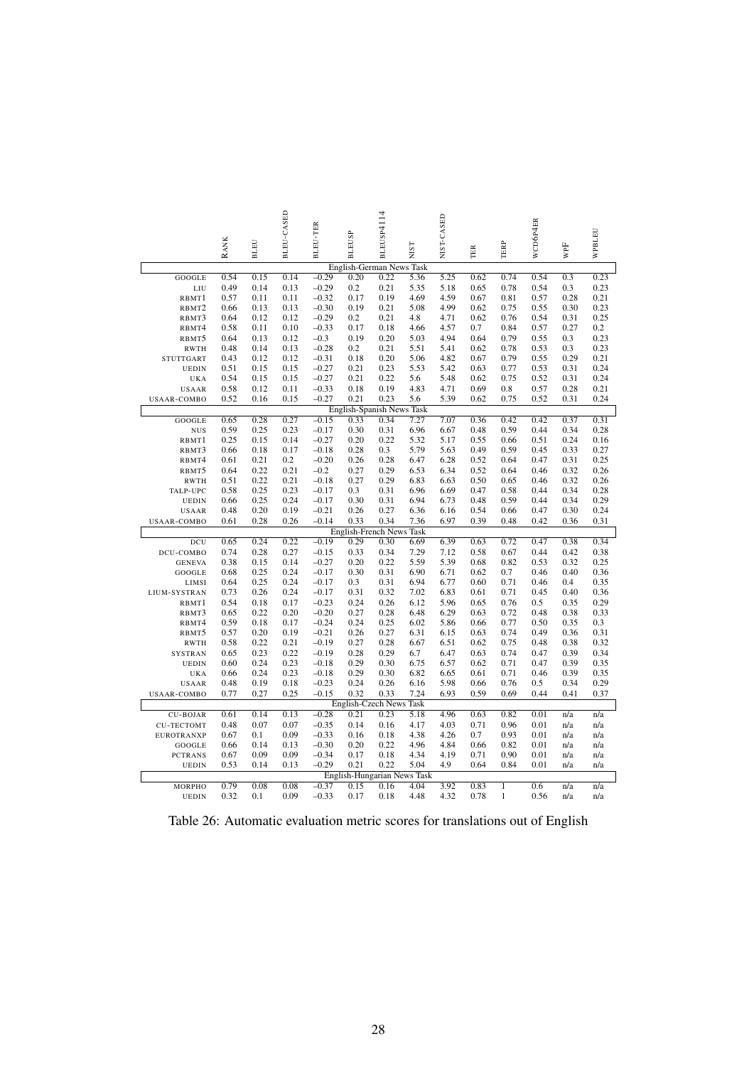| | RANK | BLEU | BLEU-CASED | BLEU-TER | BLEUSP | BLEUSP4114 | NIST | NIST-CASED | TER | TERP | WCD6P4ER | WPF | WPBLEU |
|---|---|---|---|---|---|---|---|---|---|---|---|---|---|
| **English-German News Task** | | | | | | | | | | | | | |
| GOOGLE | 0.54 | 0.15 | 0.14 | −0.29 | 0.20 | 0.22 | 5.36 | 5.25 | 0.62 | 0.74 | 0.54 | 0.3 | 0.23 |
| LIU | 0.49 | 0.14 | 0.13 | −0.29 | 0.2 | 0.21 | 5.35 | 5.18 | 0.65 | 0.78 | 0.54 | 0.3 | 0.23 |
| RBMT1 | 0.57 | 0.11 | 0.11 | −0.32 | 0.17 | 0.19 | 4.69 | 4.59 | 0.67 | 0.81 | 0.57 | 0.28 | 0.21 |
| RBMT2 | 0.66 | 0.13 | 0.13 | −0.30 | 0.19 | 0.21 | 5.08 | 4.99 | 0.62 | 0.75 | 0.55 | 0.30 | 0.23 |
| RBMT3 | 0.64 | 0.12 | 0.12 | −0.29 | 0.2 | 0.21 | 4.8 | 4.71 | 0.62 | 0.76 | 0.54 | 0.31 | 0.25 |
| RBMT4 | 0.58 | 0.11 | 0.10 | −0.33 | 0.17 | 0.18 | 4.66 | 4.57 | 0.7 | 0.84 | 0.57 | 0.27 | 0.2 |
| RBMT5 | 0.64 | 0.13 | 0.12 | −0.3 | 0.19 | 0.20 | 5.03 | 4.94 | 0.64 | 0.79 | 0.55 | 0.3 | 0.23 |
| RWTH | 0.48 | 0.14 | 0.13 | −0.28 | 0.2 | 0.21 | 5.51 | 5.41 | 0.62 | 0.78 | 0.53 | 0.3 | 0.23 |
| STUTTGART | 0.43 | 0.12 | 0.12 | −0.31 | 0.18 | 0.20 | 5.06 | 4.82 | 0.67 | 0.79 | 0.55 | 0.29 | 0.21 |
| UEDIN | 0.51 | 0.15 | 0.15 | −0.27 | 0.21 | 0.23 | 5.53 | 5.42 | 0.63 | 0.77 | 0.53 | 0.31 | 0.24 |
| UKA | 0.54 | 0.15 | 0.15 | −0.27 | 0.21 | 0.22 | 5.6 | 5.48 | 0.62 | 0.75 | 0.52 | 0.31 | 0.24 |
| USAAR | 0.58 | 0.12 | 0.11 | −0.33 | 0.18 | 0.19 | 4.83 | 4.71 | 0.69 | 0.8 | 0.57 | 0.28 | 0.21 |
| USAAR-COMBO | 0.52 | 0.16 | 0.15 | −0.27 | 0.21 | 0.23 | 5.6 | 5.39 | 0.62 | 0.75 | 0.52 | 0.31 | 0.24 |
| **English-Spanish News Task** | | | | | | | | | | | | | |
| GOOGLE | 0.65 | 0.28 | 0.27 | −0.15 | 0.33 | 0.34 | 7.27 | 7.07 | 0.36 | 0.42 | 0.42 | 0.37 | 0.31 |
| NUS | 0.59 | 0.25 | 0.23 | −0.17 | 0.30 | 0.31 | 6.96 | 6.67 | 0.48 | 0.59 | 0.44 | 0.34 | 0.28 |
| RBMT1 | 0.25 | 0.15 | 0.14 | −0.27 | 0.20 | 0.22 | 5.32 | 5.17 | 0.55 | 0.66 | 0.51 | 0.24 | 0.16 |
| RBMT3 | 0.66 | 0.18 | 0.17 | −0.18 | 0.28 | 0.3 | 5.79 | 5.63 | 0.49 | 0.59 | 0.45 | 0.33 | 0.27 |
| RBMT4 | 0.61 | 0.21 | 0.2 | −0.20 | 0.26 | 0.28 | 6.47 | 6.28 | 0.52 | 0.64 | 0.47 | 0.31 | 0.25 |
| RBMT5 | 0.64 | 0.22 | 0.21 | −0.2 | 0.27 | 0.29 | 6.53 | 6.34 | 0.52 | 0.64 | 0.46 | 0.32 | 0.26 |
| RWTH | 0.51 | 0.22 | 0.21 | −0.18 | 0.27 | 0.29 | 6.83 | 6.63 | 0.50 | 0.65 | 0.46 | 0.32 | 0.26 |
| TALP-UPC | 0.58 | 0.25 | 0.23 | −0.17 | 0.3 | 0.31 | 6.96 | 6.69 | 0.47 | 0.58 | 0.44 | 0.34 | 0.28 |
| UEDIN | 0.66 | 0.25 | 0.24 | −0.17 | 0.30 | 0.31 | 6.94 | 6.73 | 0.48 | 0.59 | 0.44 | 0.34 | 0.29 |
| USAAR | 0.48 | 0.20 | 0.19 | −0.21 | 0.26 | 0.27 | 6.36 | 6.16 | 0.54 | 0.66 | 0.47 | 0.30 | 0.24 |
| USAAR-COMBO | 0.61 | 0.28 | 0.26 | −0.14 | 0.33 | 0.34 | 7.36 | 6.97 | 0.39 | 0.48 | 0.42 | 0.36 | 0.31 |
| **English-French News Task** | | | | | | | | | | | | | |
| DCU | 0.65 | 0.24 | 0.22 | −0.19 | 0.29 | 0.30 | 6.69 | 6.39 | 0.63 | 0.72 | 0.47 | 0.38 | 0.34 |
| DCU-COMBO | 0.74 | 0.28 | 0.27 | −0.15 | 0.33 | 0.34 | 7.29 | 7.12 | 0.58 | 0.67 | 0.44 | 0.42 | 0.38 |
| GENEVA | 0.38 | 0.15 | 0.14 | −0.27 | 0.20 | 0.22 | 5.59 | 5.39 | 0.68 | 0.82 | 0.53 | 0.32 | 0.25 |
| GOOGLE | 0.68 | 0.25 | 0.24 | −0.17 | 0.30 | 0.31 | 6.90 | 6.71 | 0.62 | 0.7 | 0.46 | 0.40 | 0.36 |
| LIMSI | 0.64 | 0.25 | 0.24 | −0.17 | 0.3 | 0.31 | 6.94 | 6.77 | 0.60 | 0.71 | 0.46 | 0.4 | 0.35 |
| LIUM-SYSTRAN | 0.73 | 0.26 | 0.24 | −0.17 | 0.31 | 0.32 | 7.02 | 6.83 | 0.61 | 0.71 | 0.45 | 0.40 | 0.36 |
| RBMT1 | 0.54 | 0.18 | 0.17 | −0.23 | 0.24 | 0.26 | 6.12 | 5.96 | 0.65 | 0.76 | 0.5 | 0.35 | 0.29 |
| RBMT3 | 0.65 | 0.22 | 0.20 | −0.20 | 0.27 | 0.28 | 6.48 | 6.29 | 0.63 | 0.72 | 0.48 | 0.38 | 0.33 |
| RBMT4 | 0.59 | 0.18 | 0.17 | −0.24 | 0.24 | 0.25 | 6.02 | 5.86 | 0.66 | 0.77 | 0.50 | 0.35 | 0.3 |
| RBMT5 | 0.57 | 0.20 | 0.19 | −0.21 | 0.26 | 0.27 | 6.31 | 6.15 | 0.63 | 0.74 | 0.49 | 0.36 | 0.31 |
| RWTH | 0.58 | 0.22 | 0.21 | −0.19 | 0.27 | 0.28 | 6.67 | 6.51 | 0.62 | 0.75 | 0.48 | 0.38 | 0.32 |
| SYSTRAN | 0.65 | 0.23 | 0.22 | −0.19 | 0.28 | 0.29 | 6.7 | 6.47 | 0.63 | 0.74 | 0.47 | 0.39 | 0.34 |
| UEDIN | 0.60 | 0.24 | 0.23 | −0.18 | 0.29 | 0.30 | 6.75 | 6.57 | 0.62 | 0.71 | 0.47 | 0.39 | 0.35 |
| UKA | 0.66 | 0.24 | 0.23 | −0.18 | 0.29 | 0.30 | 6.82 | 6.65 | 0.61 | 0.71 | 0.46 | 0.39 | 0.35 |
| USAAR | 0.48 | 0.19 | 0.18 | −0.23 | 0.24 | 0.26 | 6.16 | 5.98 | 0.66 | 0.76 | 0.5 | 0.34 | 0.29 |
| USAAR-COMBO | 0.77 | 0.27 | 0.25 | −0.15 | 0.32 | 0.33 | 7.24 | 6.93 | 0.59 | 0.69 | 0.44 | 0.41 | 0.37 |
| **English-Czech News Task** | | | | | | | | | | | | | |
| CU-BOJAR | 0.61 | 0.14 | 0.13 | −0.28 | 0.21 | 0.23 | 5.18 | 4.96 | 0.63 | 0.82 | 0.01 | n/a | n/a |
| CU-TECTOMT | 0.48 | 0.07 | 0.07 | −0.35 | 0.14 | 0.16 | 4.17 | 4.03 | 0.71 | 0.96 | 0.01 | n/a | n/a |
| EUROTRANXP | 0.67 | 0.1 | 0.09 | −0.33 | 0.16 | 0.18 | 4.38 | 4.26 | 0.7 | 0.93 | 0.01 | n/a | n/a |
| GOOGLE | 0.66 | 0.14 | 0.13 | −0.30 | 0.20 | 0.22 | 4.96 | 4.84 | 0.66 | 0.82 | 0.01 | n/a | n/a |
| PCTRANS | 0.67 | 0.09 | 0.09 | −0.34 | 0.17 | 0.18 | 4.34 | 4.19 | 0.71 | 0.90 | 0.01 | n/a | n/a |
| UEDIN | 0.53 | 0.14 | 0.13 | −0.29 | 0.21 | 0.22 | 5.04 | 4.9 | 0.64 | 0.84 | 0.01 | n/a | n/a |
| **English-Hungarian News Task** | | | | | | | | | | | | | |
| MORPHO | 0.79 | 0.08 | 0.08 | −0.37 | 0.15 | 0.16 | 4.04 | 3.92 | 0.83 | 1 | 0.6 | n/a | n/a |
| UEDIN | 0.32 | 0.1 | 0.09 | −0.33 | 0.17 | 0.18 | 4.48 | 4.32 | 0.78 | 1 | 0.56 | n/a | n/a |

Table 26: Automatic evaluation metric scores for translations out of English